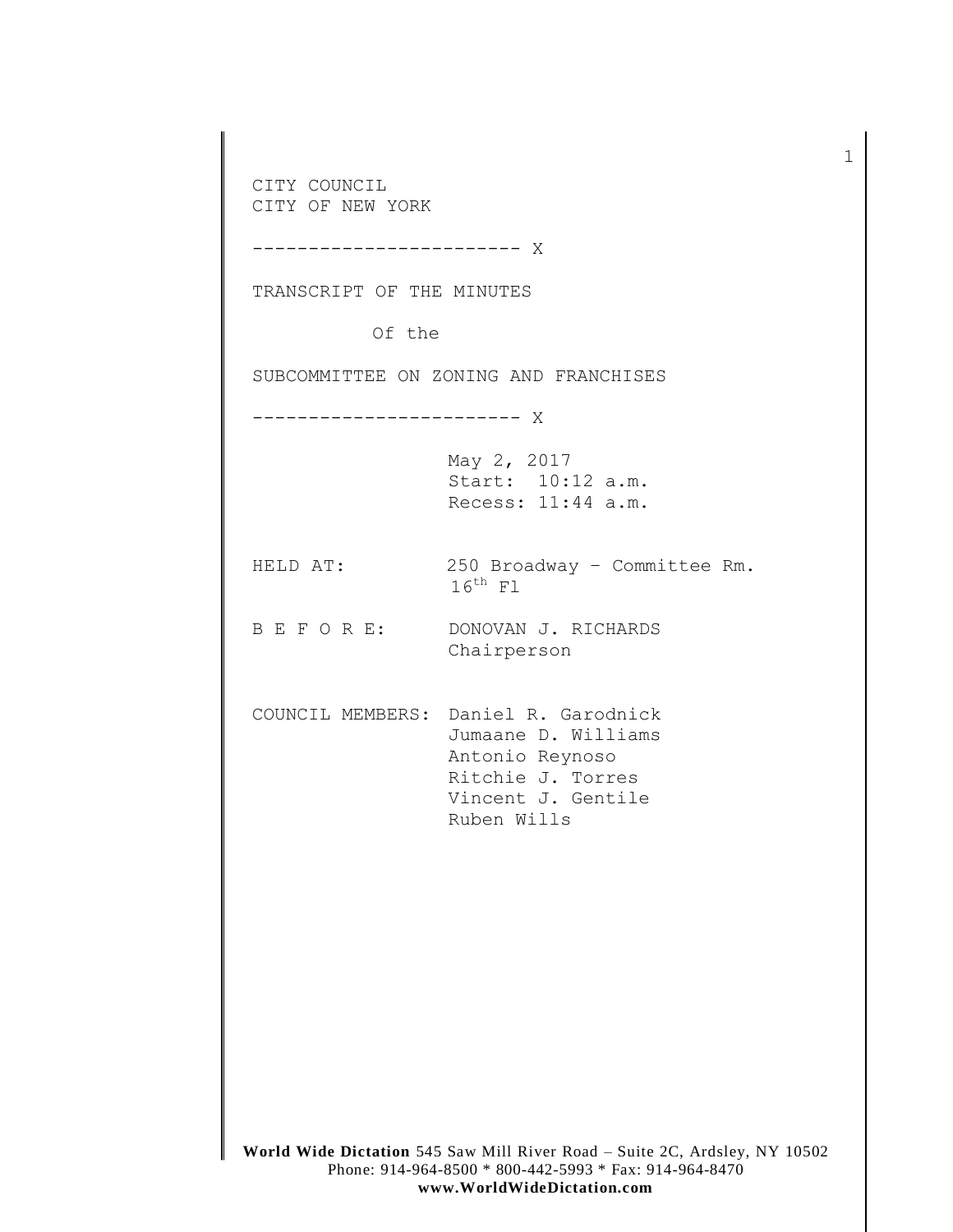CITY COUNCIL
CITY OF NEW YORK

------------------------ X

TRANSCRIPT OF THE MINUTES

Of the

SUBCOMMITTEE ON ZONING AND FRANCHISES

------------------------ X

May 2, 2017
Start: 10:12 a.m.
Recess: 11:44 a.m.

HELD AT: 250 Broadway – Committee Rm. 16th Fl

B E F O R E: DONOVAN J. RICHARDS
Chairperson

COUNCIL MEMBERS: Daniel R. Garodnick
Jumaane D. Williams
Antonio Reynoso
Ritchie J. Torres
Vincent J. Gentile
Ruben Wills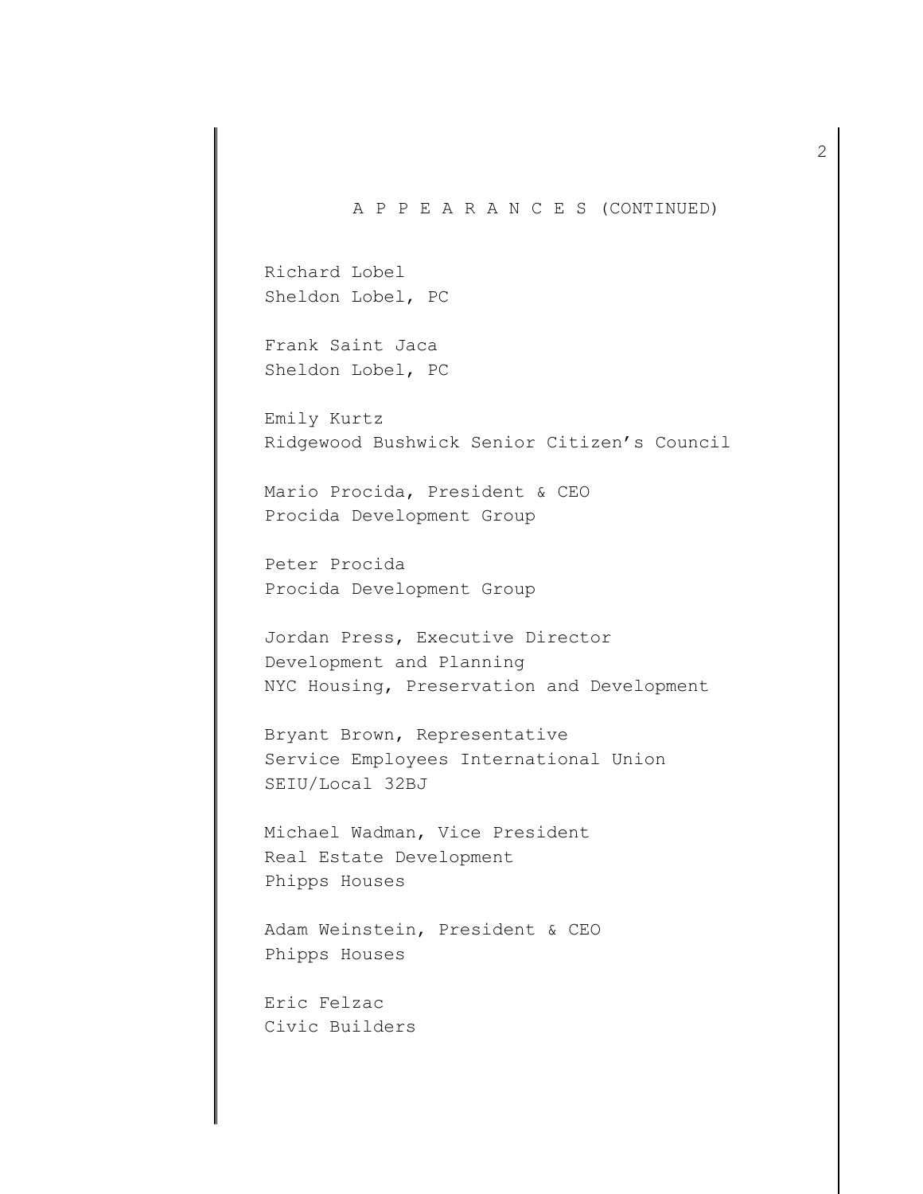A P P E A R A N C E S (CONTINUED)

Richard Lobel
Sheldon Lobel, PC

Frank Saint Jaca
Sheldon Lobel, PC

Emily Kurtz
Ridgewood Bushwick Senior Citizen's Council

Mario Procida, President & CEO
Procida Development Group

Peter Procida
Procida Development Group

Jordan Press, Executive Director
Development and Planning
NYC Housing, Preservation and Development

Bryant Brown, Representative
Service Employees International Union
SEIU/Local 32BJ

Michael Wadman, Vice President
Real Estate Development
Phipps Houses

Adam Weinstein, President & CEO
Phipps Houses

Eric Felzac
Civic Builders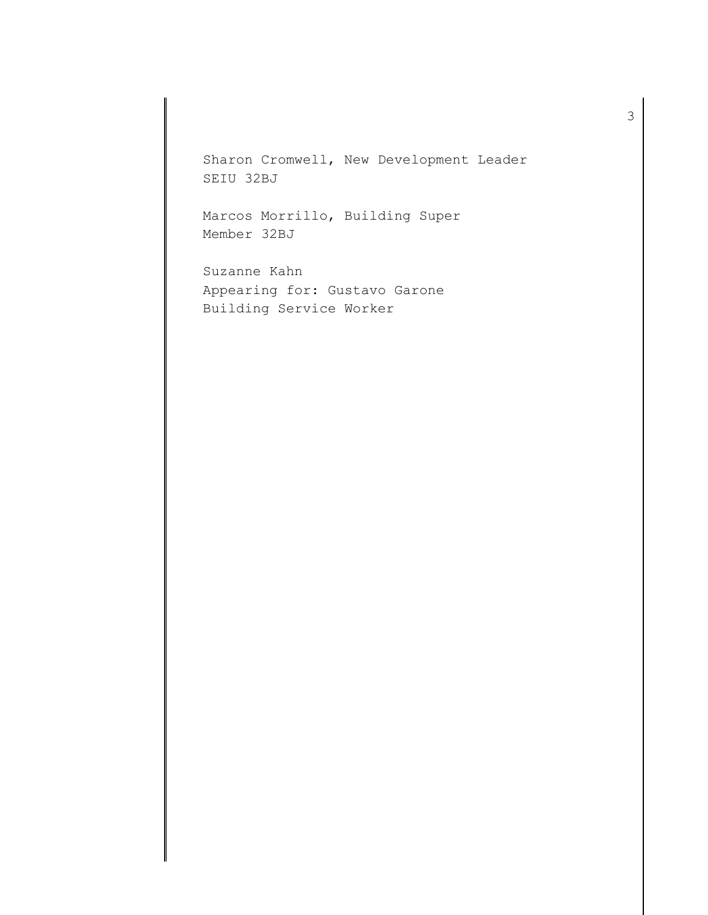Sharon Cromwell, New Development Leader
SEIU 32BJ

Marcos Morrillo, Building Super
Member 32BJ

Suzanne Kahn
Appearing for: Gustavo Garone
Building Service Worker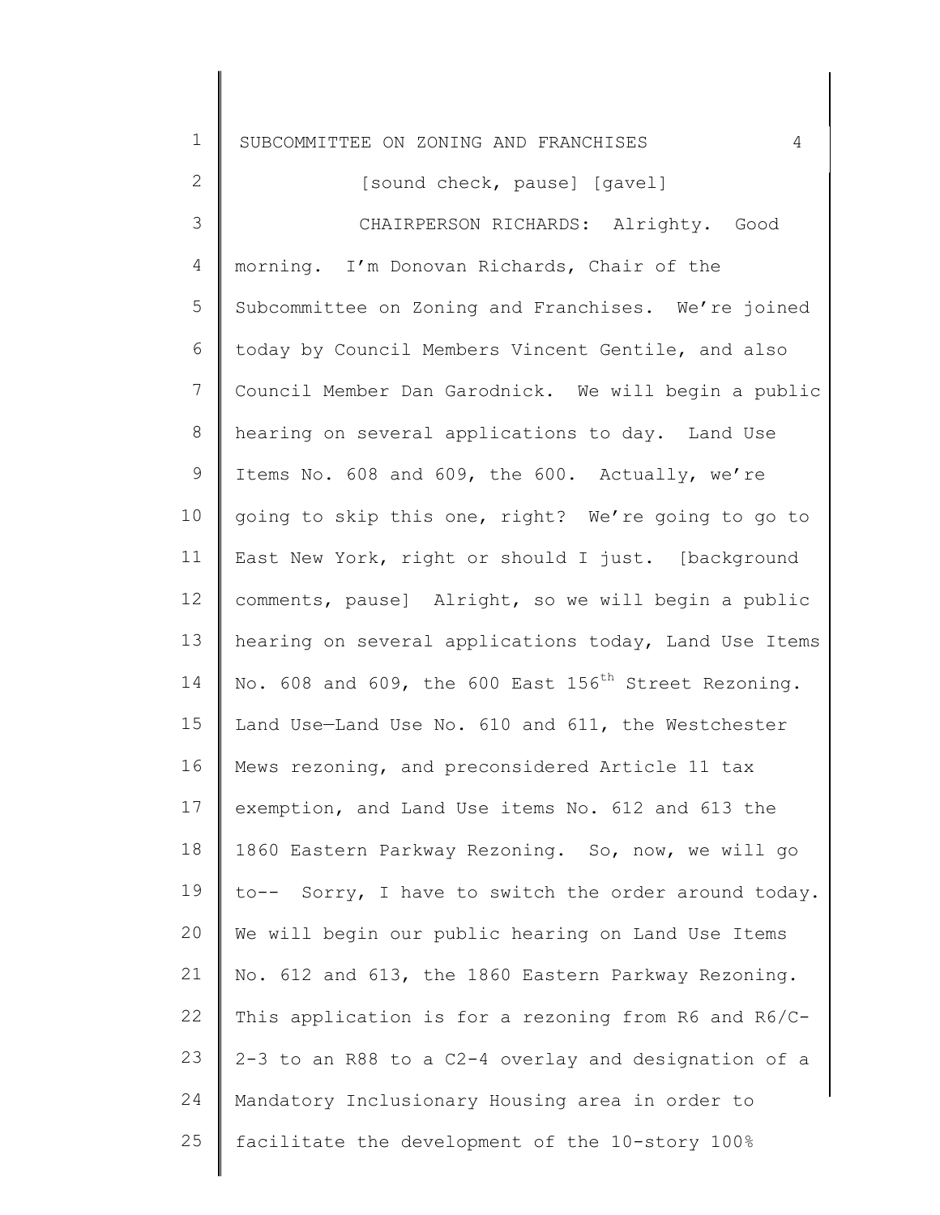[sound check, pause] [gavel]

CHAIRPERSON RICHARDS: Alrighty. Good morning. I'm Donovan Richards, Chair of the Subcommittee on Zoning and Franchises. We're joined today by Council Members Vincent Gentile, and also Council Member Dan Garodnick. We will begin a public hearing on several applications to day. Land Use Items No. 608 and 609, the 600. Actually, we're going to skip this one, right? We're going to go to East New York, right or should I just. [background comments, pause] Alright, so we will begin a public hearing on several applications today, Land Use Items No. 608 and 609, the 600 East 156th Street Rezoning. Land Use—Land Use No. 610 and 611, the Westchester Mews rezoning, and preconsidered Article 11 tax exemption, and Land Use items No. 612 and 613 the 1860 Eastern Parkway Rezoning. So, now, we will go to-- Sorry, I have to switch the order around today. We will begin our public hearing on Land Use Items No. 612 and 613, the 1860 Eastern Parkway Rezoning. This application is for a rezoning from R6 and R6/C-2-3 to an R88 to a C2-4 overlay and designation of a Mandatory Inclusionary Housing area in order to facilitate the development of the 10-story 100%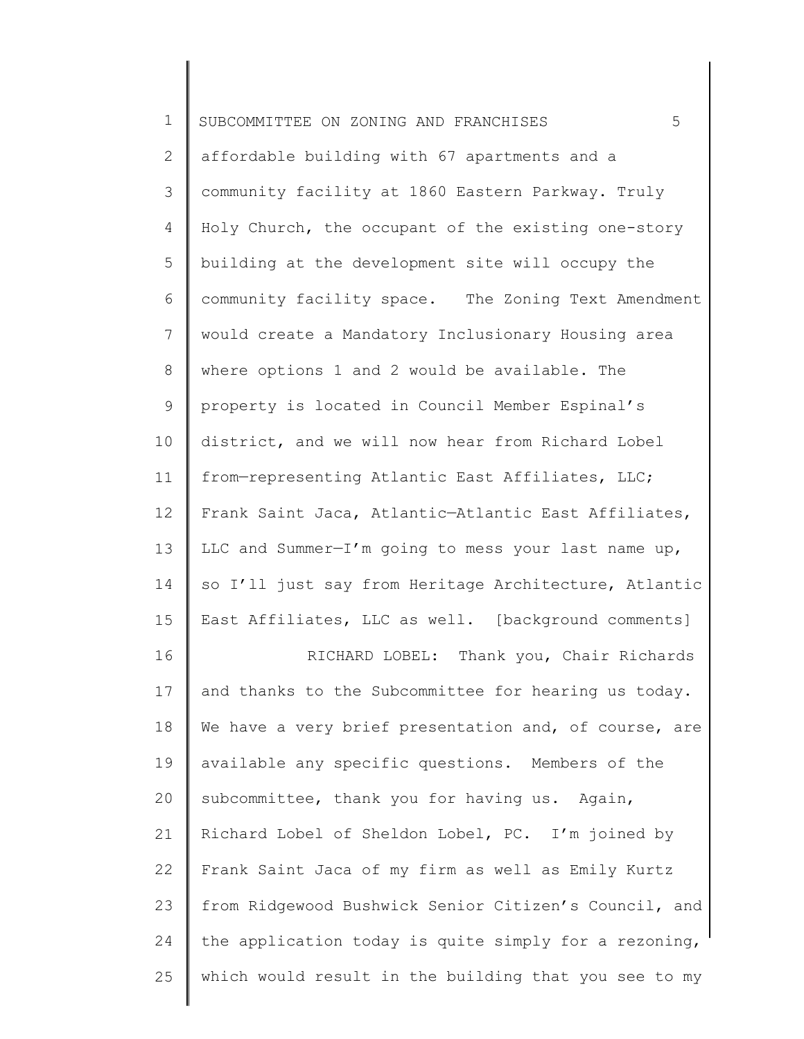affordable building with 67 apartments and a community facility at 1860 Eastern Parkway. Truly Holy Church, the occupant of the existing one-story building at the development site will occupy the community facility space. The Zoning Text Amendment would create a Mandatory Inclusionary Housing area where options 1 and 2 would be available. The property is located in Council Member Espinal's district, and we will now hear from Richard Lobel from—representing Atlantic East Affiliates, LLC; Frank Saint Jaca, Atlantic—Atlantic East Affiliates, LLC and Summer—I'm going to mess your last name up, so I'll just say from Heritage Architecture, Atlantic East Affiliates, LLC as well. [background comments]

RICHARD LOBEL: Thank you, Chair Richards and thanks to the Subcommittee for hearing us today. We have a very brief presentation and, of course, are available any specific questions. Members of the subcommittee, thank you for having us. Again, Richard Lobel of Sheldon Lobel, PC. I'm joined by Frank Saint Jaca of my firm as well as Emily Kurtz from Ridgewood Bushwick Senior Citizen's Council, and the application today is quite simply for a rezoning, which would result in the building that you see to my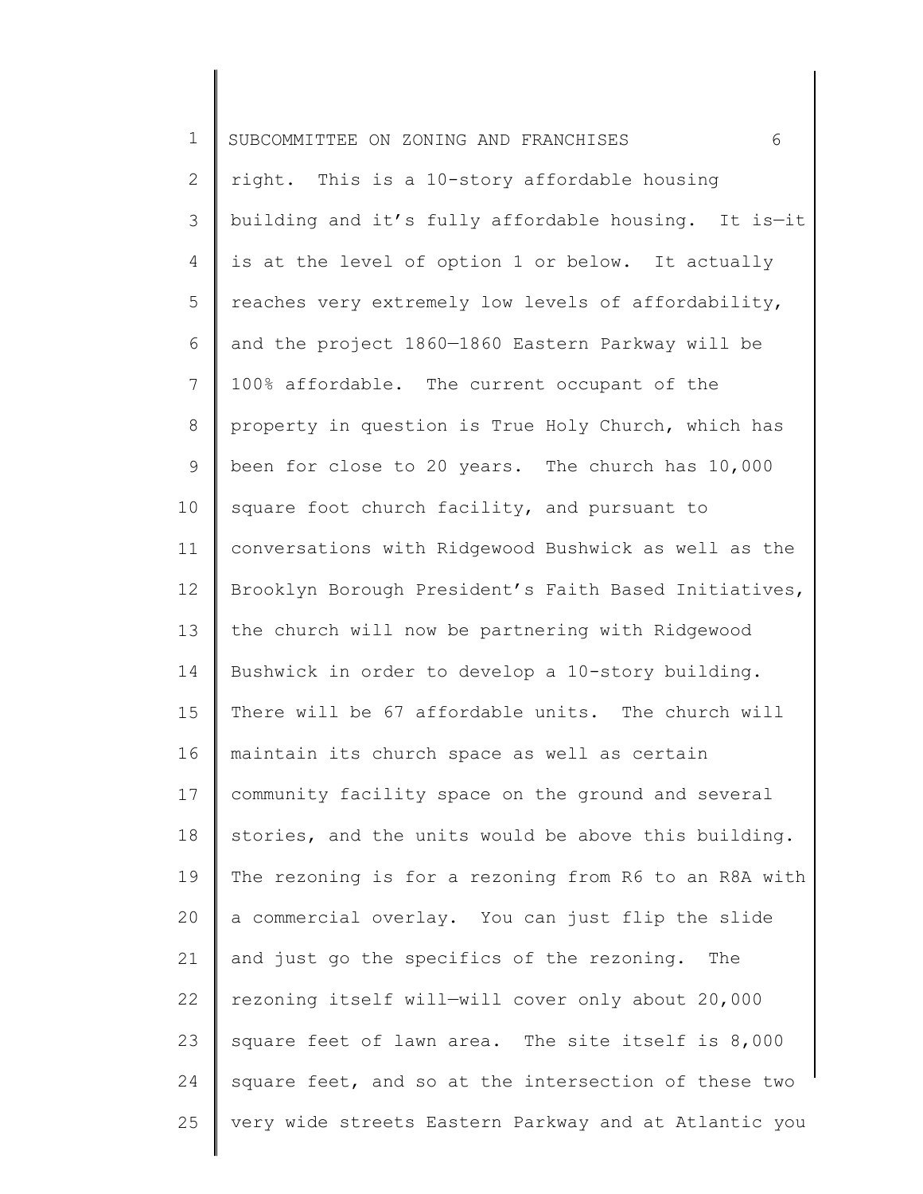right. This is a 10-story affordable housing building and it's fully affordable housing. It is—it is at the level of option 1 or below. It actually reaches very extremely low levels of affordability, and the project 1860—1860 Eastern Parkway will be 100% affordable. The current occupant of the property in question is True Holy Church, which has been for close to 20 years. The church has 10,000 square foot church facility, and pursuant to conversations with Ridgewood Bushwick as well as the Brooklyn Borough President's Faith Based Initiatives, the church will now be partnering with Ridgewood Bushwick in order to develop a 10-story building. There will be 67 affordable units. The church will maintain its church space as well as certain community facility space on the ground and several stories, and the units would be above this building. The rezoning is for a rezoning from R6 to an R8A with a commercial overlay. You can just flip the slide and just go the specifics of the rezoning. The rezoning itself will—will cover only about 20,000 square feet of lawn area. The site itself is 8,000 square feet, and so at the intersection of these two very wide streets Eastern Parkway and at Atlantic you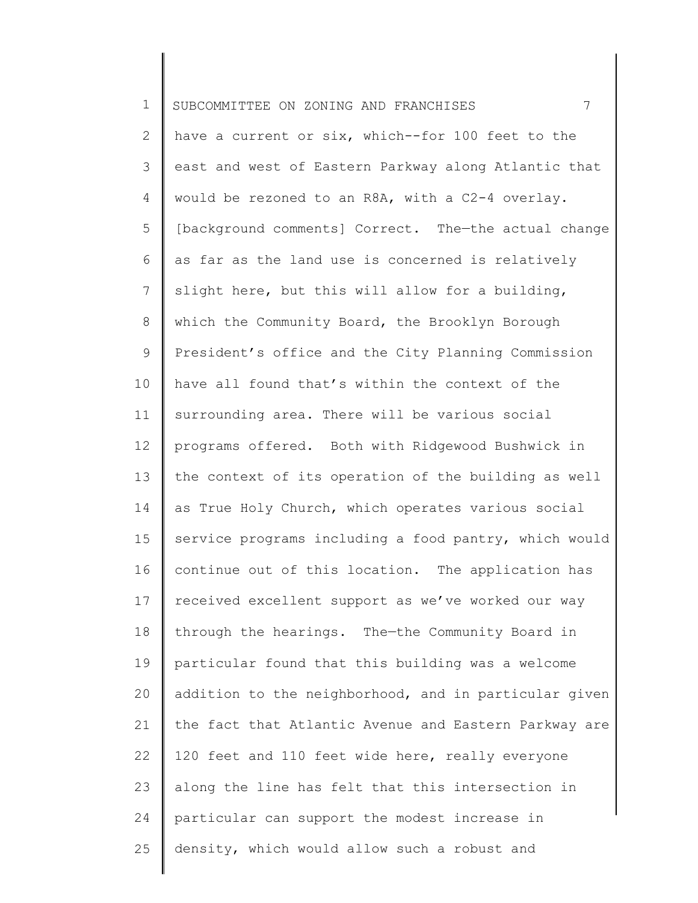have a current or six, which--for 100 feet to the east and west of Eastern Parkway along Atlantic that would be rezoned to an R8A, with a C2-4 overlay. [background comments] Correct. The—the actual change as far as the land use is concerned is relatively slight here, but this will allow for a building, which the Community Board, the Brooklyn Borough President's office and the City Planning Commission have all found that's within the context of the surrounding area. There will be various social programs offered. Both with Ridgewood Bushwick in the context of its operation of the building as well as True Holy Church, which operates various social service programs including a food pantry, which would continue out of this location. The application has received excellent support as we've worked our way through the hearings. The—the Community Board in particular found that this building was a welcome addition to the neighborhood, and in particular given the fact that Atlantic Avenue and Eastern Parkway are 120 feet and 110 feet wide here, really everyone along the line has felt that this intersection in particular can support the modest increase in density, which would allow such a robust and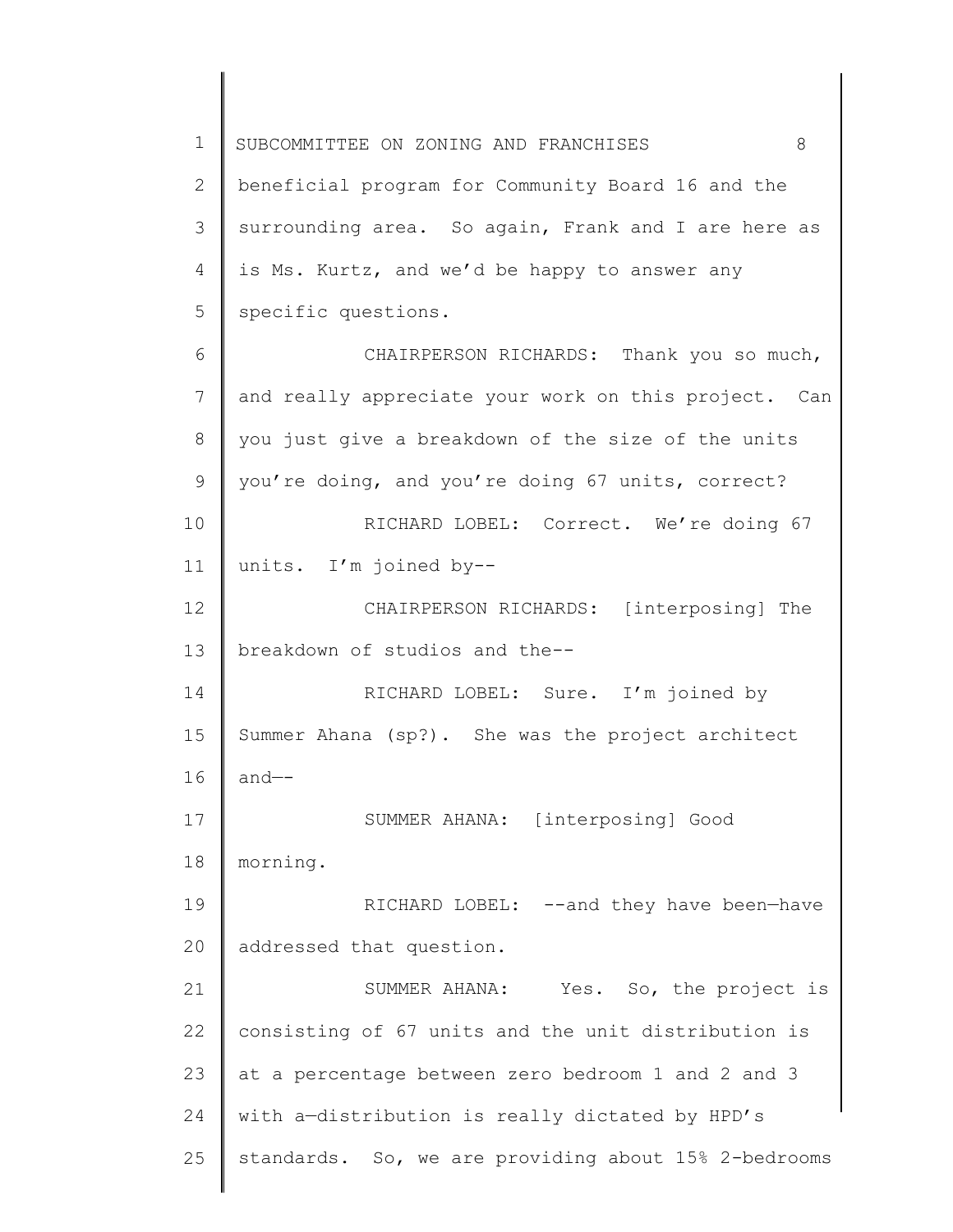beneficial program for Community Board 16 and the surrounding area. So again, Frank and I are here as is Ms. Kurtz, and we'd be happy to answer any specific questions.

CHAIRPERSON RICHARDS: Thank you so much, and really appreciate your work on this project. Can you just give a breakdown of the size of the units you're doing, and you're doing 67 units, correct?

RICHARD LOBEL: Correct. We're doing 67 units. I'm joined by--

CHAIRPERSON RICHARDS: [interposing] The breakdown of studios and the--

RICHARD LOBEL: Sure. I'm joined by Summer Ahana (sp?). She was the project architect and—-

SUMMER AHANA: [interposing] Good morning.

RICHARD LOBEL: --and they have been—have addressed that question.

SUMMER AHANA: Yes. So, the project is consisting of 67 units and the unit distribution is at a percentage between zero bedroom 1 and 2 and 3 with a—distribution is really dictated by HPD's standards. So, we are providing about 15% 2-bedrooms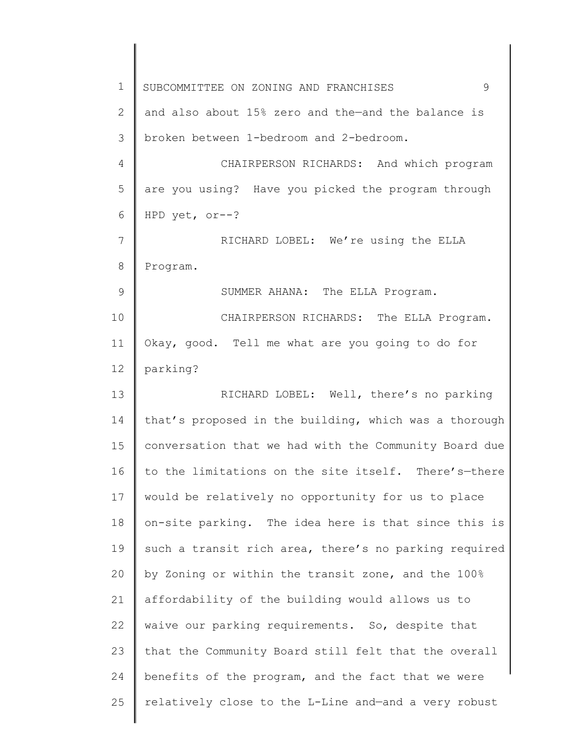and also about 15% zero and the—and the balance is broken between 1-bedroom and 2-bedroom.

CHAIRPERSON RICHARDS: And which program are you using? Have you picked the program through HPD yet, or--?

RICHARD LOBEL: We're using the ELLA Program.

SUMMER AHANA: The ELLA Program.

CHAIRPERSON RICHARDS: The ELLA Program. Okay, good. Tell me what are you going to do for parking?

RICHARD LOBEL: Well, there's no parking that's proposed in the building, which was a thorough conversation that we had with the Community Board due to the limitations on the site itself. There's—there would be relatively no opportunity for us to place on-site parking. The idea here is that since this is such a transit rich area, there's no parking required by Zoning or within the transit zone, and the 100% affordability of the building would allows us to waive our parking requirements. So, despite that that the Community Board still felt that the overall benefits of the program, and the fact that we were relatively close to the L-Line and—and a very robust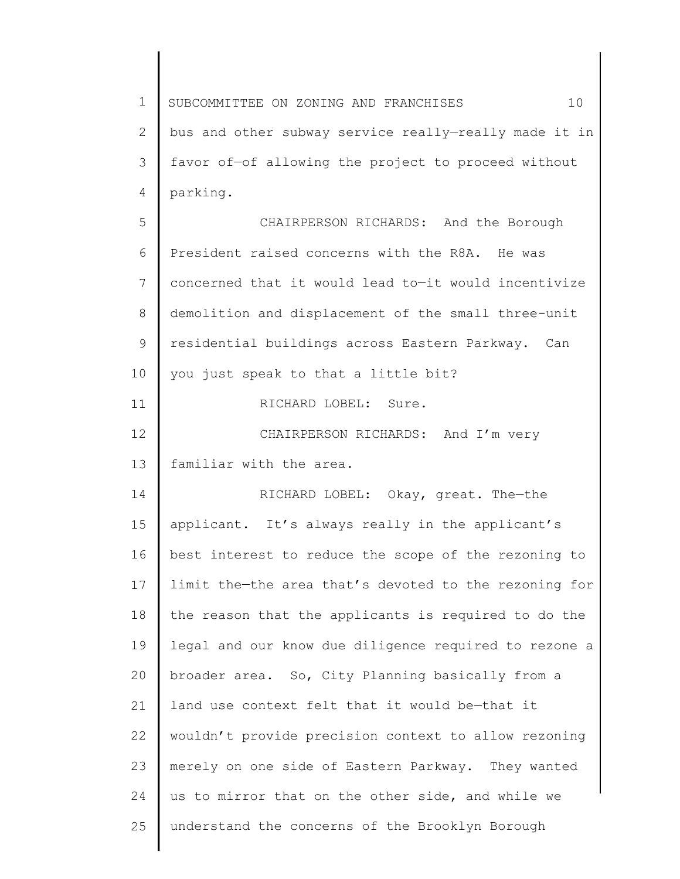bus and other subway service really—really made it in favor of—of allowing the project to proceed without parking.

CHAIRPERSON RICHARDS: And the Borough President raised concerns with the R8A. He was concerned that it would lead to—it would incentivize demolition and displacement of the small three-unit residential buildings across Eastern Parkway. Can you just speak to that a little bit?

RICHARD LOBEL: Sure.

CHAIRPERSON RICHARDS: And I'm very familiar with the area.

RICHARD LOBEL: Okay, great. The—the applicant. It's always really in the applicant's best interest to reduce the scope of the rezoning to limit the—the area that's devoted to the rezoning for the reason that the applicants is required to do the legal and our know due diligence required to rezone a broader area. So, City Planning basically from a land use context felt that it would be—that it wouldn't provide precision context to allow rezoning merely on one side of Eastern Parkway. They wanted us to mirror that on the other side, and while we understand the concerns of the Brooklyn Borough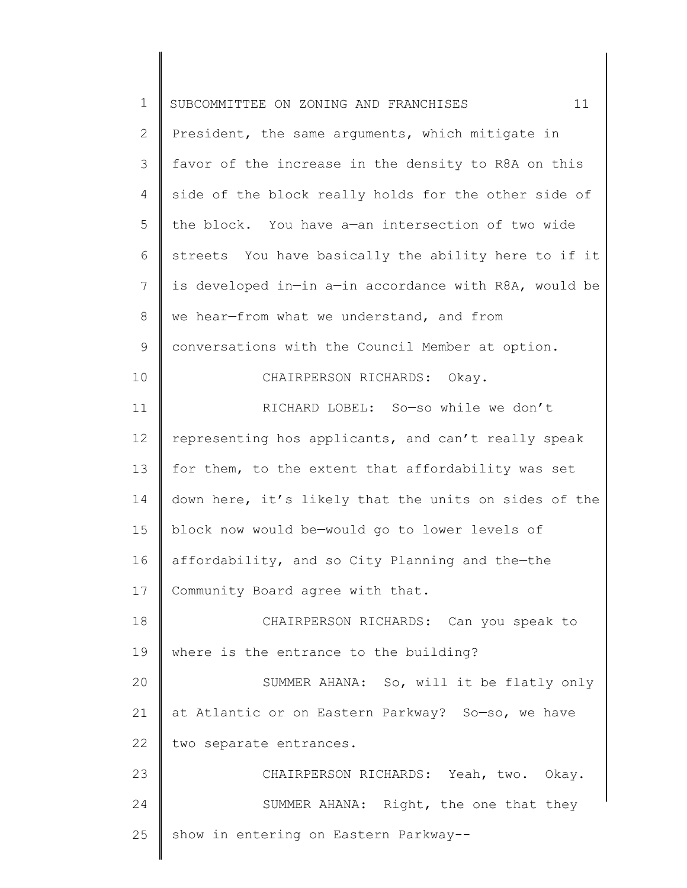President, the same arguments, which mitigate in favor of the increase in the density to R8A on this side of the block really holds for the other side of the block. You have a—an intersection of two wide streets You have basically the ability here to if it is developed in—in a—in accordance with R8A, would be we hear—from what we understand, and from conversations with the Council Member at option.

CHAIRPERSON RICHARDS: Okay.

RICHARD LOBEL: So—so while we don't representing hos applicants, and can't really speak for them, to the extent that affordability was set down here, it's likely that the units on sides of the block now would be—would go to lower levels of affordability, and so City Planning and the—the Community Board agree with that.

CHAIRPERSON RICHARDS: Can you speak to where is the entrance to the building?

SUMMER AHANA: So, will it be flatly only at Atlantic or on Eastern Parkway? So—so, we have two separate entrances.

CHAIRPERSON RICHARDS: Yeah, two. Okay.

SUMMER AHANA: Right, the one that they show in entering on Eastern Parkway--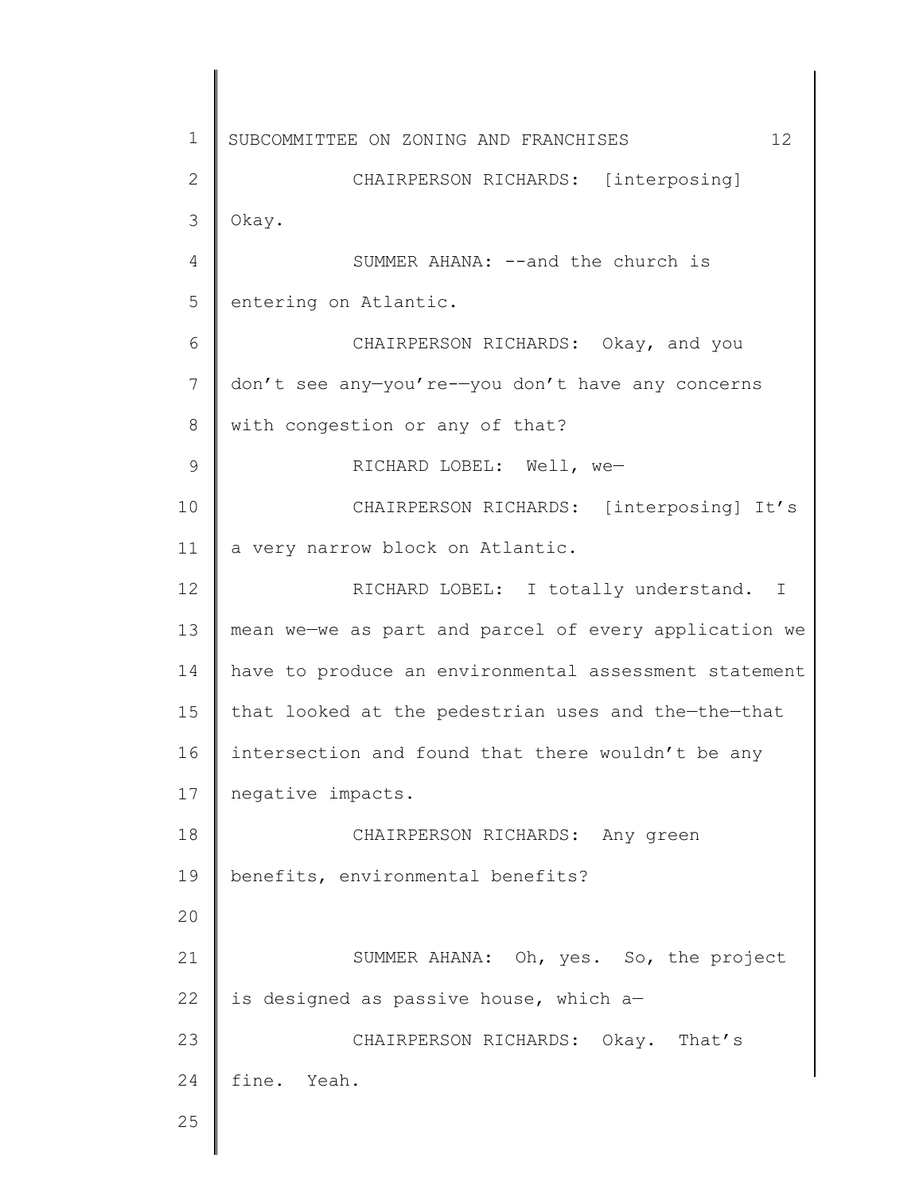CHAIRPERSON RICHARDS: [interposing] Okay.

SUMMER AHANA: --and the church is entering on Atlantic.

CHAIRPERSON RICHARDS: Okay, and you don't see any—you're-—you don't have any concerns with congestion or any of that?

RICHARD LOBEL: Well, we—

CHAIRPERSON RICHARDS: [interposing] It's a very narrow block on Atlantic.

RICHARD LOBEL: I totally understand. I mean we—we as part and parcel of every application we have to produce an environmental assessment statement that looked at the pedestrian uses and the—the—that intersection and found that there wouldn't be any negative impacts.

CHAIRPERSON RICHARDS: Any green benefits, environmental benefits?

SUMMER AHANA: Oh, yes. So, the project is designed as passive house, which a—

CHAIRPERSON RICHARDS: Okay. That's fine. Yeah.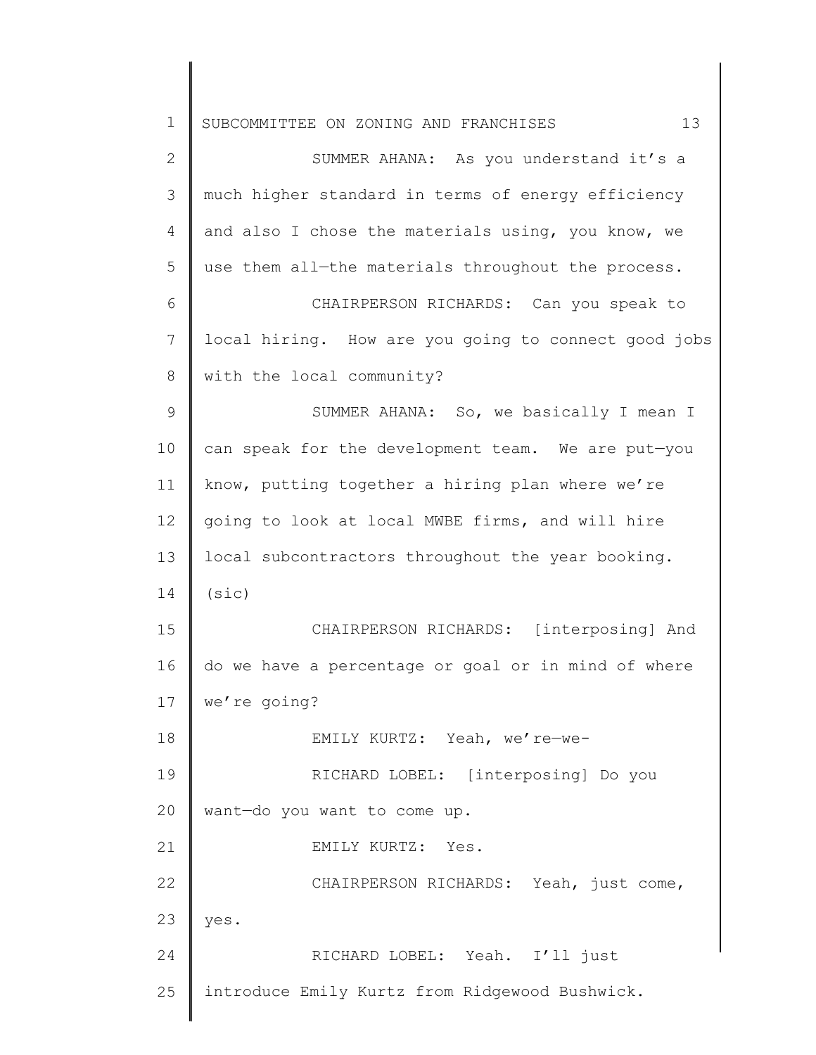SUMMER AHANA: As you understand it's a much higher standard in terms of energy efficiency and also I chose the materials using, you know, we use them all—the materials throughout the process.

CHAIRPERSON RICHARDS: Can you speak to local hiring. How are you going to connect good jobs with the local community?

SUMMER AHANA: So, we basically I mean I can speak for the development team. We are put—you know, putting together a hiring plan where we're going to look at local MWBE firms, and will hire local subcontractors throughout the year booking. (sic)

CHAIRPERSON RICHARDS: [interposing] And do we have a percentage or goal or in mind of where we're going?

EMILY KURTZ: Yeah, we're—we-

RICHARD LOBEL: [interposing] Do you want—do you want to come up.

EMILY KURTZ: Yes.

CHAIRPERSON RICHARDS: Yeah, just come, yes.

RICHARD LOBEL: Yeah. I'll just introduce Emily Kurtz from Ridgewood Bushwick.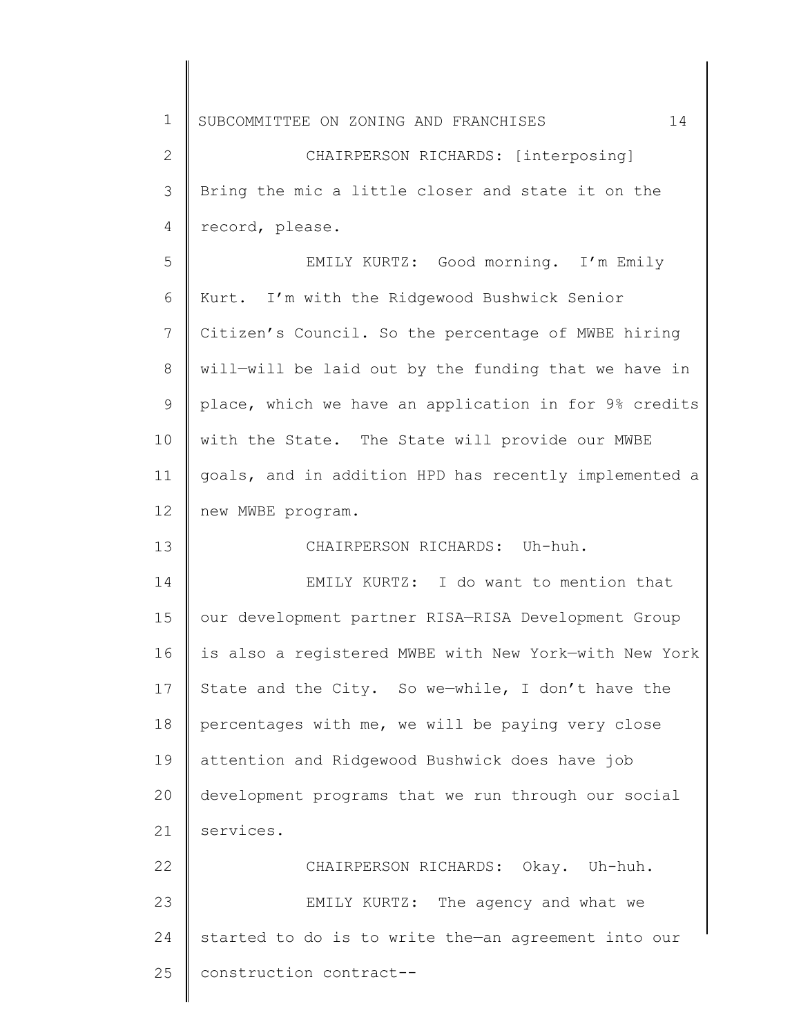CHAIRPERSON RICHARDS: [interposing] Bring the mic a little closer and state it on the record, please.

EMILY KURTZ: Good morning. I'm Emily Kurt. I'm with the Ridgewood Bushwick Senior Citizen's Council. So the percentage of MWBE hiring will—will be laid out by the funding that we have in place, which we have an application in for 9% credits with the State. The State will provide our MWBE goals, and in addition HPD has recently implemented a new MWBE program.

CHAIRPERSON RICHARDS: Uh-huh.

EMILY KURTZ: I do want to mention that our development partner RISA—RISA Development Group is also a registered MWBE with New York—with New York State and the City. So we—while, I don't have the percentages with me, we will be paying very close attention and Ridgewood Bushwick does have job development programs that we run through our social services.

CHAIRPERSON RICHARDS: Okay. Uh-huh.

EMILY KURTZ: The agency and what we started to do is to write the—an agreement into our construction contract--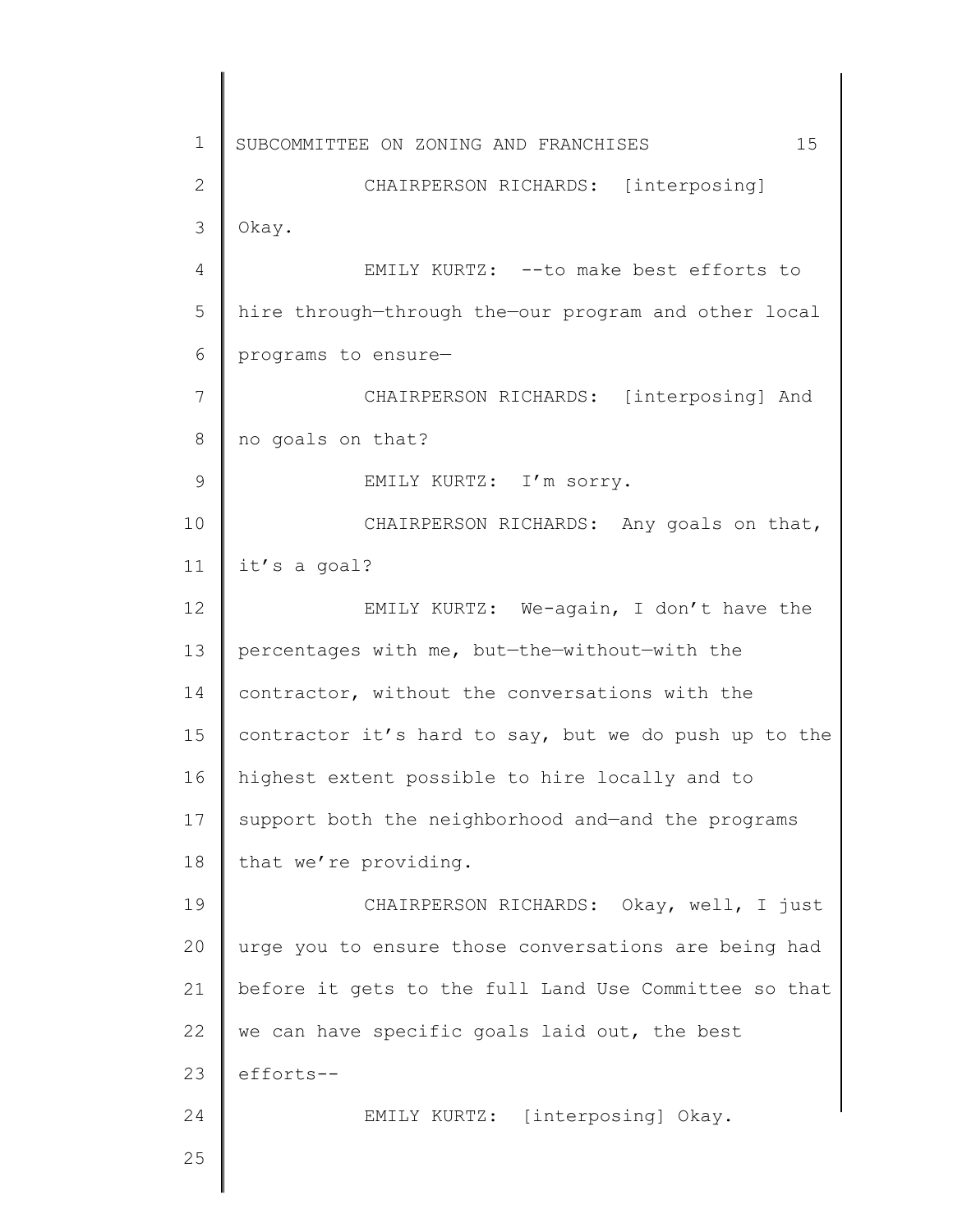CHAIRPERSON RICHARDS: [interposing] Okay.

EMILY KURTZ: --to make best efforts to hire through—through the—our program and other local programs to ensure—

CHAIRPERSON RICHARDS: [interposing] And no goals on that?

EMILY KURTZ: I'm sorry.

CHAIRPERSON RICHARDS: Any goals on that, it's a goal?

EMILY KURTZ: We-again, I don't have the percentages with me, but—the—without—with the contractor, without the conversations with the contractor it's hard to say, but we do push up to the highest extent possible to hire locally and to support both the neighborhood and—and the programs that we're providing.

CHAIRPERSON RICHARDS: Okay, well, I just urge you to ensure those conversations are being had before it gets to the full Land Use Committee so that we can have specific goals laid out, the best efforts--

EMILY KURTZ: [interposing] Okay.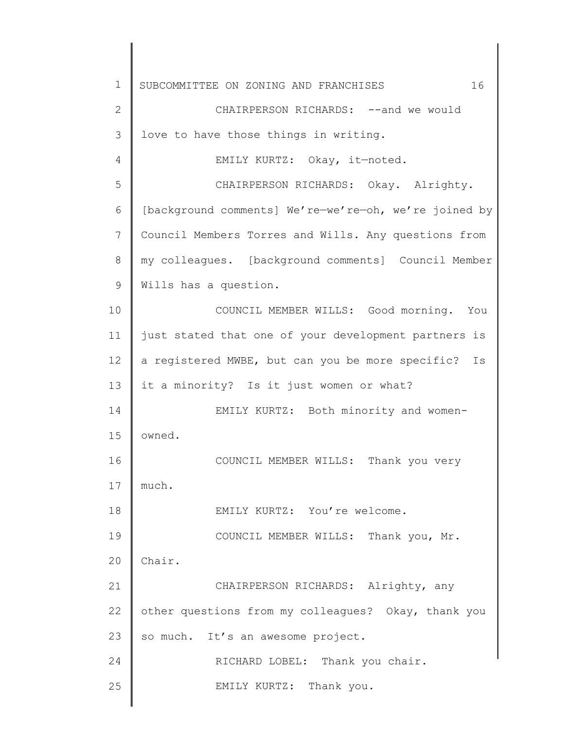CHAIRPERSON RICHARDS: --and we would love to have those things in writing.

EMILY KURTZ: Okay, it—noted.

CHAIRPERSON RICHARDS: Okay. Alrighty. [background comments] We're—we're—oh, we're joined by Council Members Torres and Wills. Any questions from my colleagues. [background comments] Council Member Wills has a question.

COUNCIL MEMBER WILLS: Good morning. You just stated that one of your development partners is a registered MWBE, but can you be more specific? Is it a minority? Is it just women or what?

EMILY KURTZ: Both minority and women-owned.

COUNCIL MEMBER WILLS: Thank you very much.

EMILY KURTZ: You're welcome.

COUNCIL MEMBER WILLS: Thank you, Mr. Chair.

CHAIRPERSON RICHARDS: Alrighty, any other questions from my colleagues? Okay, thank you so much. It's an awesome project.

RICHARD LOBEL: Thank you chair.

EMILY KURTZ: Thank you.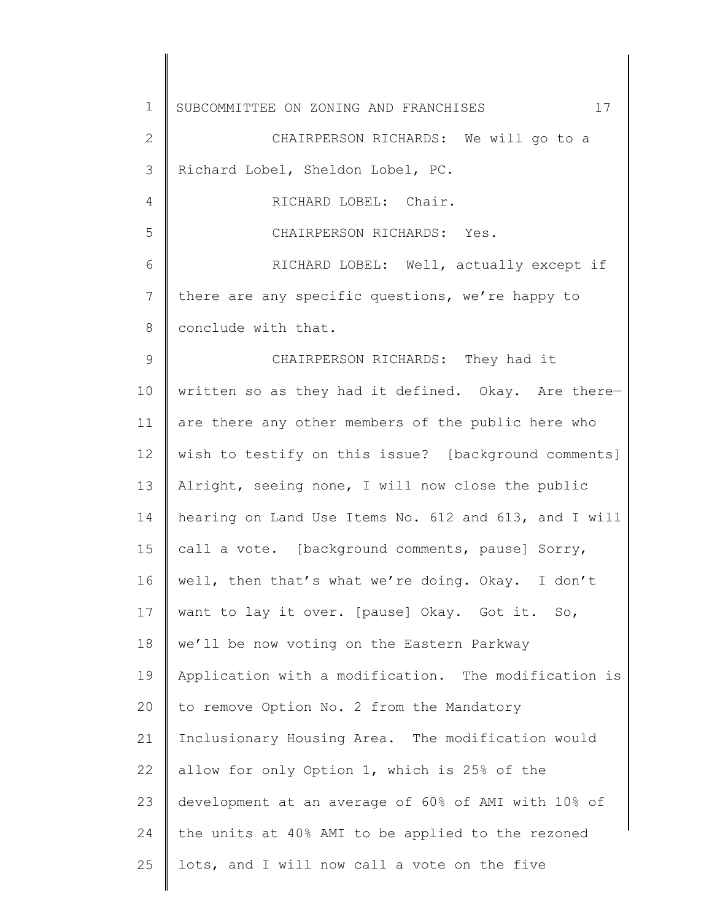CHAIRPERSON RICHARDS: We will go to a Richard Lobel, Sheldon Lobel, PC.

RICHARD LOBEL: Chair.

CHAIRPERSON RICHARDS: Yes.

RICHARD LOBEL: Well, actually except if there are any specific questions, we're happy to conclude with that.

CHAIRPERSON RICHARDS: They had it written so as they had it defined. Okay. Are there— are there any other members of the public here who wish to testify on this issue? [background comments] Alright, seeing none, I will now close the public hearing on Land Use Items No. 612 and 613, and I will call a vote. [background comments, pause] Sorry, well, then that's what we're doing. Okay. I don't want to lay it over. [pause] Okay. Got it. So, we'll be now voting on the Eastern Parkway Application with a modification. The modification is to remove Option No. 2 from the Mandatory Inclusionary Housing Area. The modification would allow for only Option 1, which is 25% of the development at an average of 60% of AMI with 10% of the units at 40% AMI to be applied to the rezoned lots, and I will now call a vote on the five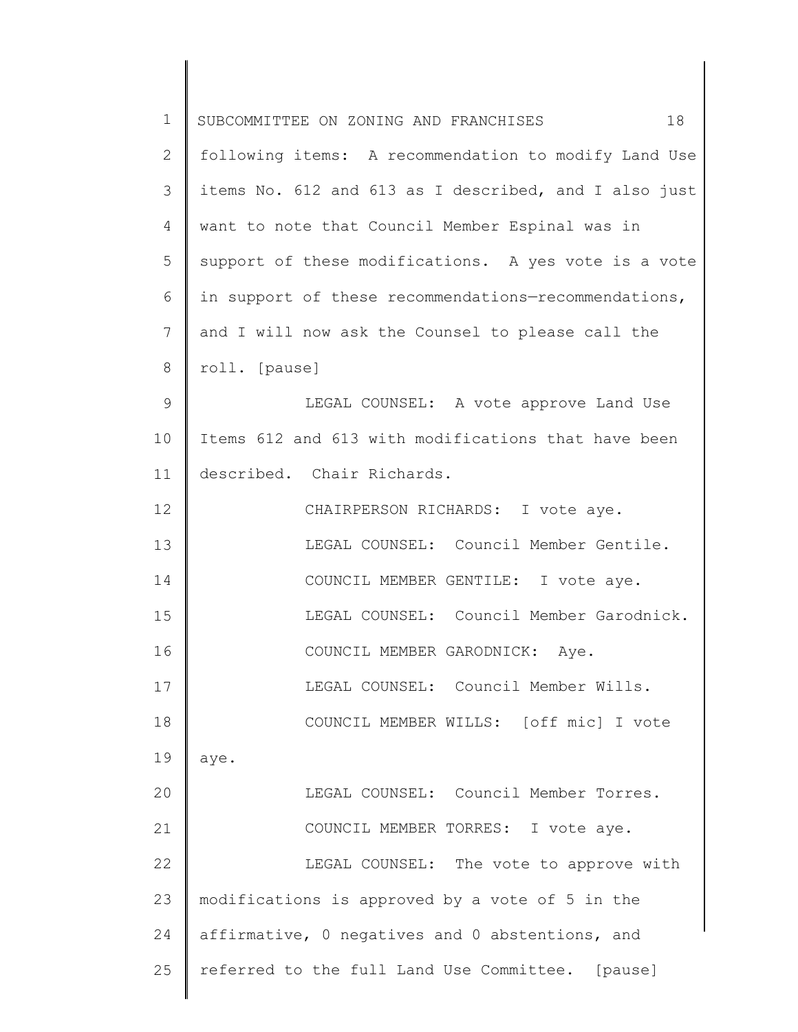following items: A recommendation to modify Land Use items No. 612 and 613 as I described, and I also just want to note that Council Member Espinal was in support of these modifications. A yes vote is a vote in support of these recommendations—recommendations, and I will now ask the Counsel to please call the roll. [pause]

LEGAL COUNSEL: A vote approve Land Use Items 612 and 613 with modifications that have been described. Chair Richards.

CHAIRPERSON RICHARDS: I vote aye.

LEGAL COUNSEL: Council Member Gentile.

COUNCIL MEMBER GENTILE: I vote aye.

LEGAL COUNSEL: Council Member Garodnick.

COUNCIL MEMBER GARODNICK: Aye.

LEGAL COUNSEL: Council Member Wills.

COUNCIL MEMBER WILLS: [off mic] I vote aye.

LEGAL COUNSEL: Council Member Torres.

COUNCIL MEMBER TORRES: I vote aye.

LEGAL COUNSEL: The vote to approve with modifications is approved by a vote of 5 in the affirmative, 0 negatives and 0 abstentions, and referred to the full Land Use Committee. [pause]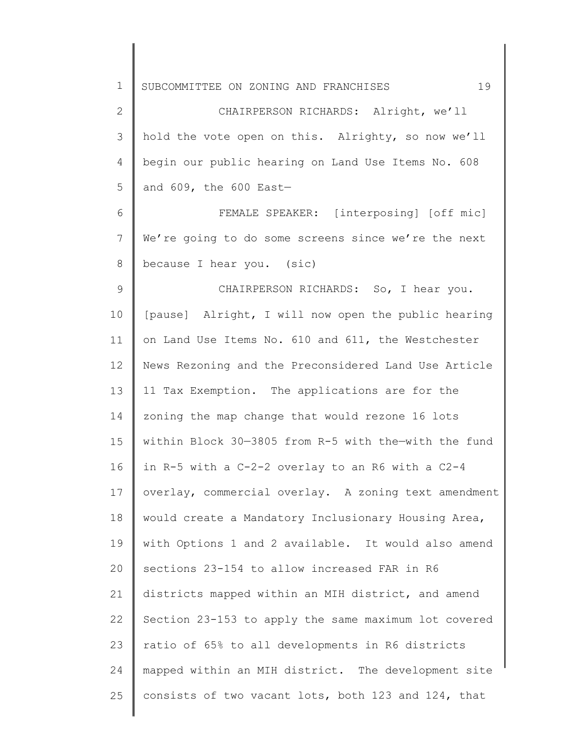CHAIRPERSON RICHARDS: Alright, we'll hold the vote open on this. Alrighty, so now we'll begin our public hearing on Land Use Items No. 608 and 609, the 600 East—

FEMALE SPEAKER: [interposing] [off mic] We're going to do some screens since we're the next because I hear you. (sic)

CHAIRPERSON RICHARDS: So, I hear you. [pause] Alright, I will now open the public hearing on Land Use Items No. 610 and 611, the Westchester News Rezoning and the Preconsidered Land Use Article 11 Tax Exemption. The applications are for the zoning the map change that would rezone 16 lots within Block 30—3805 from R-5 with the—with the fund in R-5 with a C-2-2 overlay to an R6 with a C2-4 overlay, commercial overlay. A zoning text amendment would create a Mandatory Inclusionary Housing Area, with Options 1 and 2 available. It would also amend sections 23-154 to allow increased FAR in R6 districts mapped within an MIH district, and amend Section 23-153 to apply the same maximum lot covered ratio of 65% to all developments in R6 districts mapped within an MIH district. The development site consists of two vacant lots, both 123 and 124, that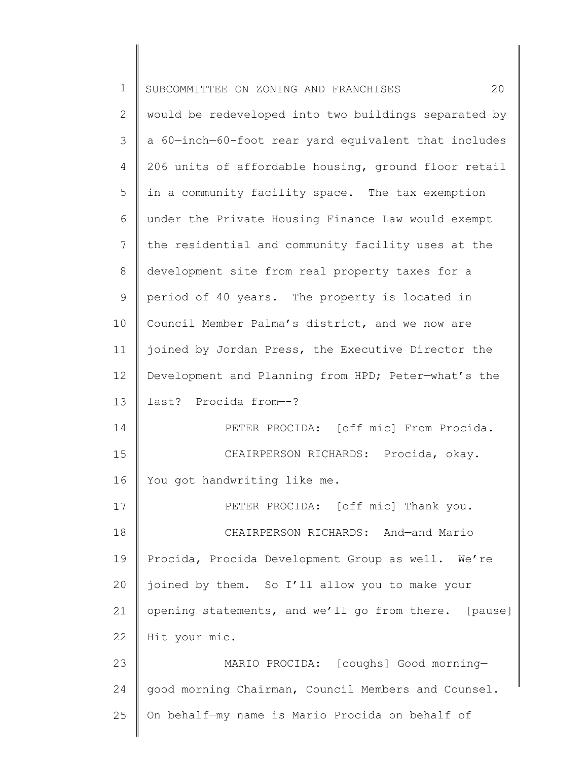would be redeveloped into two buildings separated by a 60—inch—60-foot rear yard equivalent that includes 206 units of affordable housing, ground floor retail in a community facility space. The tax exemption under the Private Housing Finance Law would exempt the residential and community facility uses at the development site from real property taxes for a period of 40 years. The property is located in Council Member Palma's district, and we now are joined by Jordan Press, the Executive Director the Development and Planning from HPD; Peter—what's the last? Procida from—-?

PETER PROCIDA: [off mic] From Procida.

CHAIRPERSON RICHARDS: Procida, okay. You got handwriting like me.

PETER PROCIDA: [off mic] Thank you.

CHAIRPERSON RICHARDS: And—and Mario Procida, Procida Development Group as well. We're joined by them. So I'll allow you to make your opening statements, and we'll go from there. [pause] Hit your mic.

MARIO PROCIDA: [coughs] Good morning—good morning Chairman, Council Members and Counsel. On behalf—my name is Mario Procida on behalf of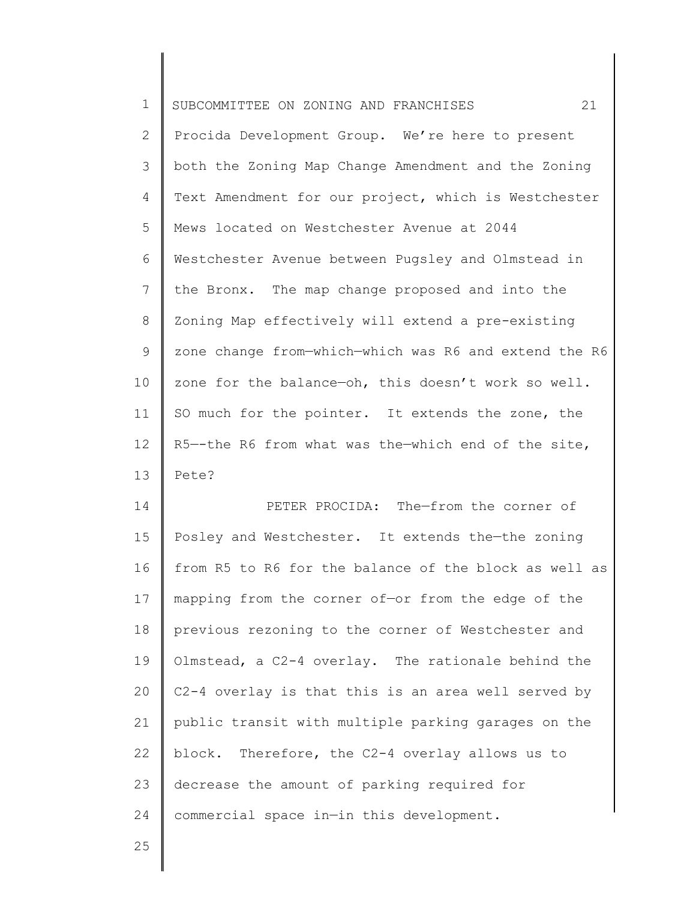Procida Development Group. We're here to present both the Zoning Map Change Amendment and the Zoning Text Amendment for our project, which is Westchester Mews located on Westchester Avenue at 2044 Westchester Avenue between Pugsley and Olmstead in the Bronx. The map change proposed and into the Zoning Map effectively will extend a pre-existing zone change from—which—which was R6 and extend the R6 zone for the balance—oh, this doesn't work so well. SO much for the pointer. It extends the zone, the R5—-the R6 from what was the—which end of the site, Pete?

PETER PROCIDA: The—from the corner of Posley and Westchester. It extends the—the zoning from R5 to R6 for the balance of the block as well as mapping from the corner of—or from the edge of the previous rezoning to the corner of Westchester and Olmstead, a C2-4 overlay. The rationale behind the C2-4 overlay is that this is an area well served by public transit with multiple parking garages on the block. Therefore, the C2-4 overlay allows us to decrease the amount of parking required for commercial space in—in this development.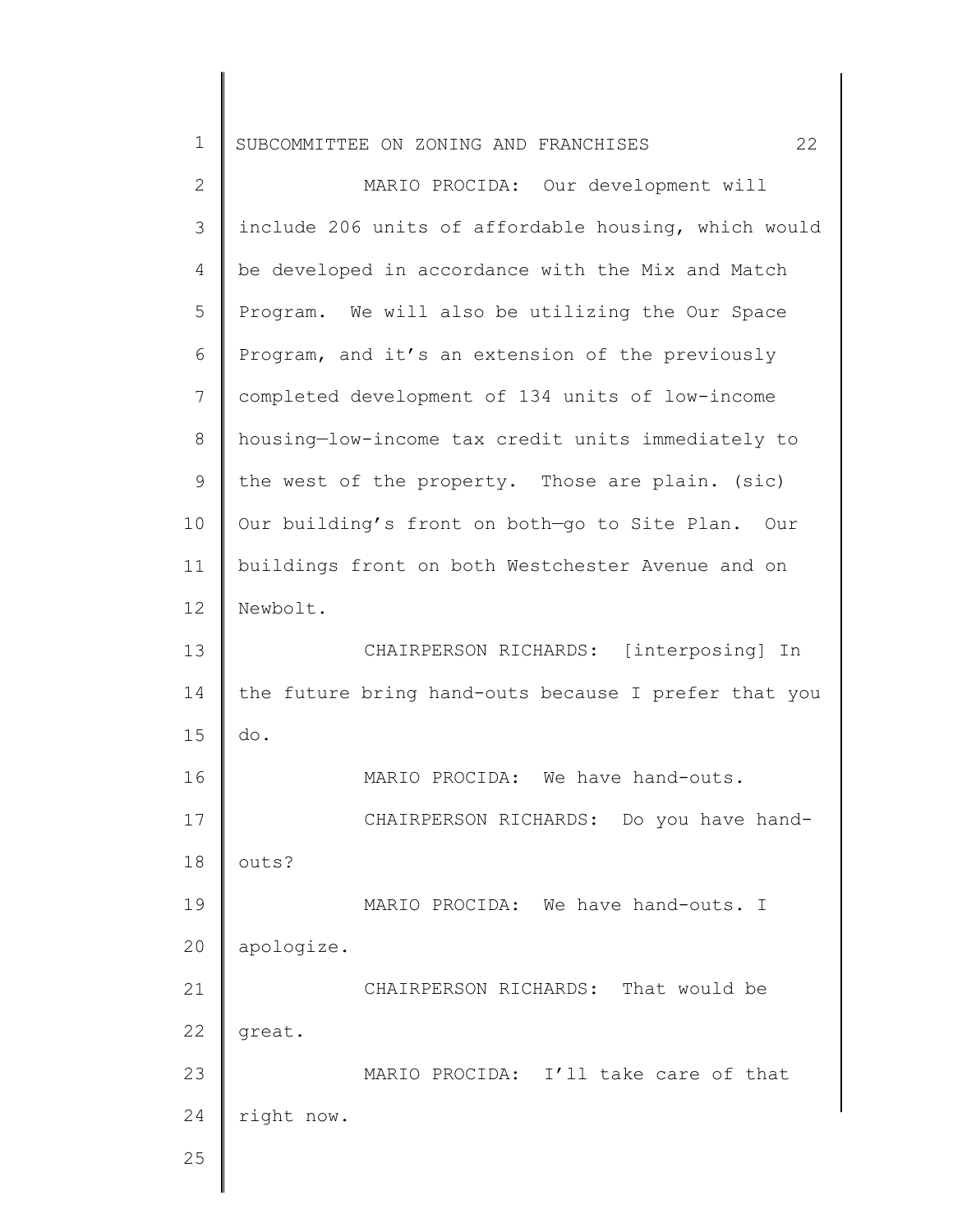MARIO PROCIDA: Our development will include 206 units of affordable housing, which would be developed in accordance with the Mix and Match Program. We will also be utilizing the Our Space Program, and it's an extension of the previously completed development of 134 units of low-income housing—low-income tax credit units immediately to the west of the property. Those are plain. (sic) Our building's front on both—go to Site Plan. Our buildings front on both Westchester Avenue and on Newbolt.

CHAIRPERSON RICHARDS: [interposing] In the future bring hand-outs because I prefer that you do.

MARIO PROCIDA: We have hand-outs.

CHAIRPERSON RICHARDS: Do you have hand-outs?

MARIO PROCIDA: We have hand-outs. I apologize.

CHAIRPERSON RICHARDS: That would be great.

MARIO PROCIDA: I'll take care of that right now.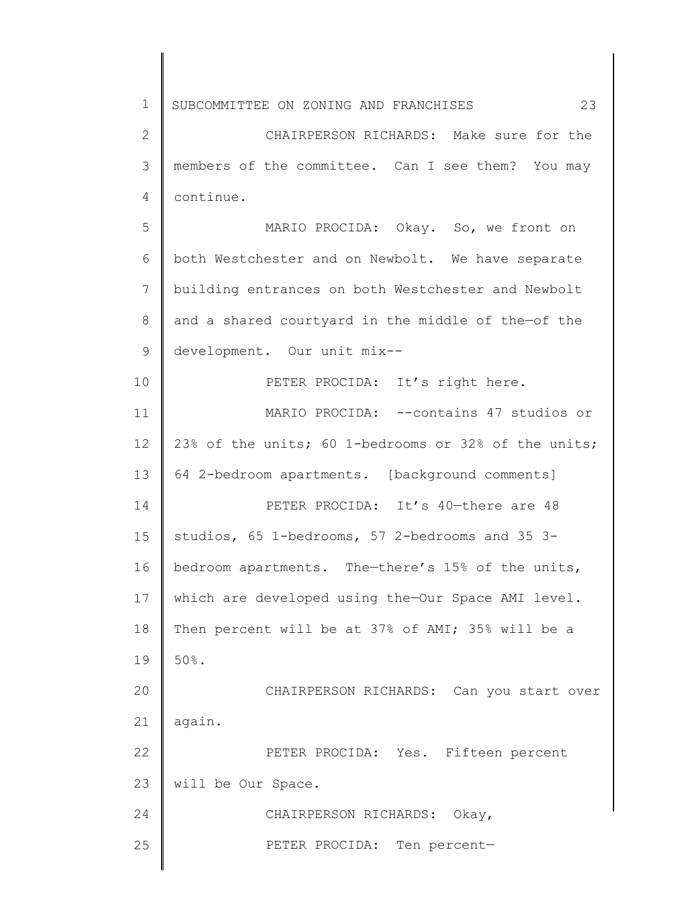CHAIRPERSON RICHARDS: Make sure for the members of the committee. Can I see them? You may continue.

MARIO PROCIDA: Okay. So, we front on both Westchester and on Newbolt. We have separate building entrances on both Westchester and Newbolt and a shared courtyard in the middle of the—of the development. Our unit mix--

PETER PROCIDA: It's right here.

MARIO PROCIDA: --contains 47 studios or 23% of the units; 60 1-bedrooms or 32% of the units; 64 2-bedroom apartments. [background comments]

PETER PROCIDA: It's 40—there are 48 studios, 65 1-bedrooms, 57 2-bedrooms and 35 3-bedroom apartments. The—there's 15% of the units, which are developed using the—Our Space AMI level. Then percent will be at 37% of AMI; 35% will be a 50%.

CHAIRPERSON RICHARDS: Can you start over again.

PETER PROCIDA: Yes. Fifteen percent will be Our Space.

CHAIRPERSON RICHARDS: Okay,

PETER PROCIDA: Ten percent—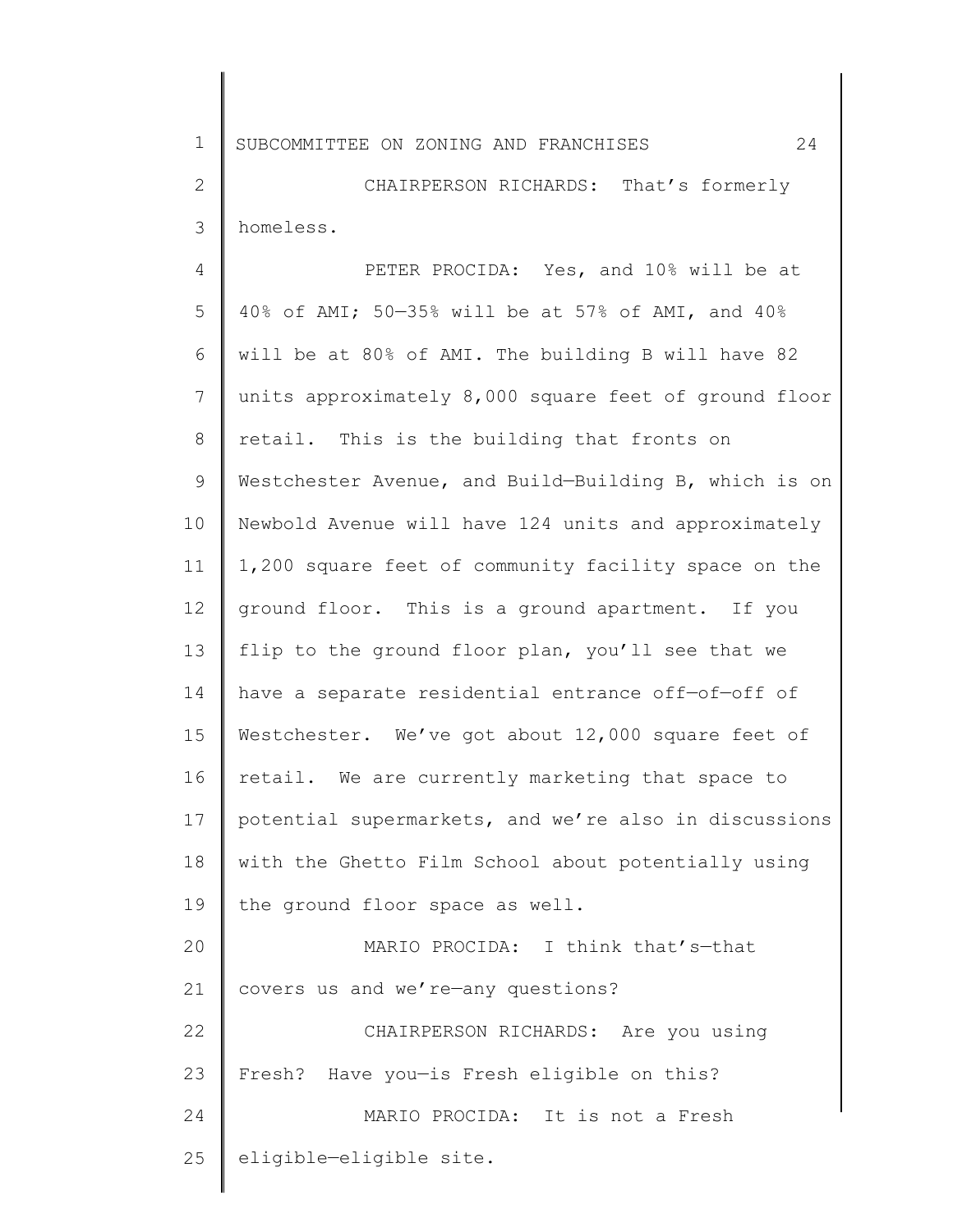CHAIRPERSON RICHARDS: That's formerly homeless.

PETER PROCIDA: Yes, and 10% will be at 40% of AMI; 50—35% will be at 57% of AMI, and 40% will be at 80% of AMI. The building B will have 82 units approximately 8,000 square feet of ground floor retail. This is the building that fronts on Westchester Avenue, and Build—Building B, which is on Newbold Avenue will have 124 units and approximately 1,200 square feet of community facility space on the ground floor. This is a ground apartment. If you flip to the ground floor plan, you'll see that we have a separate residential entrance off—of—off of Westchester. We've got about 12,000 square feet of retail. We are currently marketing that space to potential supermarkets, and we're also in discussions with the Ghetto Film School about potentially using the ground floor space as well.

MARIO PROCIDA: I think that's—that covers us and we're—any questions?

CHAIRPERSON RICHARDS: Are you using Fresh? Have you—is Fresh eligible on this?

MARIO PROCIDA: It is not a Fresh eligible—eligible site.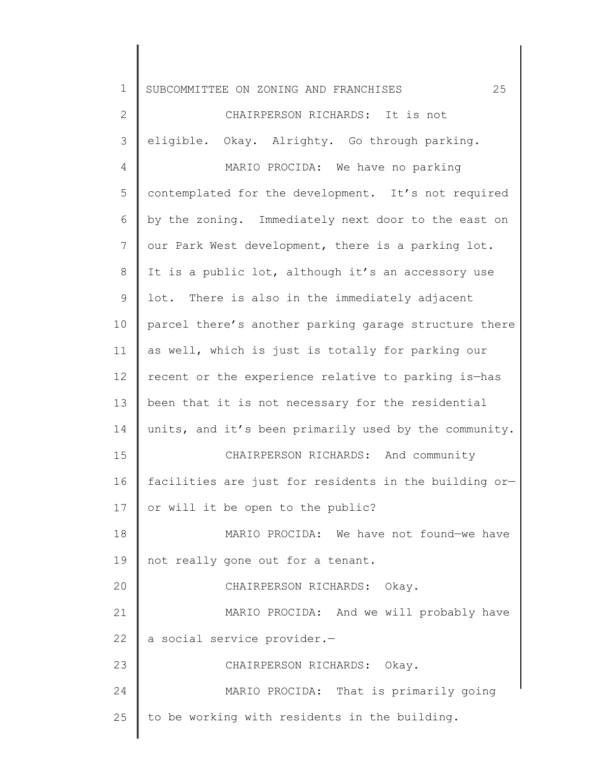CHAIRPERSON RICHARDS: It is not eligible. Okay. Alrighty. Go through parking.

MARIO PROCIDA: We have no parking contemplated for the development. It's not required by the zoning. Immediately next door to the east on our Park West development, there is a parking lot. It is a public lot, although it's an accessory use lot. There is also in the immediately adjacent parcel there's another parking garage structure there as well, which is just is totally for parking our recent or the experience relative to parking is—has been that it is not necessary for the residential units, and it's been primarily used by the community.

CHAIRPERSON RICHARDS: And community facilities are just for residents in the building or—or will it be open to the public?

MARIO PROCIDA: We have not found—we have not really gone out for a tenant.

CHAIRPERSON RICHARDS: Okay.

MARIO PROCIDA: And we will probably have a social service provider.—

CHAIRPERSON RICHARDS: Okay.

MARIO PROCIDA: That is primarily going to be working with residents in the building.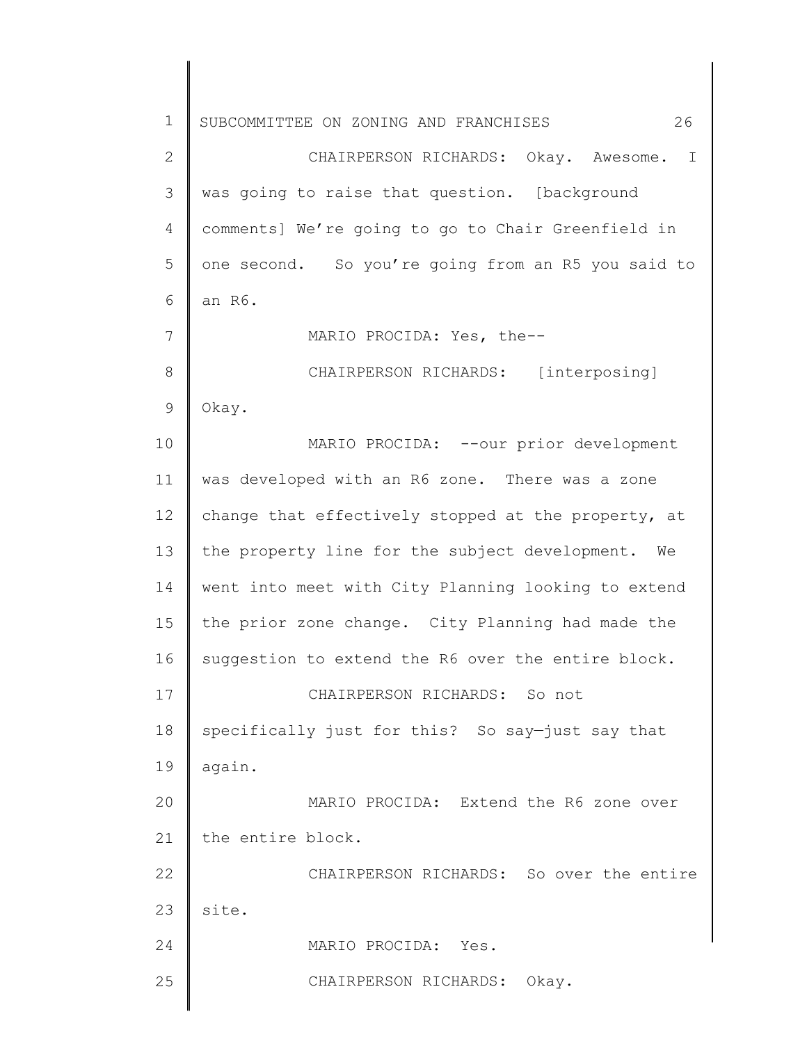CHAIRPERSON RICHARDS: Okay. Awesome. I was going to raise that question. [background comments] We're going to go to Chair Greenfield in one second. So you're going from an R5 you said to an R6.

MARIO PROCIDA: Yes, the--

CHAIRPERSON RICHARDS: [interposing] Okay.

MARIO PROCIDA: --our prior development was developed with an R6 zone. There was a zone change that effectively stopped at the property, at the property line for the subject development. We went into meet with City Planning looking to extend the prior zone change. City Planning had made the suggestion to extend the R6 over the entire block.

CHAIRPERSON RICHARDS: So not specifically just for this? So say—just say that again.

MARIO PROCIDA: Extend the R6 zone over the entire block.

CHAIRPERSON RICHARDS: So over the entire site.

MARIO PROCIDA: Yes.

CHAIRPERSON RICHARDS: Okay.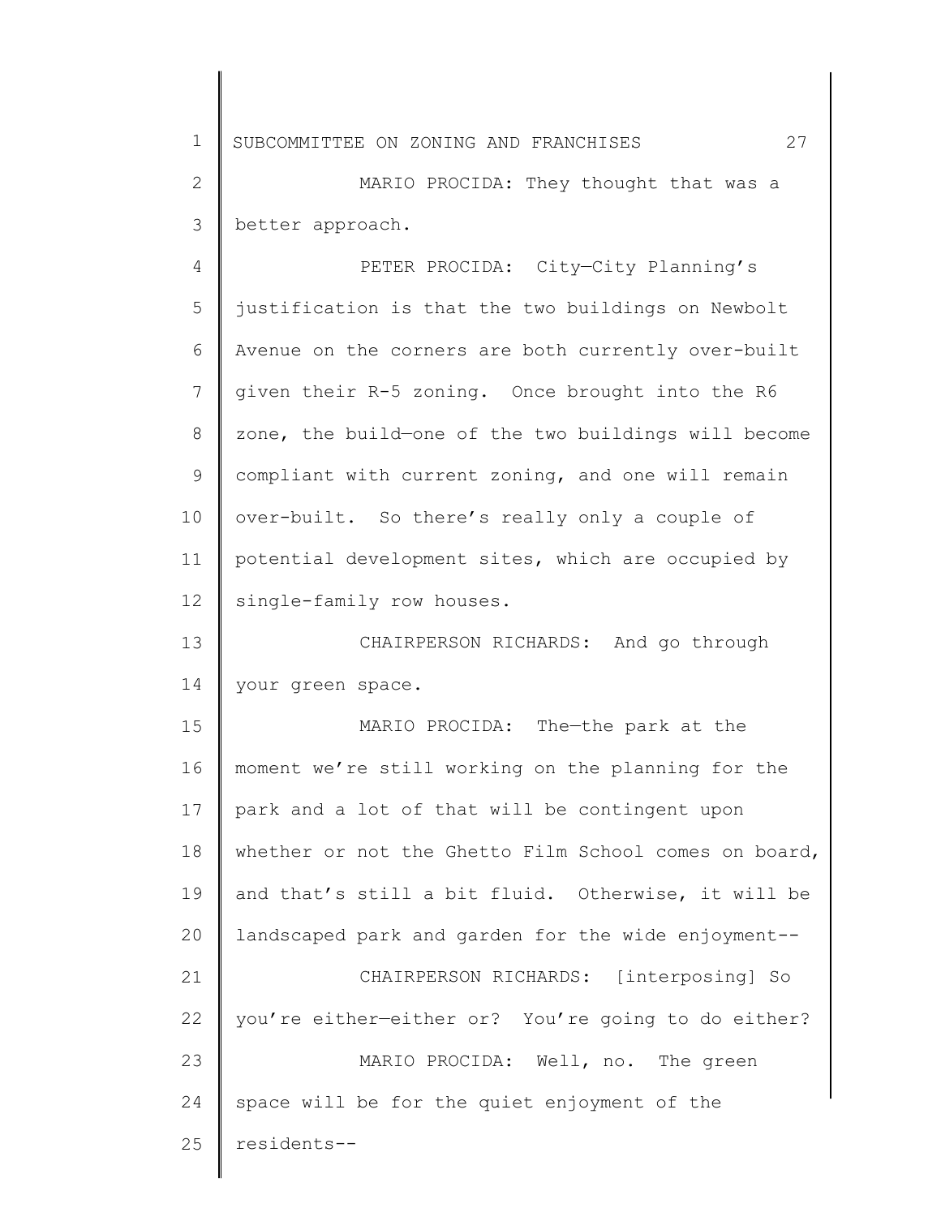MARIO PROCIDA: They thought that was a better approach.

PETER PROCIDA: City—City Planning's justification is that the two buildings on Newbolt Avenue on the corners are both currently over-built given their R-5 zoning. Once brought into the R6 zone, the build—one of the two buildings will become compliant with current zoning, and one will remain over-built. So there's really only a couple of potential development sites, which are occupied by single-family row houses.

CHAIRPERSON RICHARDS: And go through your green space.

MARIO PROCIDA: The—the park at the moment we're still working on the planning for the park and a lot of that will be contingent upon whether or not the Ghetto Film School comes on board, and that's still a bit fluid. Otherwise, it will be landscaped park and garden for the wide enjoyment--

CHAIRPERSON RICHARDS: [interposing] So you're either—either or? You're going to do either?

MARIO PROCIDA: Well, no. The green space will be for the quiet enjoyment of the residents--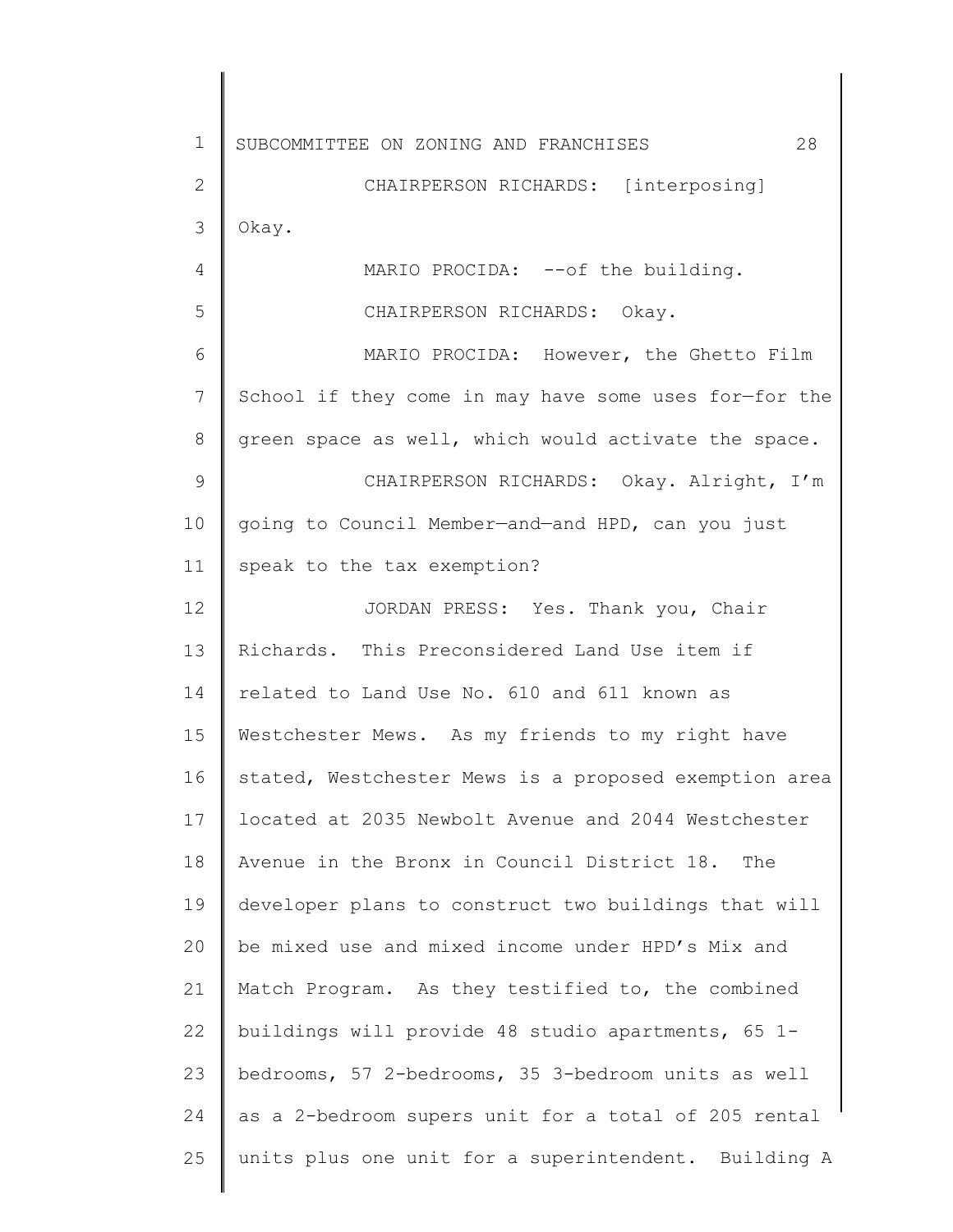CHAIRPERSON RICHARDS: [interposing] Okay.

MARIO PROCIDA: --of the building.

CHAIRPERSON RICHARDS: Okay.

MARIO PROCIDA: However, the Ghetto Film School if they come in may have some uses for—for the green space as well, which would activate the space.

CHAIRPERSON RICHARDS: Okay. Alright, I'm going to Council Member—and—and HPD, can you just speak to the tax exemption?

JORDAN PRESS: Yes. Thank you, Chair Richards. This Preconsidered Land Use item if related to Land Use No. 610 and 611 known as Westchester Mews. As my friends to my right have stated, Westchester Mews is a proposed exemption area located at 2035 Newbolt Avenue and 2044 Westchester Avenue in the Bronx in Council District 18. The developer plans to construct two buildings that will be mixed use and mixed income under HPD's Mix and Match Program. As they testified to, the combined buildings will provide 48 studio apartments, 65 1-bedrooms, 57 2-bedrooms, 35 3-bedroom units as well as a 2-bedroom supers unit for a total of 205 rental units plus one unit for a superintendent. Building A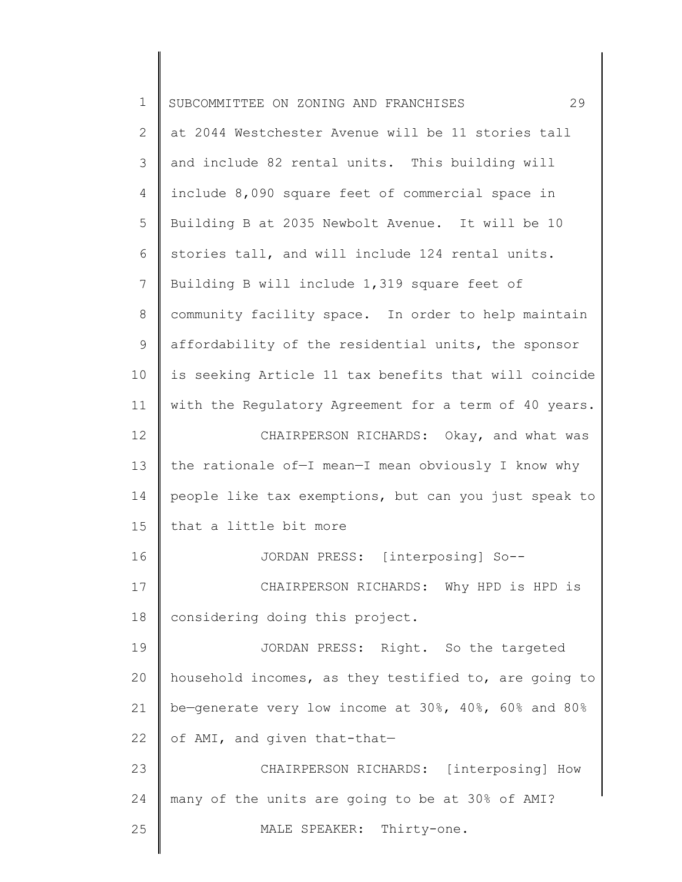at 2044 Westchester Avenue will be 11 stories tall and include 82 rental units. This building will include 8,090 square feet of commercial space in Building B at 2035 Newbolt Avenue. It will be 10 stories tall, and will include 124 rental units. Building B will include 1,319 square feet of community facility space. In order to help maintain affordability of the residential units, the sponsor is seeking Article 11 tax benefits that will coincide with the Regulatory Agreement for a term of 40 years.

CHAIRPERSON RICHARDS: Okay, and what was the rationale of—I mean—I mean obviously I know why people like tax exemptions, but can you just speak to that a little bit more

JORDAN PRESS: [interposing] So--

CHAIRPERSON RICHARDS: Why HPD is HPD is considering doing this project.

JORDAN PRESS: Right. So the targeted household incomes, as they testified to, are going to be—generate very low income at 30%, 40%, 60% and 80% of AMI, and given that-that—

CHAIRPERSON RICHARDS: [interposing] How many of the units are going to be at 30% of AMI?

MALE SPEAKER: Thirty-one.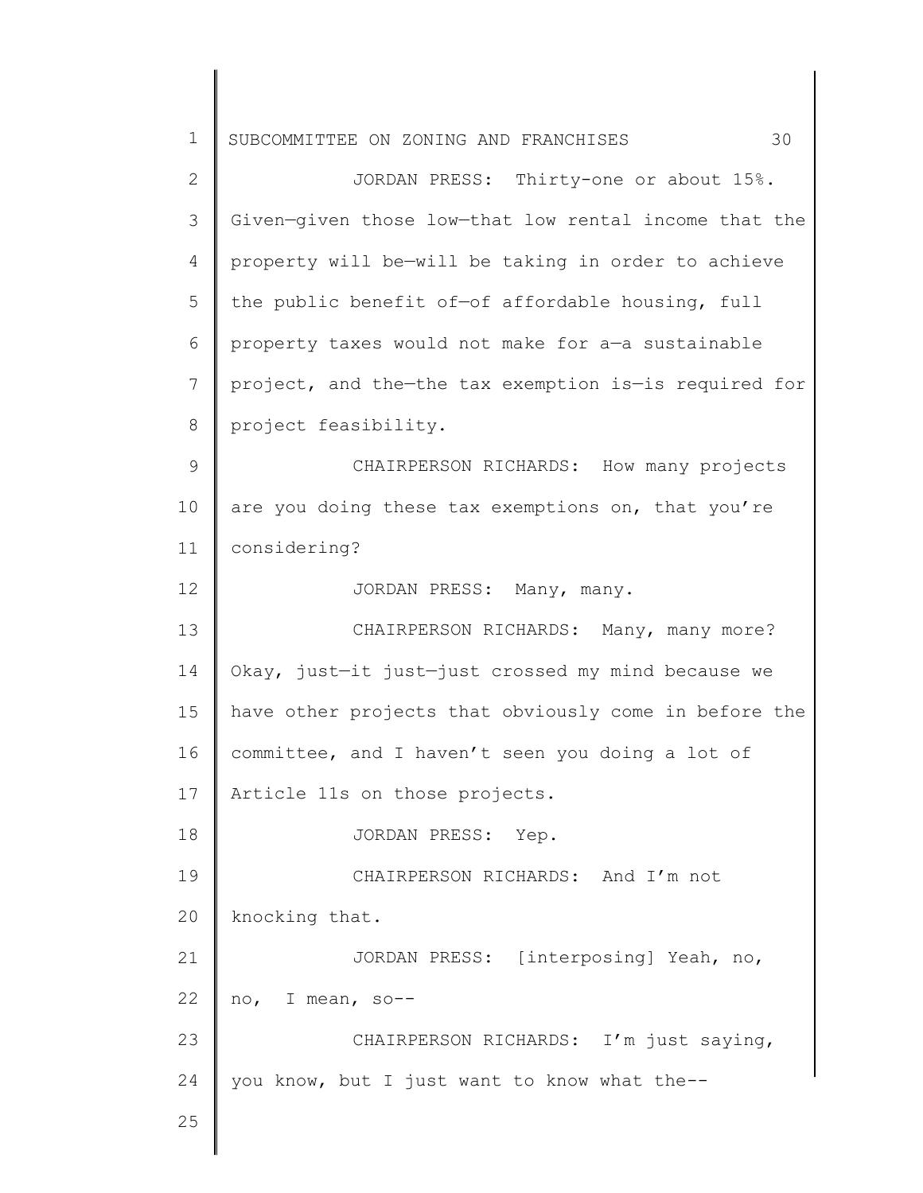JORDAN PRESS: Thirty-one or about 15%. Given—given those low—that low rental income that the property will be—will be taking in order to achieve the public benefit of—of affordable housing, full property taxes would not make for a—a sustainable project, and the—the tax exemption is—is required for project feasibility.

CHAIRPERSON RICHARDS: How many projects are you doing these tax exemptions on, that you're considering?

JORDAN PRESS: Many, many.

CHAIRPERSON RICHARDS: Many, many more? Okay, just—it just—just crossed my mind because we have other projects that obviously come in before the committee, and I haven't seen you doing a lot of Article 11s on those projects.

JORDAN PRESS: Yep.

CHAIRPERSON RICHARDS: And I'm not knocking that.

JORDAN PRESS: [interposing] Yeah, no, no, I mean, so--

CHAIRPERSON RICHARDS: I'm just saying, you know, but I just want to know what the--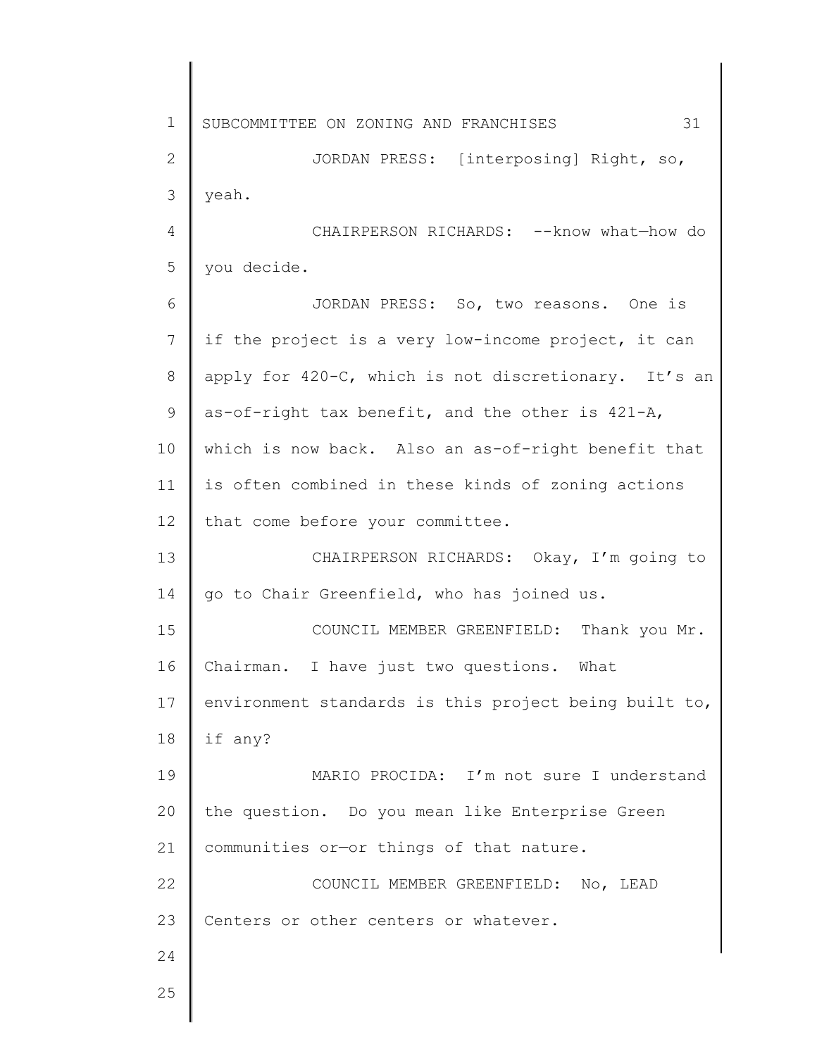JORDAN PRESS: [interposing] Right, so, yeah.

CHAIRPERSON RICHARDS: --know what—how do you decide.

JORDAN PRESS: So, two reasons. One is if the project is a very low-income project, it can apply for 420-C, which is not discretionary. It's an as-of-right tax benefit, and the other is 421-A, which is now back. Also an as-of-right benefit that is often combined in these kinds of zoning actions that come before your committee.

CHAIRPERSON RICHARDS: Okay, I'm going to go to Chair Greenfield, who has joined us.

COUNCIL MEMBER GREENFIELD: Thank you Mr. Chairman. I have just two questions. What environment standards is this project being built to, if any?

MARIO PROCIDA: I'm not sure I understand the question. Do you mean like Enterprise Green communities or—or things of that nature.

COUNCIL MEMBER GREENFIELD: No, LEAD Centers or other centers or whatever.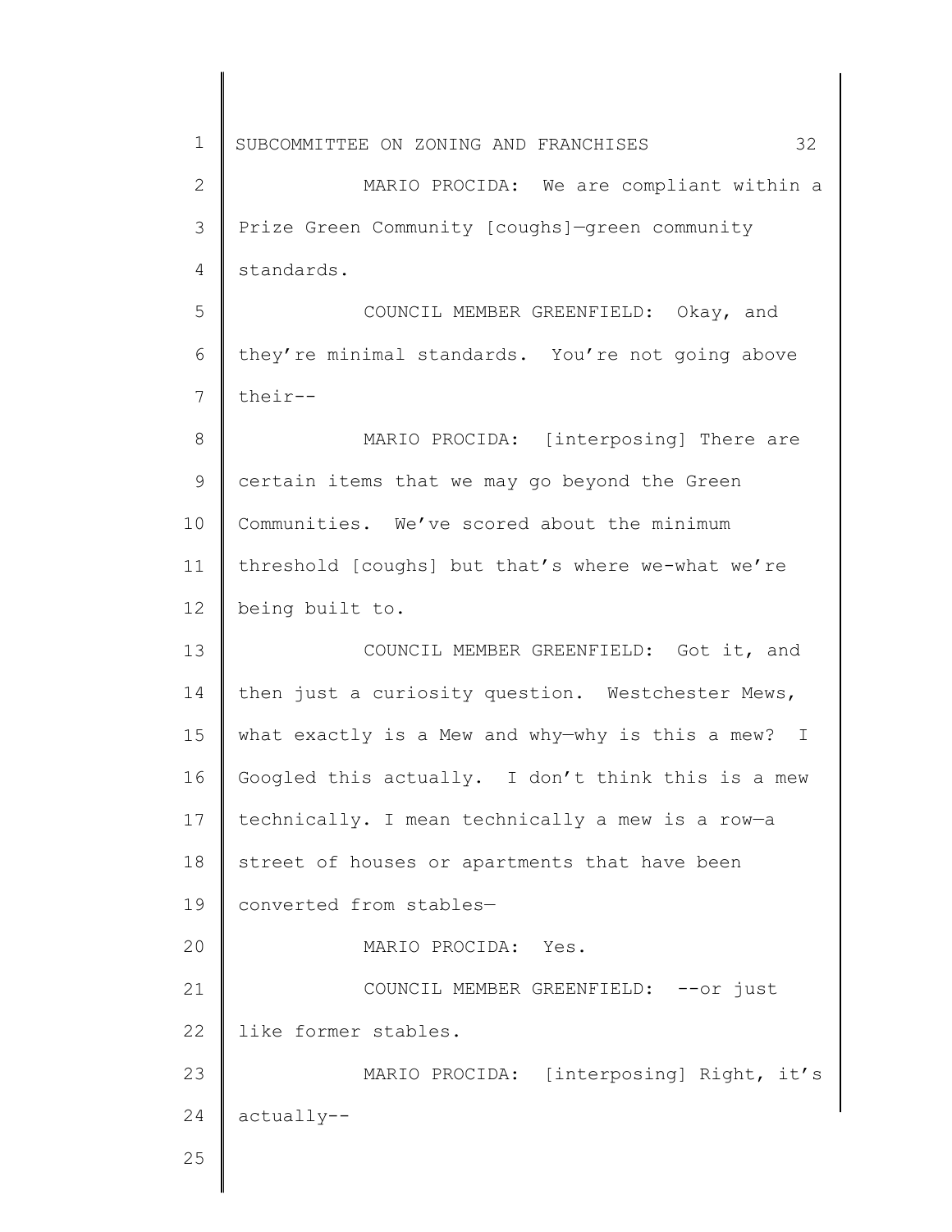MARIO PROCIDA: We are compliant within a Prize Green Community [coughs]—green community standards.

COUNCIL MEMBER GREENFIELD: Okay, and they're minimal standards. You're not going above their--

MARIO PROCIDA: [interposing] There are certain items that we may go beyond the Green Communities. We've scored about the minimum threshold [coughs] but that's where we-what we're being built to.

COUNCIL MEMBER GREENFIELD: Got it, and then just a curiosity question. Westchester Mews, what exactly is a Mew and why—why is this a mew? I Googled this actually. I don't think this is a mew technically. I mean technically a mew is a row—a street of houses or apartments that have been converted from stables—

MARIO PROCIDA: Yes.

COUNCIL MEMBER GREENFIELD: --or just like former stables.

MARIO PROCIDA: [interposing] Right, it's actually--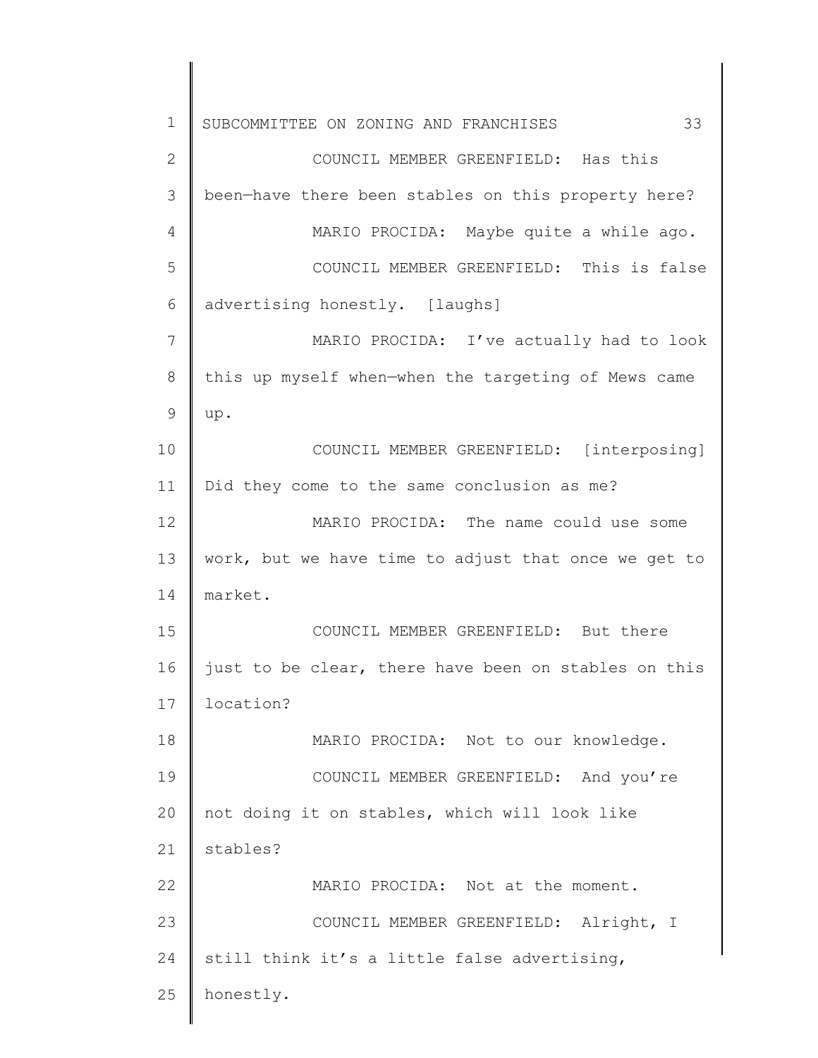COUNCIL MEMBER GREENFIELD: Has this been—have there been stables on this property here?

MARIO PROCIDA: Maybe quite a while ago.

COUNCIL MEMBER GREENFIELD: This is false advertising honestly. [laughs]

MARIO PROCIDA: I've actually had to look this up myself when—when the targeting of Mews came up.

COUNCIL MEMBER GREENFIELD: [interposing] Did they come to the same conclusion as me?

MARIO PROCIDA: The name could use some work, but we have time to adjust that once we get to market.

COUNCIL MEMBER GREENFIELD: But there just to be clear, there have been on stables on this location?

MARIO PROCIDA: Not to our knowledge.

COUNCIL MEMBER GREENFIELD: And you're not doing it on stables, which will look like stables?

MARIO PROCIDA: Not at the moment.

COUNCIL MEMBER GREENFIELD: Alright, I still think it's a little false advertising, honestly.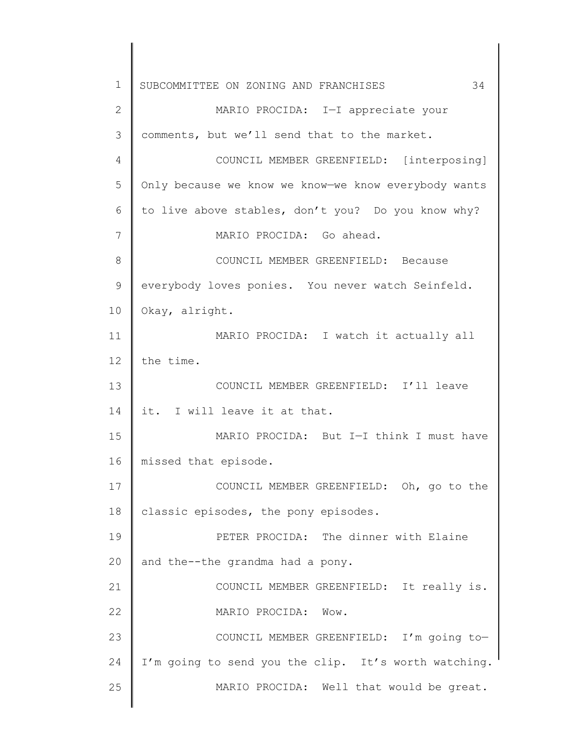MARIO PROCIDA: I—I appreciate your comments, but we'll send that to the market.

COUNCIL MEMBER GREENFIELD: [interposing] Only because we know we know—we know everybody wants to live above stables, don't you? Do you know why?

MARIO PROCIDA: Go ahead.

COUNCIL MEMBER GREENFIELD: Because everybody loves ponies. You never watch Seinfeld. Okay, alright.

MARIO PROCIDA: I watch it actually all the time.

COUNCIL MEMBER GREENFIELD: I'll leave it. I will leave it at that.

MARIO PROCIDA: But I—I think I must have missed that episode.

COUNCIL MEMBER GREENFIELD: Oh, go to the classic episodes, the pony episodes.

PETER PROCIDA: The dinner with Elaine and the--the grandma had a pony.

COUNCIL MEMBER GREENFIELD: It really is.

MARIO PROCIDA: Wow.

COUNCIL MEMBER GREENFIELD: I'm going to—I'm going to send you the clip. It's worth watching.

MARIO PROCIDA: Well that would be great.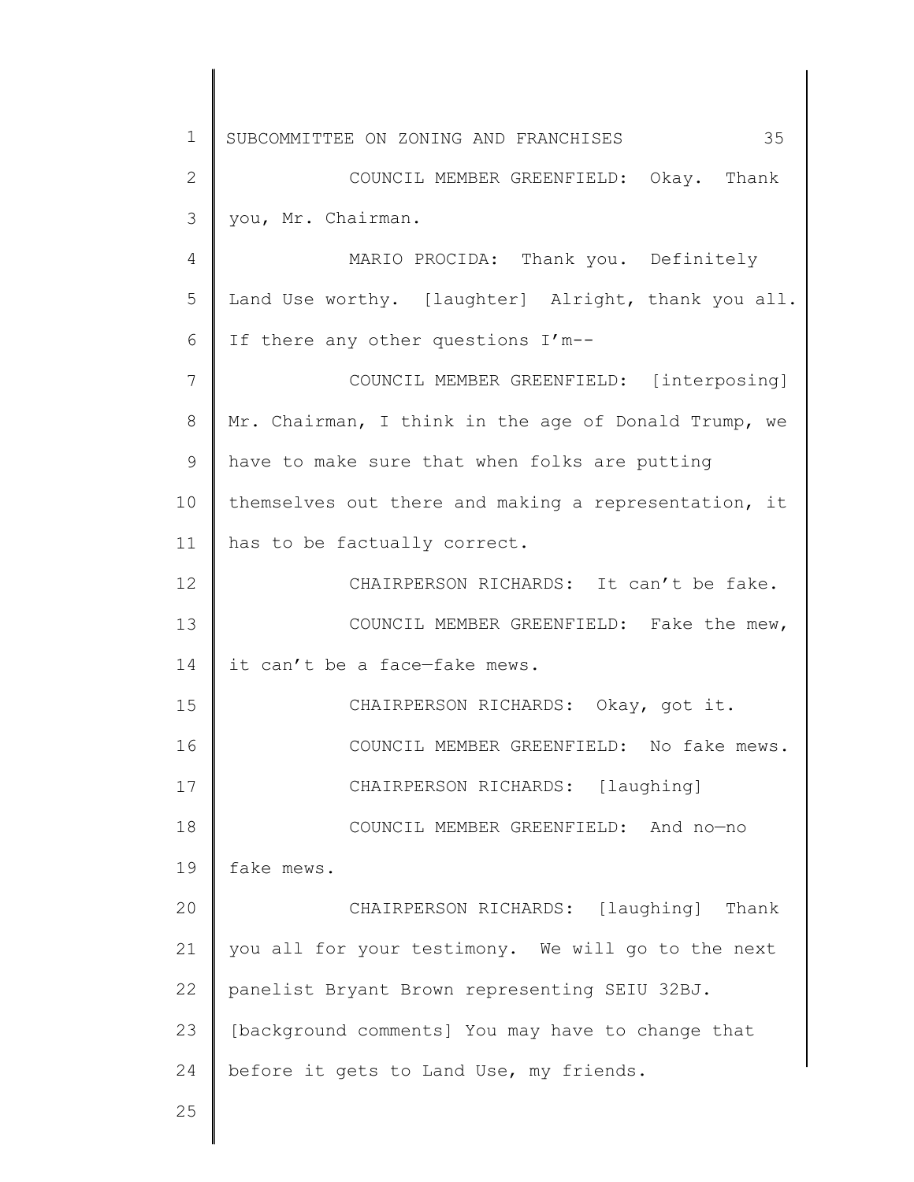COUNCIL MEMBER GREENFIELD: Okay. Thank you, Mr. Chairman.

MARIO PROCIDA: Thank you. Definitely Land Use worthy. [laughter] Alright, thank you all. If there any other questions I'm--

COUNCIL MEMBER GREENFIELD: [interposing] Mr. Chairman, I think in the age of Donald Trump, we have to make sure that when folks are putting themselves out there and making a representation, it has to be factually correct.

CHAIRPERSON RICHARDS: It can't be fake.

COUNCIL MEMBER GREENFIELD: Fake the mew, it can't be a face—fake mews.

CHAIRPERSON RICHARDS: Okay, got it.

COUNCIL MEMBER GREENFIELD: No fake mews.

CHAIRPERSON RICHARDS: [laughing]

COUNCIL MEMBER GREENFIELD: And no—no fake mews.

CHAIRPERSON RICHARDS: [laughing] Thank you all for your testimony. We will go to the next panelist Bryant Brown representing SEIU 32BJ. [background comments] You may have to change that before it gets to Land Use, my friends.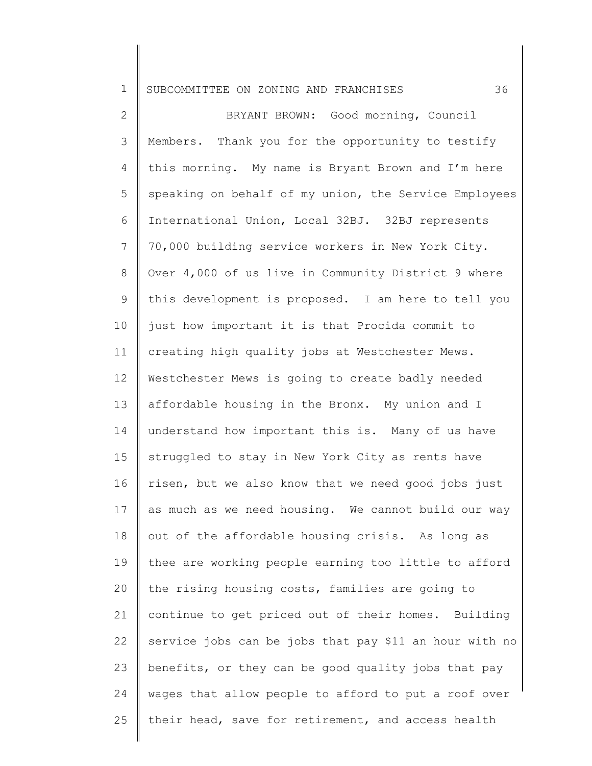BRYANT BROWN: Good morning, Council Members. Thank you for the opportunity to testify this morning. My name is Bryant Brown and I'm here speaking on behalf of my union, the Service Employees International Union, Local 32BJ. 32BJ represents 70,000 building service workers in New York City. Over 4,000 of us live in Community District 9 where this development is proposed. I am here to tell you just how important it is that Procida commit to creating high quality jobs at Westchester Mews. Westchester Mews is going to create badly needed affordable housing in the Bronx. My union and I understand how important this is. Many of us have struggled to stay in New York City as rents have risen, but we also know that we need good jobs just as much as we need housing. We cannot build our way out of the affordable housing crisis. As long as thee are working people earning too little to afford the rising housing costs, families are going to continue to get priced out of their homes. Building service jobs can be jobs that pay $11 an hour with no benefits, or they can be good quality jobs that pay wages that allow people to afford to put a roof over their head, save for retirement, and access health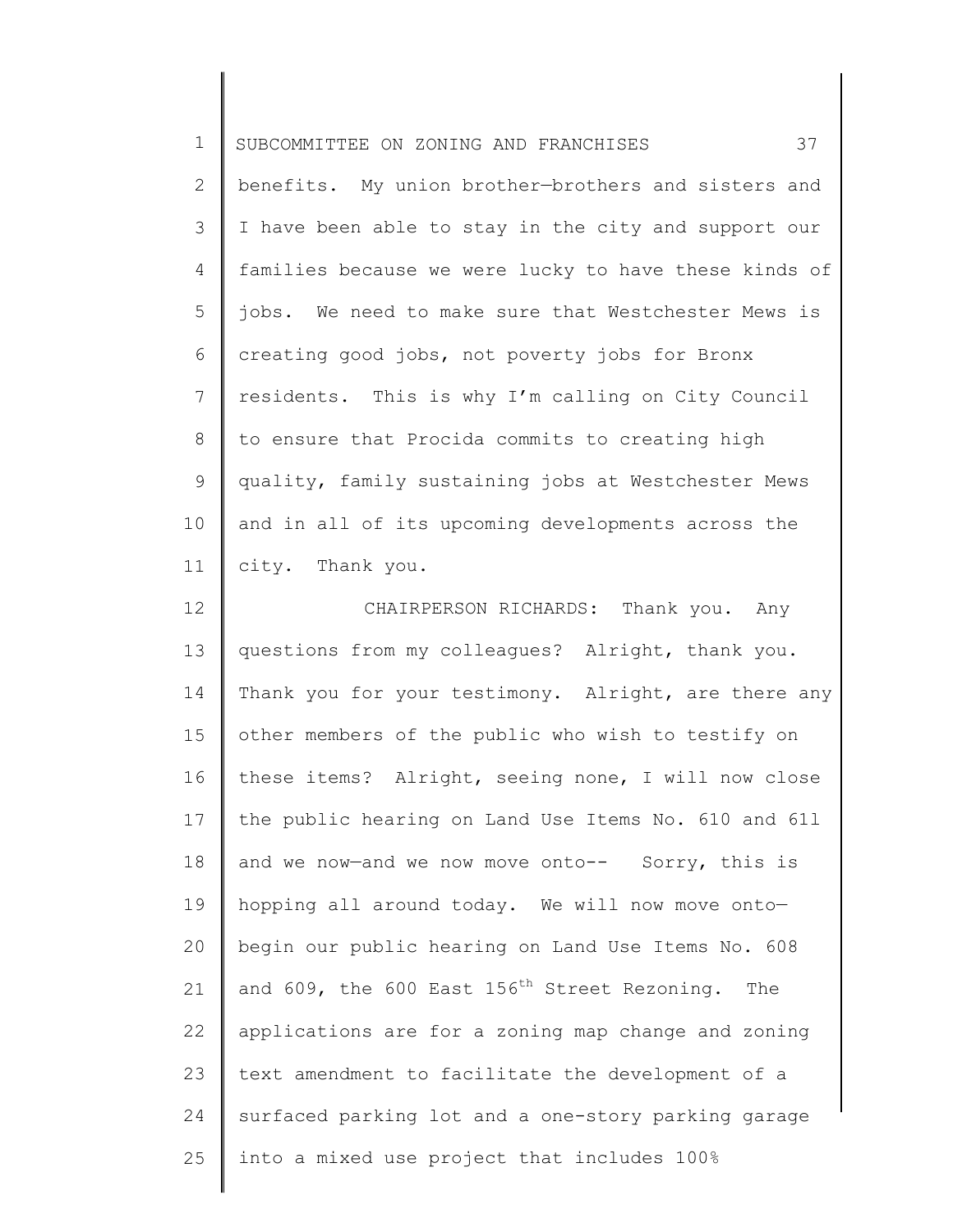benefits. My union brother—brothers and sisters and I have been able to stay in the city and support our families because we were lucky to have these kinds of jobs. We need to make sure that Westchester Mews is creating good jobs, not poverty jobs for Bronx residents. This is why I'm calling on City Council to ensure that Procida commits to creating high quality, family sustaining jobs at Westchester Mews and in all of its upcoming developments across the city. Thank you.

CHAIRPERSON RICHARDS: Thank you. Any questions from my colleagues? Alright, thank you. Thank you for your testimony. Alright, are there any other members of the public who wish to testify on these items? Alright, seeing none, I will now close the public hearing on Land Use Items No. 610 and 611 and we now—and we now move onto-- Sorry, this is hopping all around today. We will now move onto—begin our public hearing on Land Use Items No. 608 and 609, the 600 East 156th Street Rezoning. The applications are for a zoning map change and zoning text amendment to facilitate the development of a surfaced parking lot and a one-story parking garage into a mixed use project that includes 100%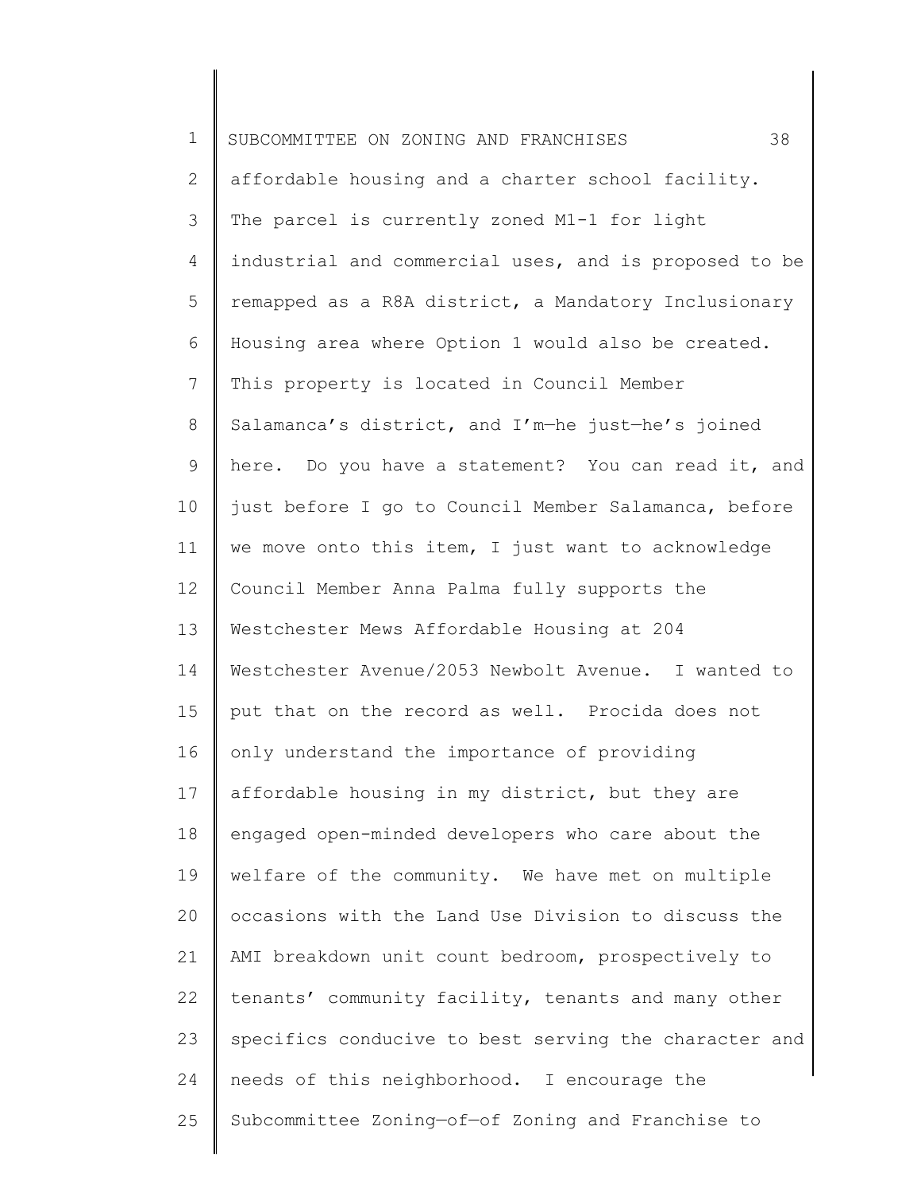affordable housing and a charter school facility. The parcel is currently zoned M1-1 for light industrial and commercial uses, and is proposed to be remapped as a R8A district, a Mandatory Inclusionary Housing area where Option 1 would also be created. This property is located in Council Member Salamanca's district, and I'm—he just—he's joined here. Do you have a statement? You can read it, and just before I go to Council Member Salamanca, before we move onto this item, I just want to acknowledge Council Member Anna Palma fully supports the Westchester Mews Affordable Housing at 204 Westchester Avenue/2053 Newbolt Avenue. I wanted to put that on the record as well. Procida does not only understand the importance of providing affordable housing in my district, but they are engaged open-minded developers who care about the welfare of the community. We have met on multiple occasions with the Land Use Division to discuss the AMI breakdown unit count bedroom, prospectively to tenants' community facility, tenants and many other specifics conducive to best serving the character and needs of this neighborhood. I encourage the Subcommittee Zoning—of—of Zoning and Franchise to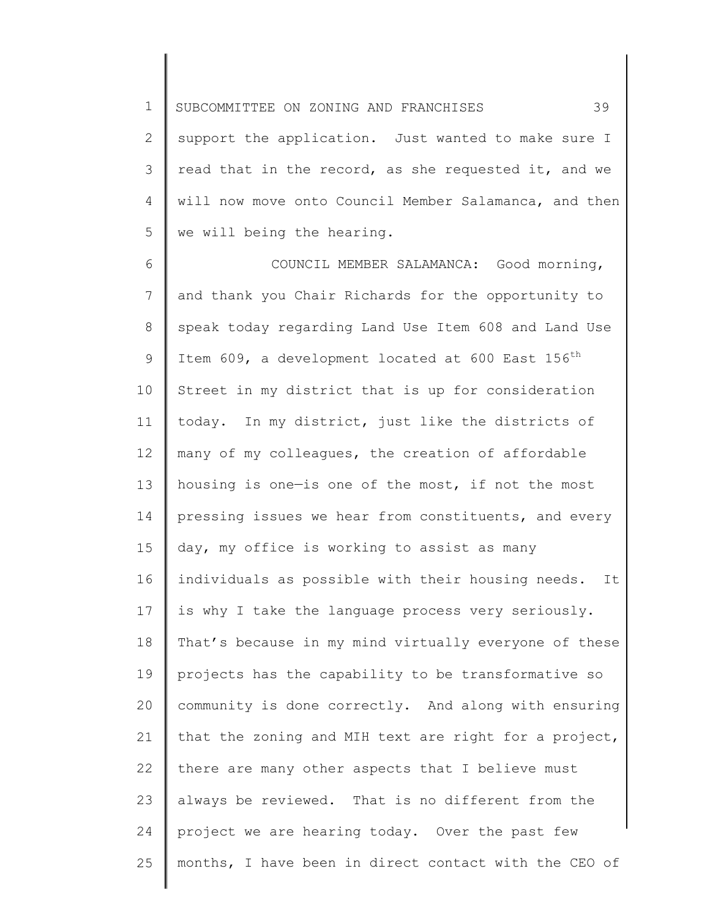support the application. Just wanted to make sure I read that in the record, as she requested it, and we will now move onto Council Member Salamanca, and then we will being the hearing.

COUNCIL MEMBER SALAMANCA: Good morning, and thank you Chair Richards for the opportunity to speak today regarding Land Use Item 608 and Land Use Item 609, a development located at 600 East 156th Street in my district that is up for consideration today. In my district, just like the districts of many of my colleagues, the creation of affordable housing is one—is one of the most, if not the most pressing issues we hear from constituents, and every day, my office is working to assist as many individuals as possible with their housing needs. It is why I take the language process very seriously. That's because in my mind virtually everyone of these projects has the capability to be transformative so community is done correctly. And along with ensuring that the zoning and MIH text are right for a project, there are many other aspects that I believe must always be reviewed. That is no different from the project we are hearing today. Over the past few months, I have been in direct contact with the CEO of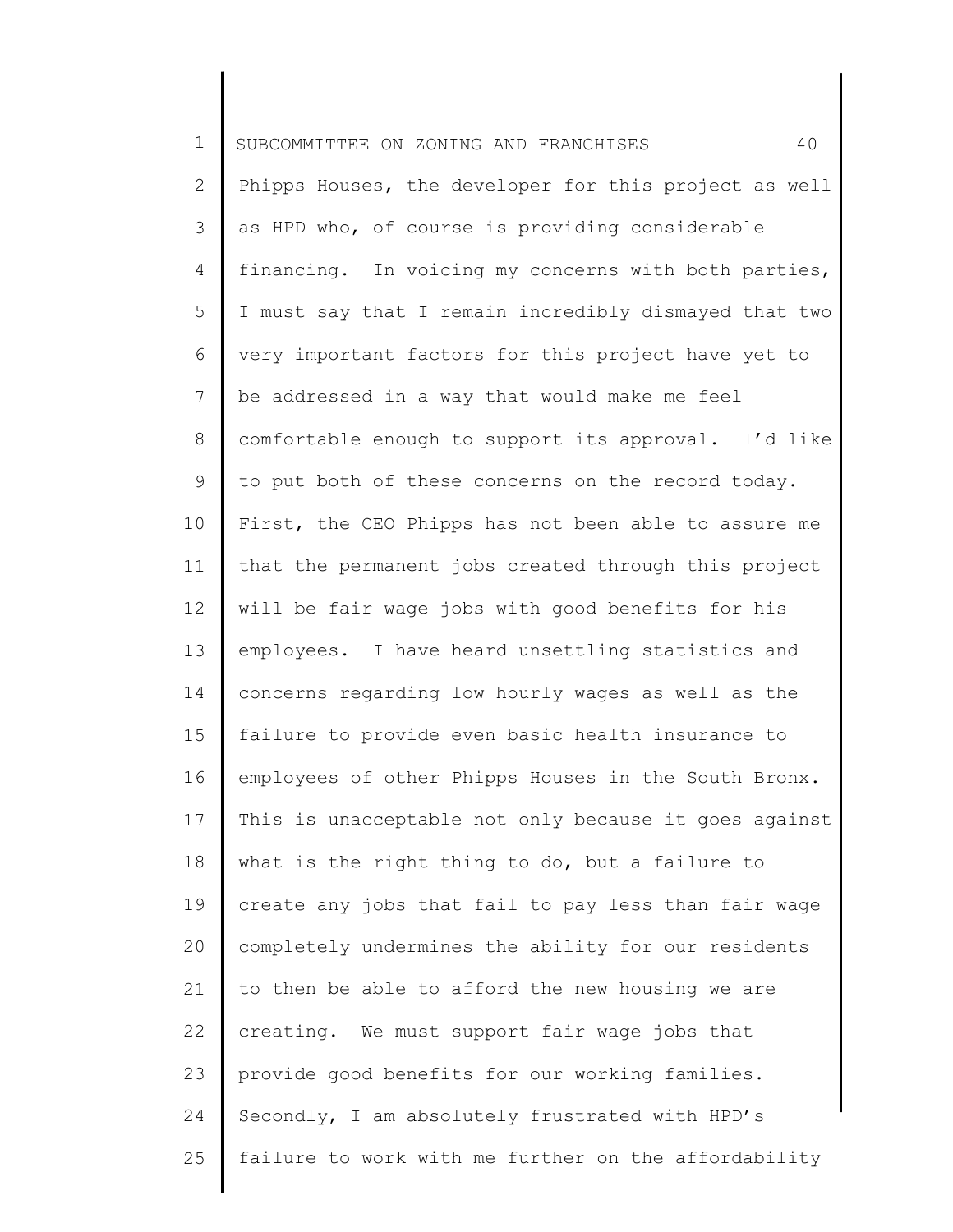Phipps Houses, the developer for this project as well as HPD who, of course is providing considerable financing. In voicing my concerns with both parties, I must say that I remain incredibly dismayed that two very important factors for this project have yet to be addressed in a way that would make me feel comfortable enough to support its approval. I'd like to put both of these concerns on the record today. First, the CEO Phipps has not been able to assure me that the permanent jobs created through this project will be fair wage jobs with good benefits for his employees. I have heard unsettling statistics and concerns regarding low hourly wages as well as the failure to provide even basic health insurance to employees of other Phipps Houses in the South Bronx. This is unacceptable not only because it goes against what is the right thing to do, but a failure to create any jobs that fail to pay less than fair wage completely undermines the ability for our residents to then be able to afford the new housing we are creating. We must support fair wage jobs that provide good benefits for our working families. Secondly, I am absolutely frustrated with HPD's failure to work with me further on the affordability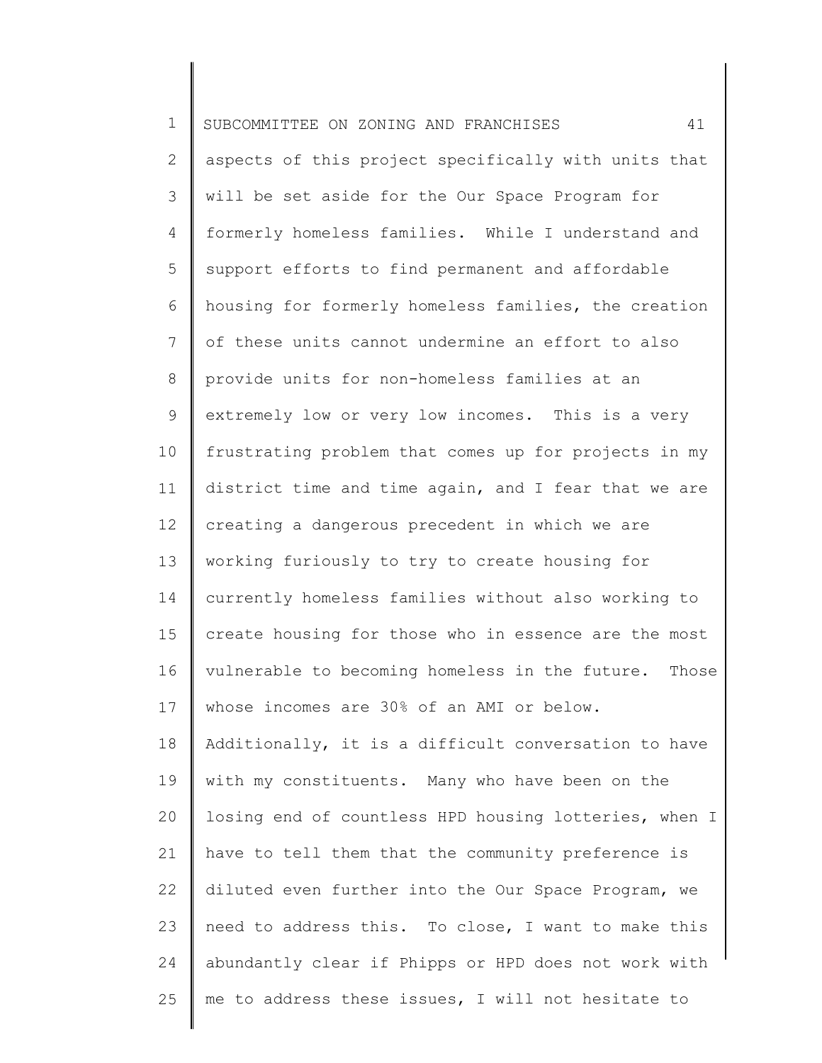aspects of this project specifically with units that will be set aside for the Our Space Program for formerly homeless families. While I understand and support efforts to find permanent and affordable housing for formerly homeless families, the creation of these units cannot undermine an effort to also provide units for non-homeless families at an extremely low or very low incomes. This is a very frustrating problem that comes up for projects in my district time and time again, and I fear that we are creating a dangerous precedent in which we are working furiously to try to create housing for currently homeless families without also working to create housing for those who in essence are the most vulnerable to becoming homeless in the future. Those whose incomes are 30% of an AMI or below. Additionally, it is a difficult conversation to have with my constituents. Many who have been on the losing end of countless HPD housing lotteries, when I have to tell them that the community preference is diluted even further into the Our Space Program, we need to address this. To close, I want to make this abundantly clear if Phipps or HPD does not work with me to address these issues, I will not hesitate to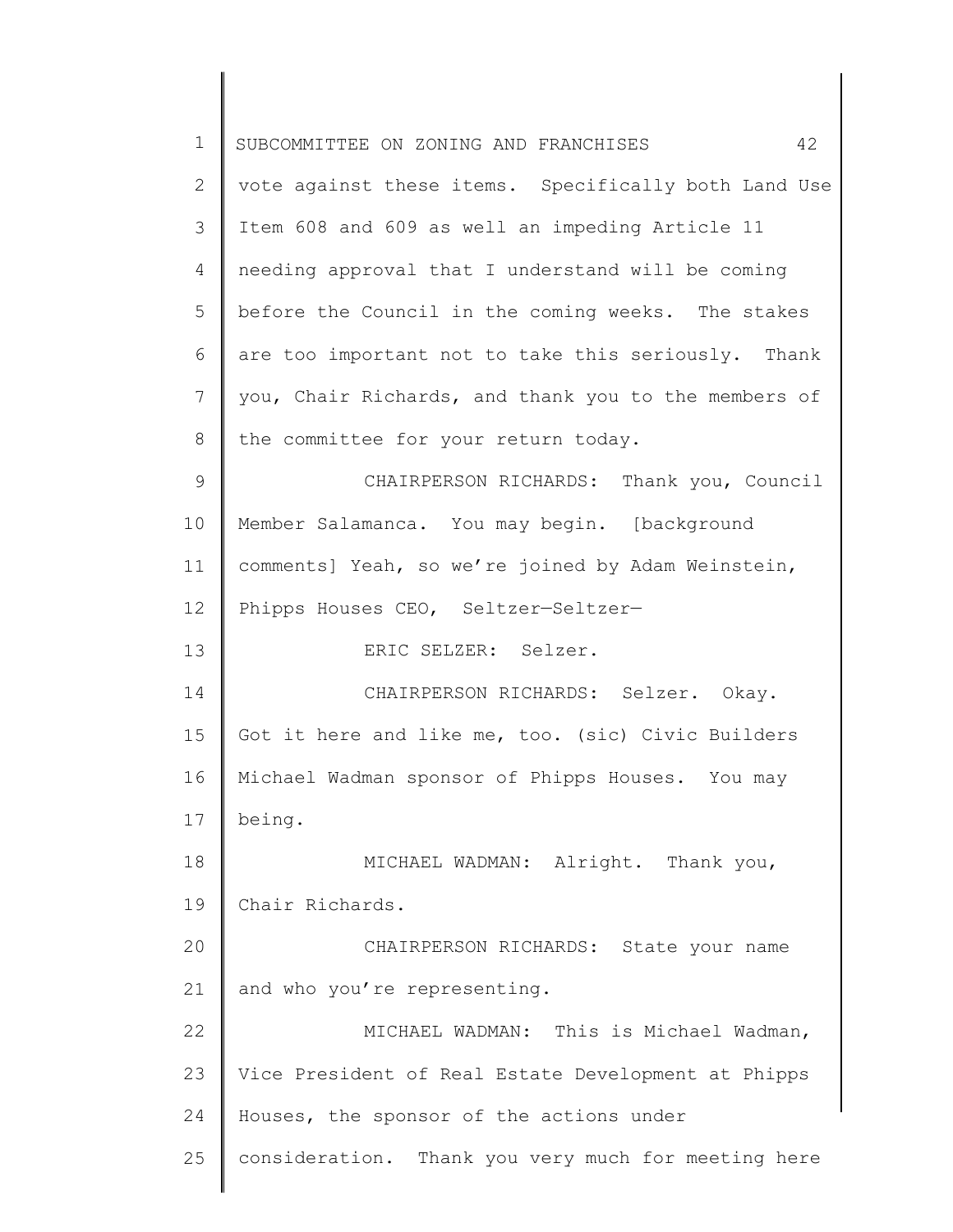vote against these items. Specifically both Land Use Item 608 and 609 as well an impeding Article 11 needing approval that I understand will be coming before the Council in the coming weeks. The stakes are too important not to take this seriously. Thank you, Chair Richards, and thank you to the members of the committee for your return today.

CHAIRPERSON RICHARDS: Thank you, Council Member Salamanca. You may begin. [background comments] Yeah, so we're joined by Adam Weinstein, Phipps Houses CEO, Seltzer—Seltzer—

ERIC SELZER: Selzer.

CHAIRPERSON RICHARDS: Selzer. Okay. Got it here and like me, too. (sic) Civic Builders Michael Wadman sponsor of Phipps Houses. You may being.

MICHAEL WADMAN: Alright. Thank you, Chair Richards.

CHAIRPERSON RICHARDS: State your name and who you're representing.

MICHAEL WADMAN: This is Michael Wadman, Vice President of Real Estate Development at Phipps Houses, the sponsor of the actions under consideration. Thank you very much for meeting here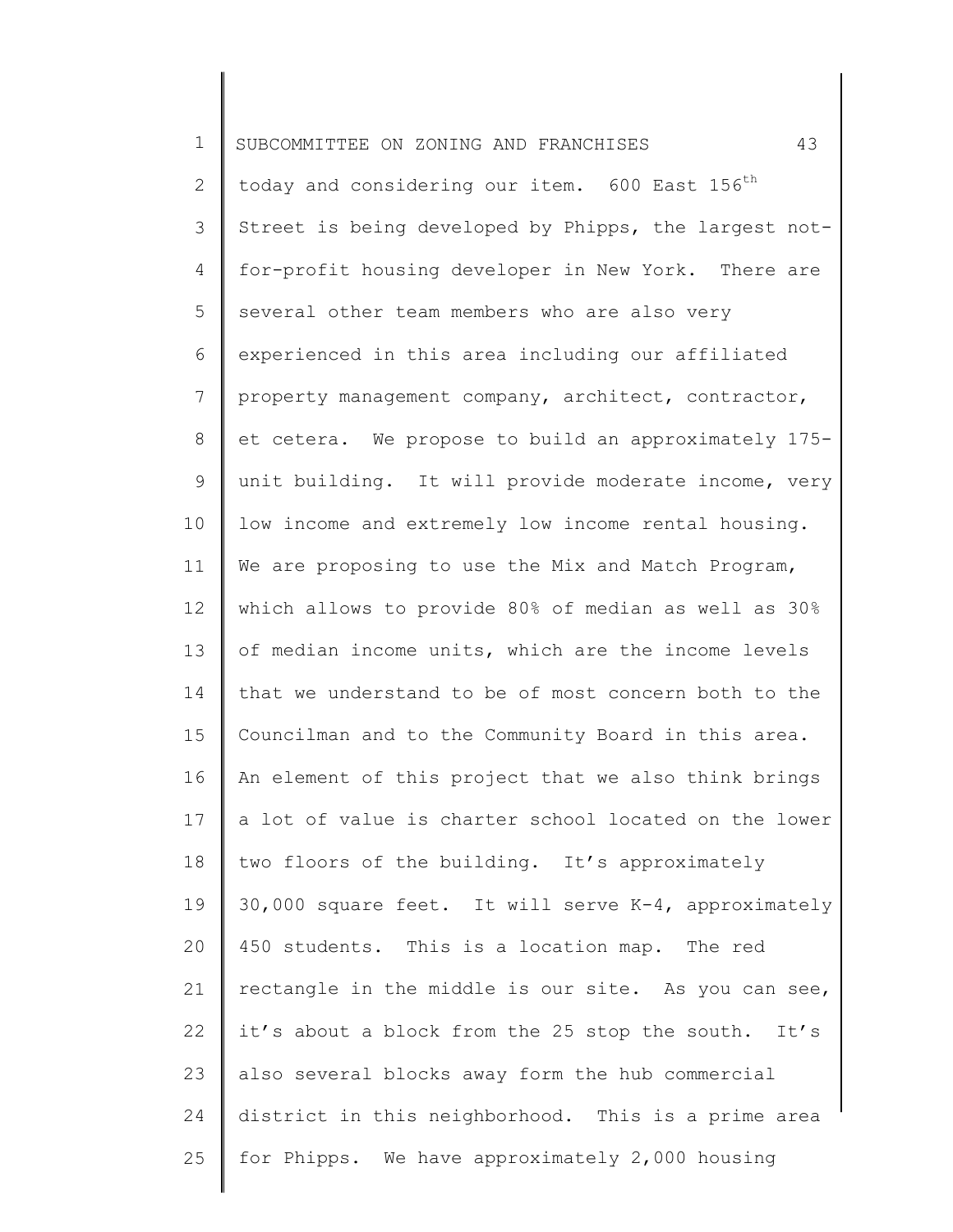today and considering our item. 600 East 156th Street is being developed by Phipps, the largest not-for-profit housing developer in New York. There are several other team members who are also very experienced in this area including our affiliated property management company, architect, contractor, et cetera. We propose to build an approximately 175-unit building. It will provide moderate income, very low income and extremely low income rental housing. We are proposing to use the Mix and Match Program, which allows to provide 80% of median as well as 30% of median income units, which are the income levels that we understand to be of most concern both to the Councilman and to the Community Board in this area. An element of this project that we also think brings a lot of value is charter school located on the lower two floors of the building. It's approximately 30,000 square feet. It will serve K-4, approximately 450 students. This is a location map. The red rectangle in the middle is our site. As you can see, it's about a block from the 25 stop the south. It's also several blocks away form the hub commercial district in this neighborhood. This is a prime area for Phipps. We have approximately 2,000 housing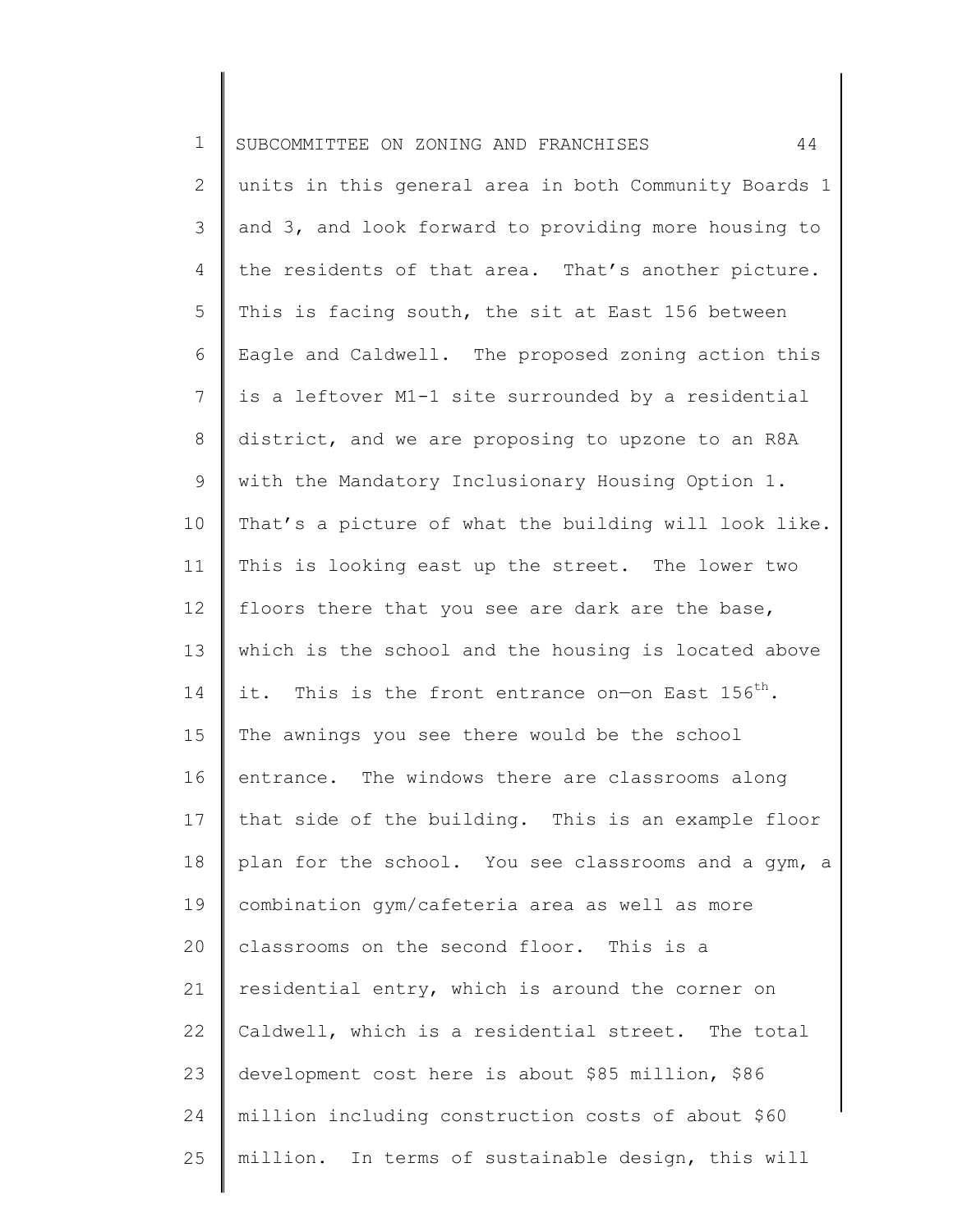units in this general area in both Community Boards 1 and 3, and look forward to providing more housing to the residents of that area. That's another picture. This is facing south, the sit at East 156 between Eagle and Caldwell. The proposed zoning action this is a leftover M1-1 site surrounded by a residential district, and we are proposing to upzone to an R8A with the Mandatory Inclusionary Housing Option 1. That's a picture of what the building will look like. This is looking east up the street. The lower two floors there that you see are dark are the base, which is the school and the housing is located above it. This is the front entrance on—on East 156th. The awnings you see there would be the school entrance. The windows there are classrooms along that side of the building. This is an example floor plan for the school. You see classrooms and a gym, a combination gym/cafeteria area as well as more classrooms on the second floor. This is a residential entry, which is around the corner on Caldwell, which is a residential street. The total development cost here is about $85 million, $86 million including construction costs of about $60 million. In terms of sustainable design, this will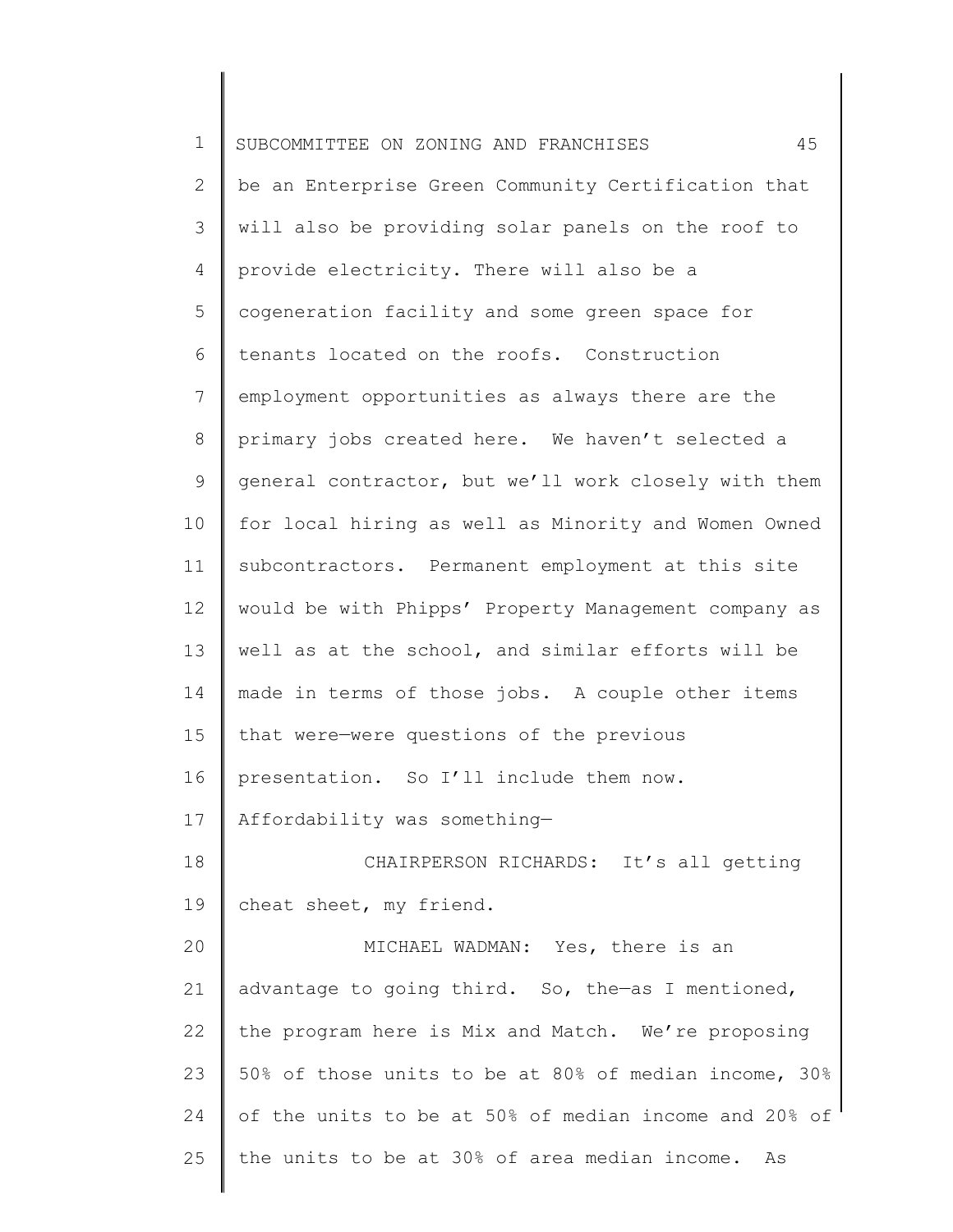be an Enterprise Green Community Certification that will also be providing solar panels on the roof to provide electricity. There will also be a cogeneration facility and some green space for tenants located on the roofs. Construction employment opportunities as always there are the primary jobs created here. We haven't selected a general contractor, but we'll work closely with them for local hiring as well as Minority and Women Owned subcontractors. Permanent employment at this site would be with Phipps' Property Management company as well as at the school, and similar efforts will be made in terms of those jobs. A couple other items that were—were questions of the previous presentation. So I'll include them now. Affordability was something—

CHAIRPERSON RICHARDS: It's all getting cheat sheet, my friend.

MICHAEL WADMAN: Yes, there is an advantage to going third. So, the—as I mentioned, the program here is Mix and Match. We're proposing 50% of those units to be at 80% of median income, 30% of the units to be at 50% of median income and 20% of the units to be at 30% of area median income. As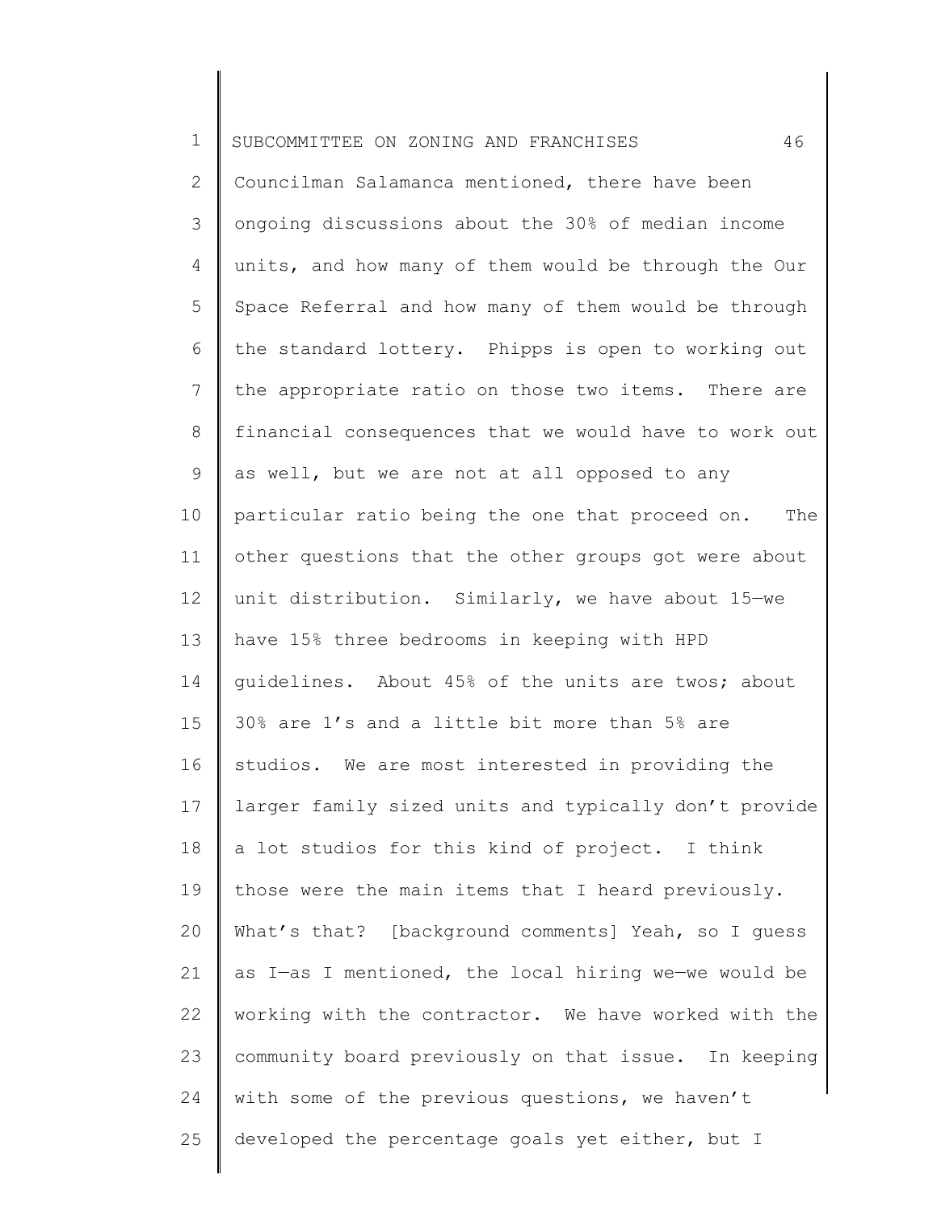Councilman Salamanca mentioned, there have been ongoing discussions about the 30% of median income units, and how many of them would be through the Our Space Referral and how many of them would be through the standard lottery. Phipps is open to working out the appropriate ratio on those two items. There are financial consequences that we would have to work out as well, but we are not at all opposed to any particular ratio being the one that proceed on. The other questions that the other groups got were about unit distribution. Similarly, we have about 15—we have 15% three bedrooms in keeping with HPD guidelines. About 45% of the units are twos; about 30% are 1's and a little bit more than 5% are studios. We are most interested in providing the larger family sized units and typically don't provide a lot studios for this kind of project. I think those were the main items that I heard previously. What's that? [background comments] Yeah, so I guess as I—as I mentioned, the local hiring we—we would be working with the contractor. We have worked with the community board previously on that issue. In keeping with some of the previous questions, we haven't developed the percentage goals yet either, but I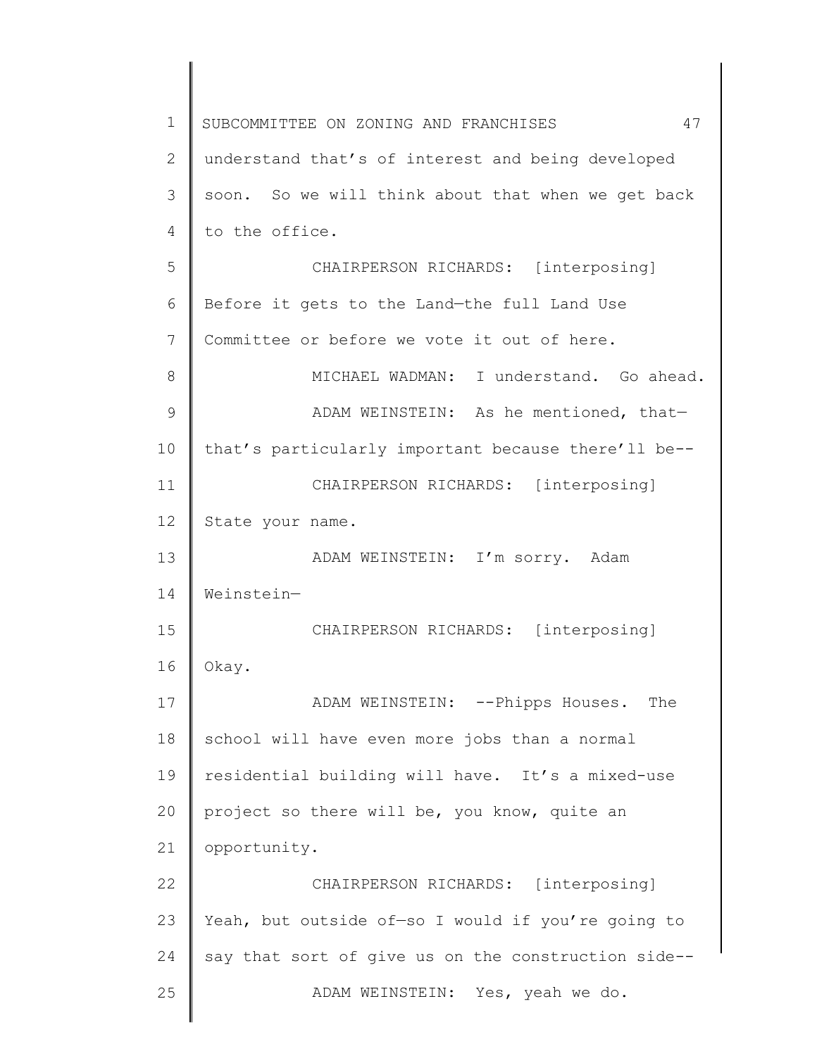understand that's of interest and being developed soon. So we will think about that when we get back to the office.

CHAIRPERSON RICHARDS: [interposing] Before it gets to the Land—the full Land Use Committee or before we vote it out of here.

MICHAEL WADMAN: I understand. Go ahead.

ADAM WEINSTEIN: As he mentioned, that—that's particularly important because there'll be--

CHAIRPERSON RICHARDS: [interposing] State your name.

ADAM WEINSTEIN: I'm sorry. Adam Weinstein—

CHAIRPERSON RICHARDS: [interposing] Okay.

ADAM WEINSTEIN: --Phipps Houses. The school will have even more jobs than a normal residential building will have. It's a mixed-use project so there will be, you know, quite an opportunity.

CHAIRPERSON RICHARDS: [interposing] Yeah, but outside of—so I would if you're going to say that sort of give us on the construction side--

ADAM WEINSTEIN: Yes, yeah we do.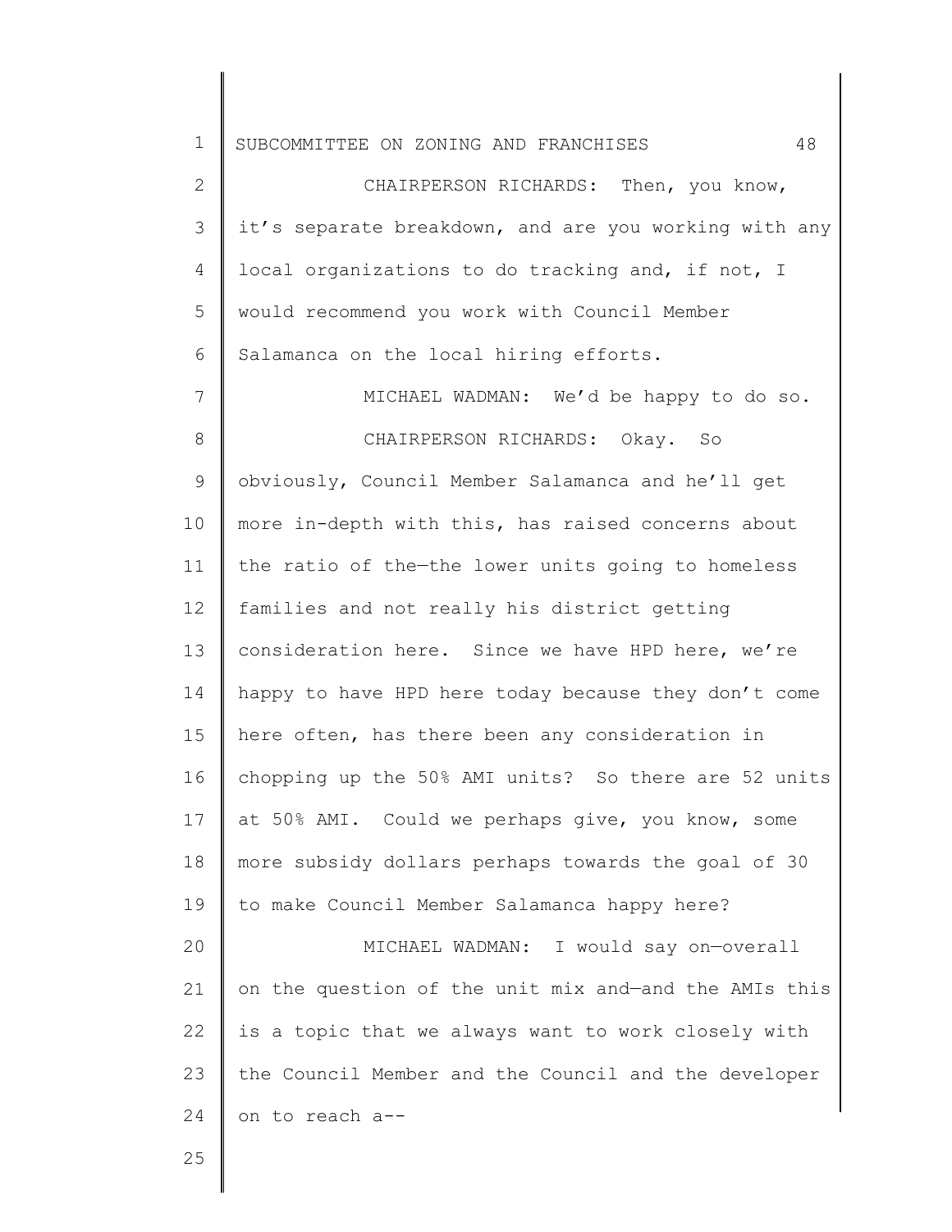CHAIRPERSON RICHARDS: Then, you know, it's separate breakdown, and are you working with any local organizations to do tracking and, if not, I would recommend you work with Council Member Salamanca on the local hiring efforts.

MICHAEL WADMAN: We'd be happy to do so.

CHAIRPERSON RICHARDS: Okay. So obviously, Council Member Salamanca and he'll get more in-depth with this, has raised concerns about the ratio of the—the lower units going to homeless families and not really his district getting consideration here. Since we have HPD here, we're happy to have HPD here today because they don't come here often, has there been any consideration in chopping up the 50% AMI units? So there are 52 units at 50% AMI. Could we perhaps give, you know, some more subsidy dollars perhaps towards the goal of 30 to make Council Member Salamanca happy here?

MICHAEL WADMAN: I would say on—overall on the question of the unit mix and—and the AMIs this is a topic that we always want to work closely with the Council Member and the Council and the developer on to reach a--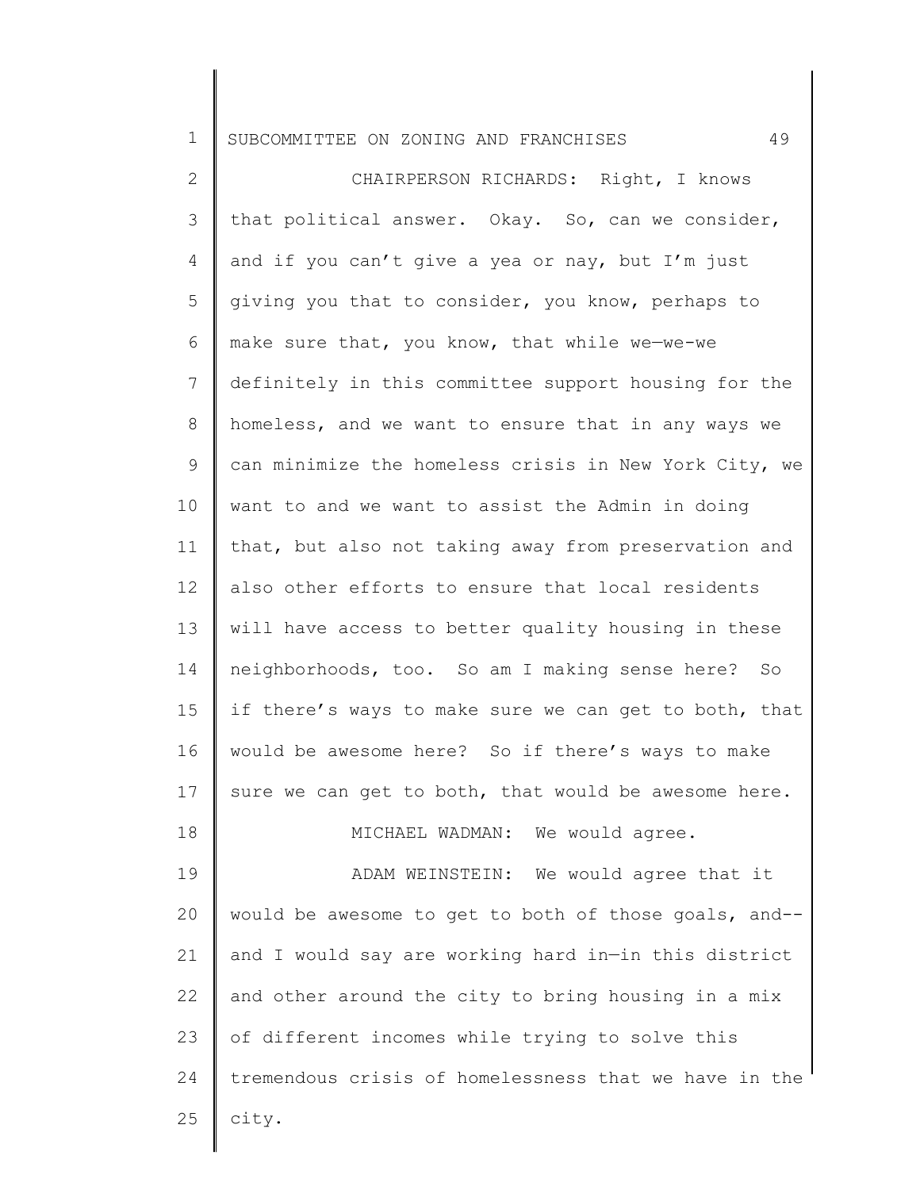CHAIRPERSON RICHARDS: Right, I knows that political answer. Okay. So, can we consider, and if you can't give a yea or nay, but I'm just giving you that to consider, you know, perhaps to make sure that, you know, that while we—we-we definitely in this committee support housing for the homeless, and we want to ensure that in any ways we can minimize the homeless crisis in New York City, we want to and we want to assist the Admin in doing that, but also not taking away from preservation and also other efforts to ensure that local residents will have access to better quality housing in these neighborhoods, too. So am I making sense here? So if there's ways to make sure we can get to both, that would be awesome here? So if there's ways to make sure we can get to both, that would be awesome here.

MICHAEL WADMAN: We would agree.

ADAM WEINSTEIN: We would agree that it would be awesome to get to both of those goals, and-- and I would say are working hard in—in this district and other around the city to bring housing in a mix of different incomes while trying to solve this tremendous crisis of homelessness that we have in the city.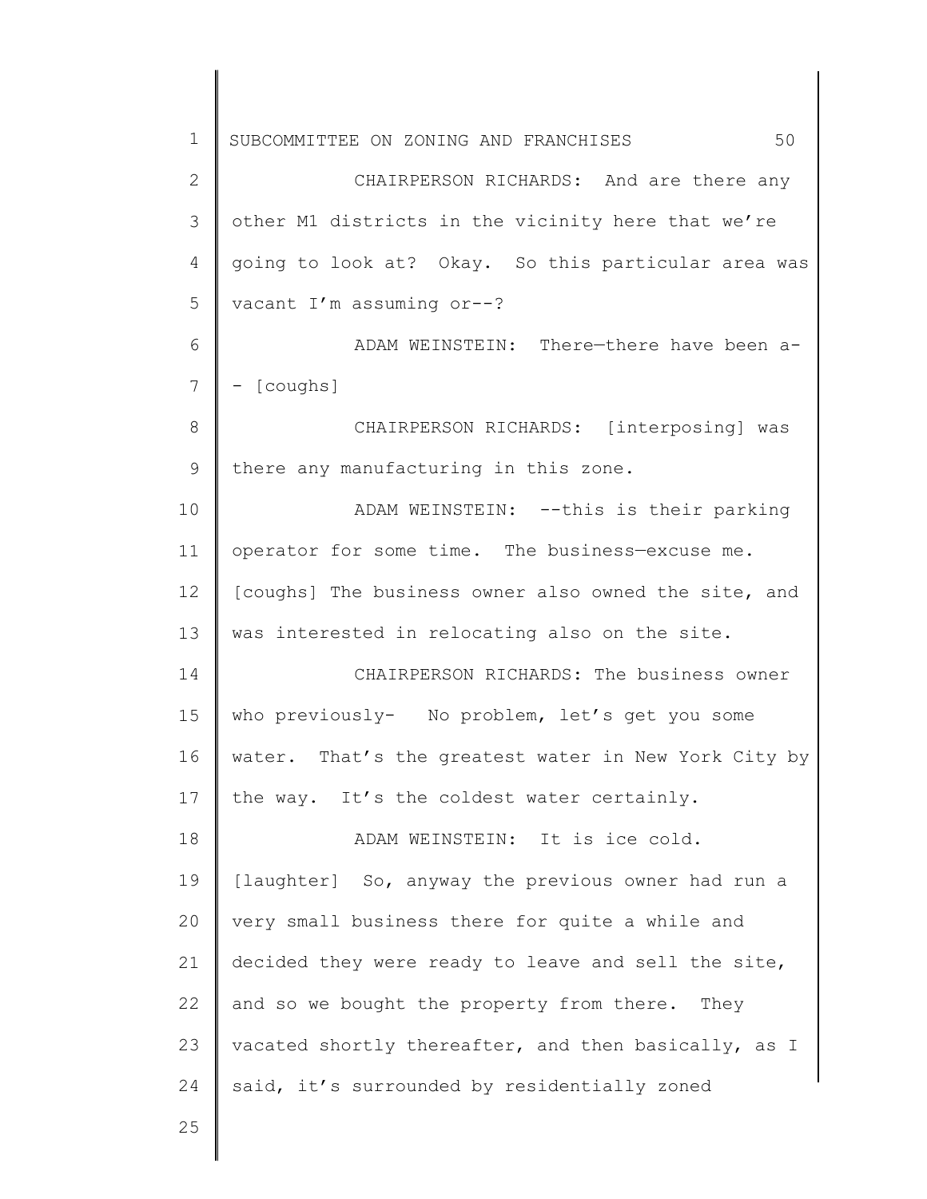CHAIRPERSON RICHARDS: And are there any other M1 districts in the vicinity here that we're going to look at? Okay. So this particular area was vacant I'm assuming or--?

ADAM WEINSTEIN: There—there have been a-- [coughs]

CHAIRPERSON RICHARDS: [interposing] was there any manufacturing in this zone.

ADAM WEINSTEIN: --this is their parking operator for some time. The business—excuse me. [coughs] The business owner also owned the site, and was interested in relocating also on the site.

CHAIRPERSON RICHARDS: The business owner who previously- No problem, let's get you some water. That's the greatest water in New York City by the way. It's the coldest water certainly.

ADAM WEINSTEIN: It is ice cold. [laughter] So, anyway the previous owner had run a very small business there for quite a while and decided they were ready to leave and sell the site, and so we bought the property from there. They vacated shortly thereafter, and then basically, as I said, it's surrounded by residentially zoned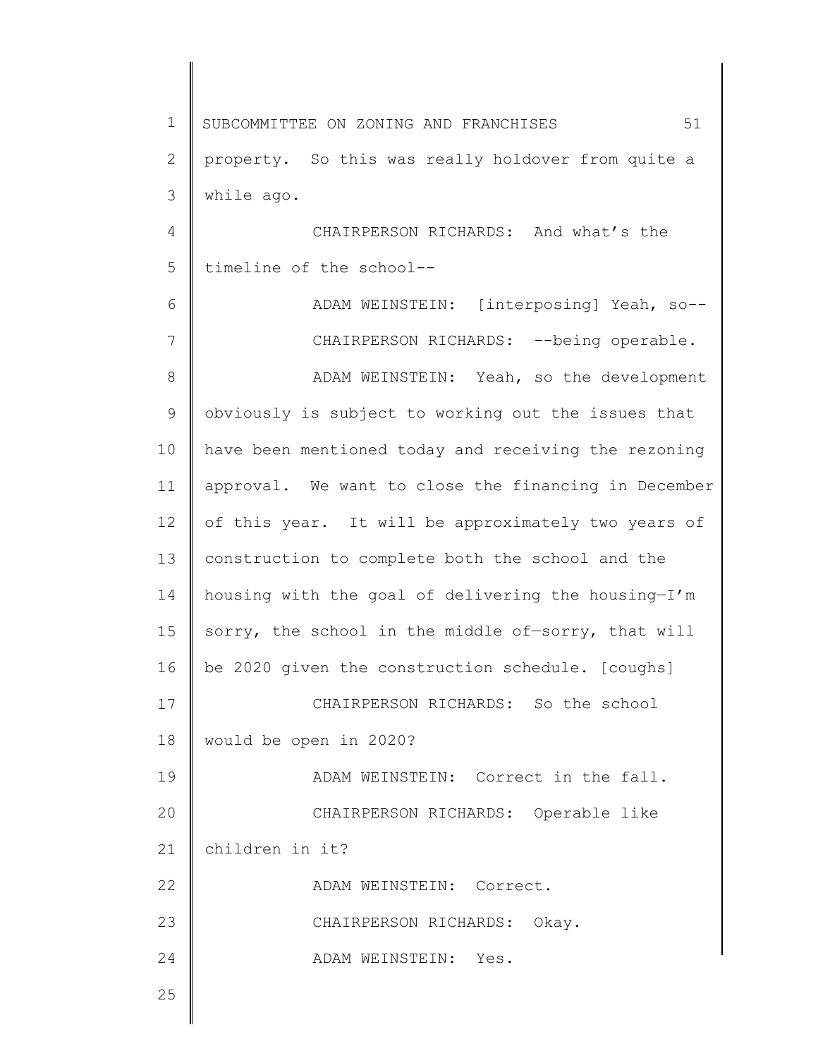property. So this was really holdover from quite a while ago.

CHAIRPERSON RICHARDS: And what's the timeline of the school--

ADAM WEINSTEIN: [interposing] Yeah, so--

CHAIRPERSON RICHARDS: --being operable.

ADAM WEINSTEIN: Yeah, so the development obviously is subject to working out the issues that have been mentioned today and receiving the rezoning approval. We want to close the financing in December of this year. It will be approximately two years of construction to complete both the school and the housing with the goal of delivering the housing—I'm sorry, the school in the middle of—sorry, that will be 2020 given the construction schedule. [coughs]

CHAIRPERSON RICHARDS: So the school would be open in 2020?

ADAM WEINSTEIN: Correct in the fall.

CHAIRPERSON RICHARDS: Operable like children in it?

ADAM WEINSTEIN: Correct.

CHAIRPERSON RICHARDS: Okay.

ADAM WEINSTEIN: Yes.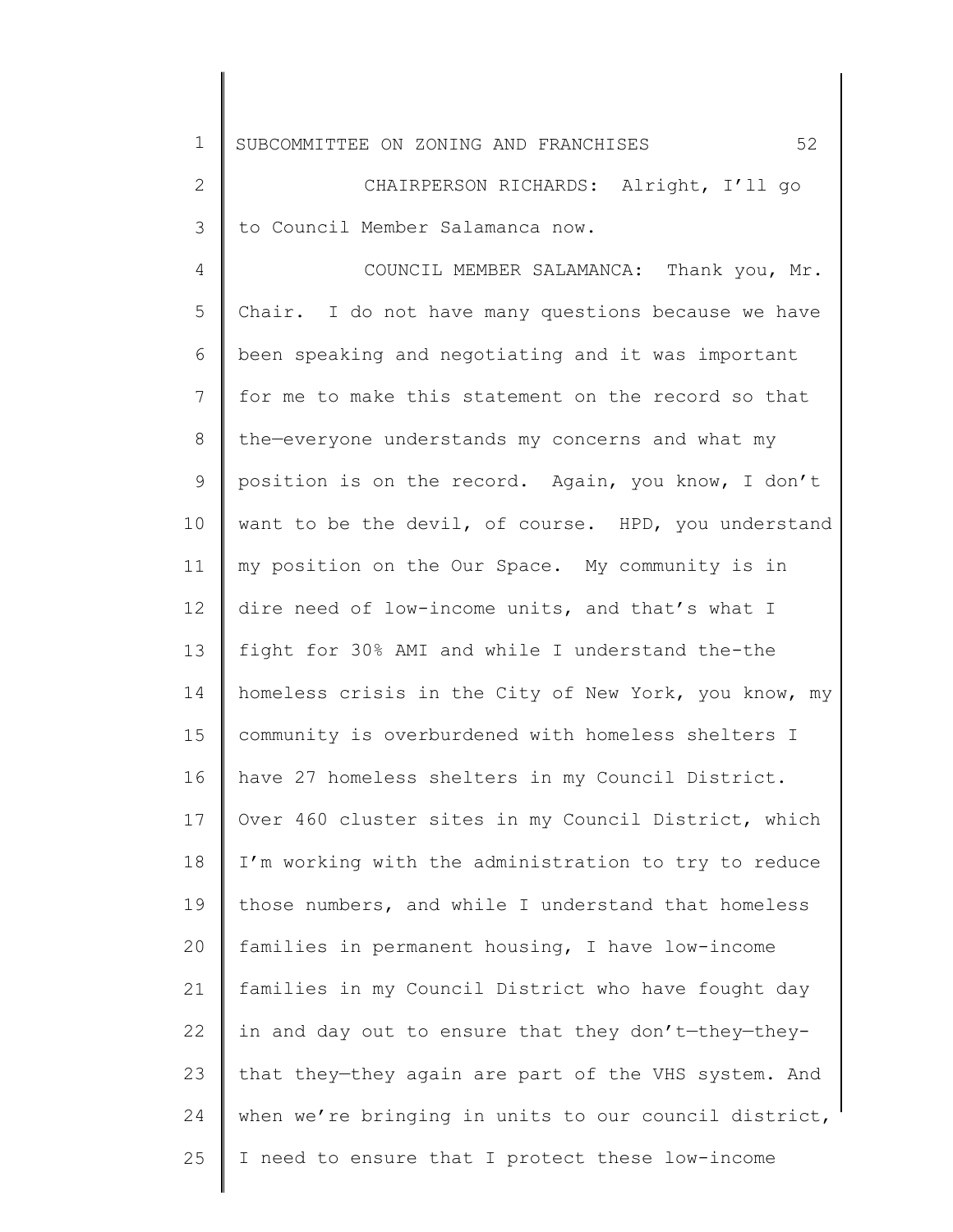CHAIRPERSON RICHARDS: Alright, I'll go to Council Member Salamanca now.

COUNCIL MEMBER SALAMANCA: Thank you, Mr. Chair. I do not have many questions because we have been speaking and negotiating and it was important for me to make this statement on the record so that the—everyone understands my concerns and what my position is on the record. Again, you know, I don't want to be the devil, of course. HPD, you understand my position on the Our Space. My community is in dire need of low-income units, and that's what I fight for 30% AMI and while I understand the-the homeless crisis in the City of New York, you know, my community is overburdened with homeless shelters I have 27 homeless shelters in my Council District. Over 460 cluster sites in my Council District, which I'm working with the administration to try to reduce those numbers, and while I understand that homeless families in permanent housing, I have low-income families in my Council District who have fought day in and day out to ensure that they don't—they—they-that they—they again are part of the VHS system. And when we're bringing in units to our council district, I need to ensure that I protect these low-income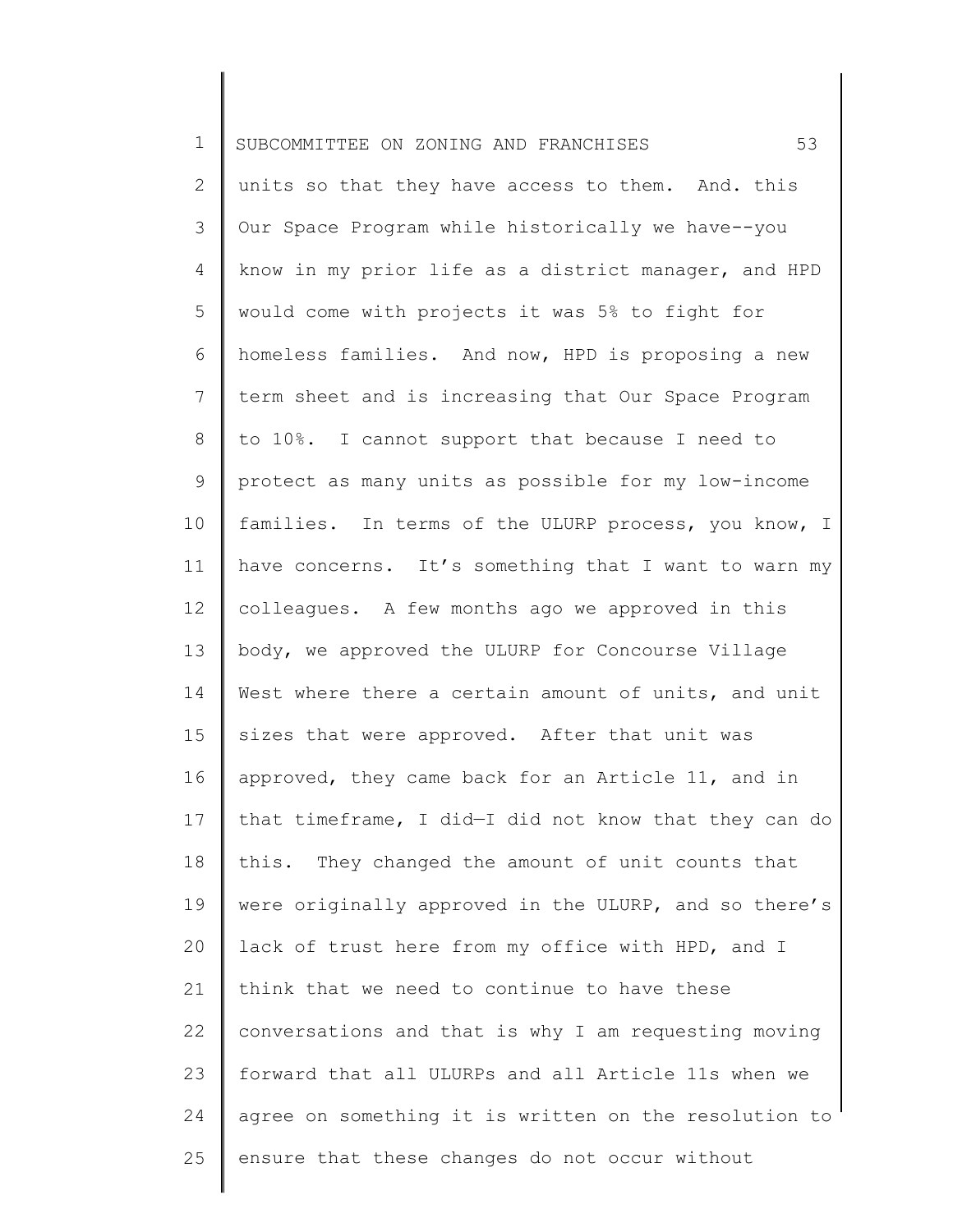units so that they have access to them. And. this Our Space Program while historically we have--you know in my prior life as a district manager, and HPD would come with projects it was 5% to fight for homeless families. And now, HPD is proposing a new term sheet and is increasing that Our Space Program to 10%. I cannot support that because I need to protect as many units as possible for my low-income families. In terms of the ULURP process, you know, I have concerns. It's something that I want to warn my colleagues. A few months ago we approved in this body, we approved the ULURP for Concourse Village West where there a certain amount of units, and unit sizes that were approved. After that unit was approved, they came back for an Article 11, and in that timeframe, I did—I did not know that they can do this. They changed the amount of unit counts that were originally approved in the ULURP, and so there's lack of trust here from my office with HPD, and I think that we need to continue to have these conversations and that is why I am requesting moving forward that all ULURPs and all Article 11s when we agree on something it is written on the resolution to ensure that these changes do not occur without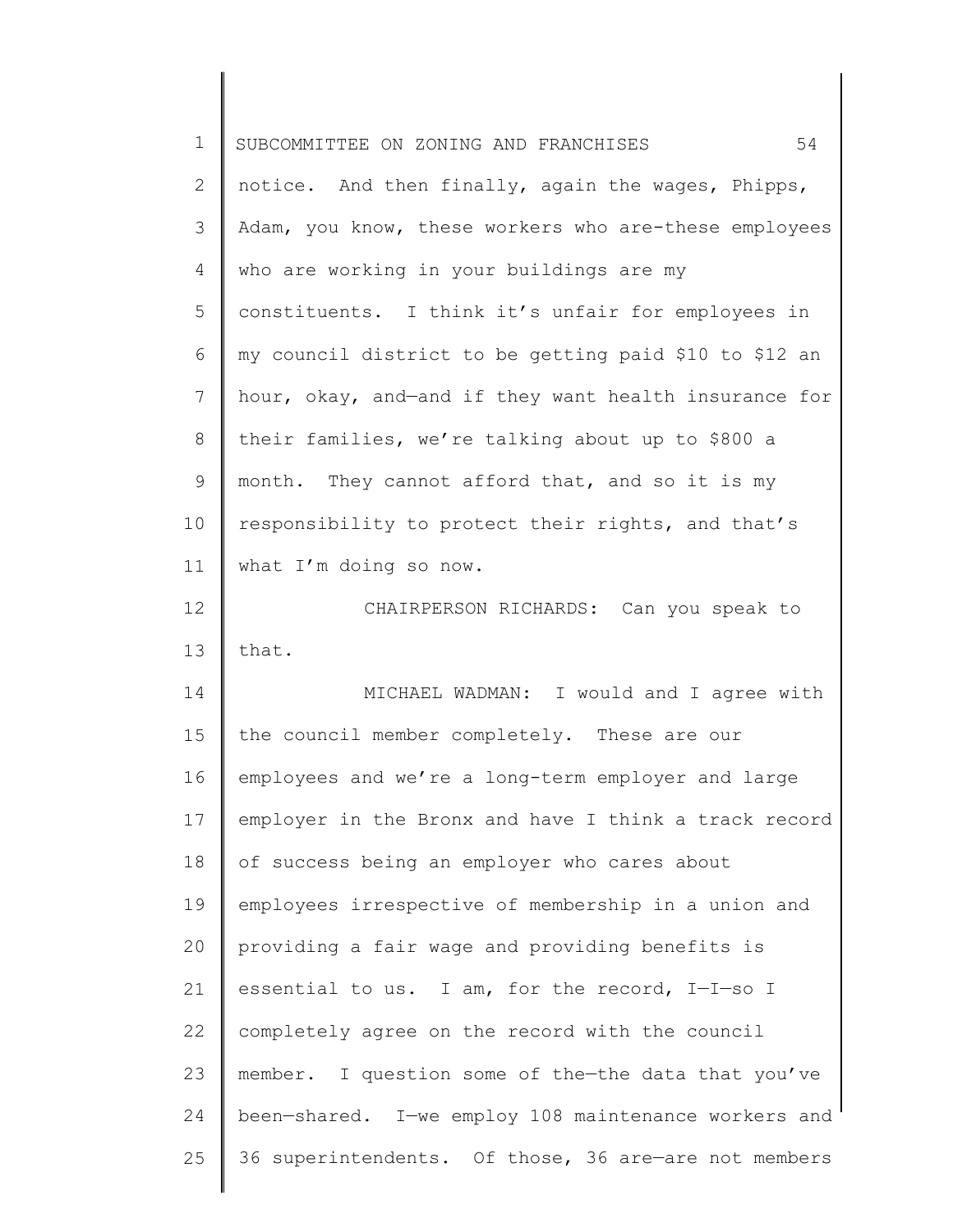notice. And then finally, again the wages, Phipps, Adam, you know, these workers who are-these employees who are working in your buildings are my constituents. I think it's unfair for employees in my council district to be getting paid $10 to $12 an hour, okay, and—and if they want health insurance for their families, we're talking about up to $800 a month. They cannot afford that, and so it is my responsibility to protect their rights, and that's what I'm doing so now.

CHAIRPERSON RICHARDS: Can you speak to that.

MICHAEL WADMAN: I would and I agree with the council member completely. These are our employees and we're a long-term employer and large employer in the Bronx and have I think a track record of success being an employer who cares about employees irrespective of membership in a union and providing a fair wage and providing benefits is essential to us. I am, for the record, I—I—so I completely agree on the record with the council member. I question some of the—the data that you've been—shared. I—we employ 108 maintenance workers and 36 superintendents. Of those, 36 are—are not members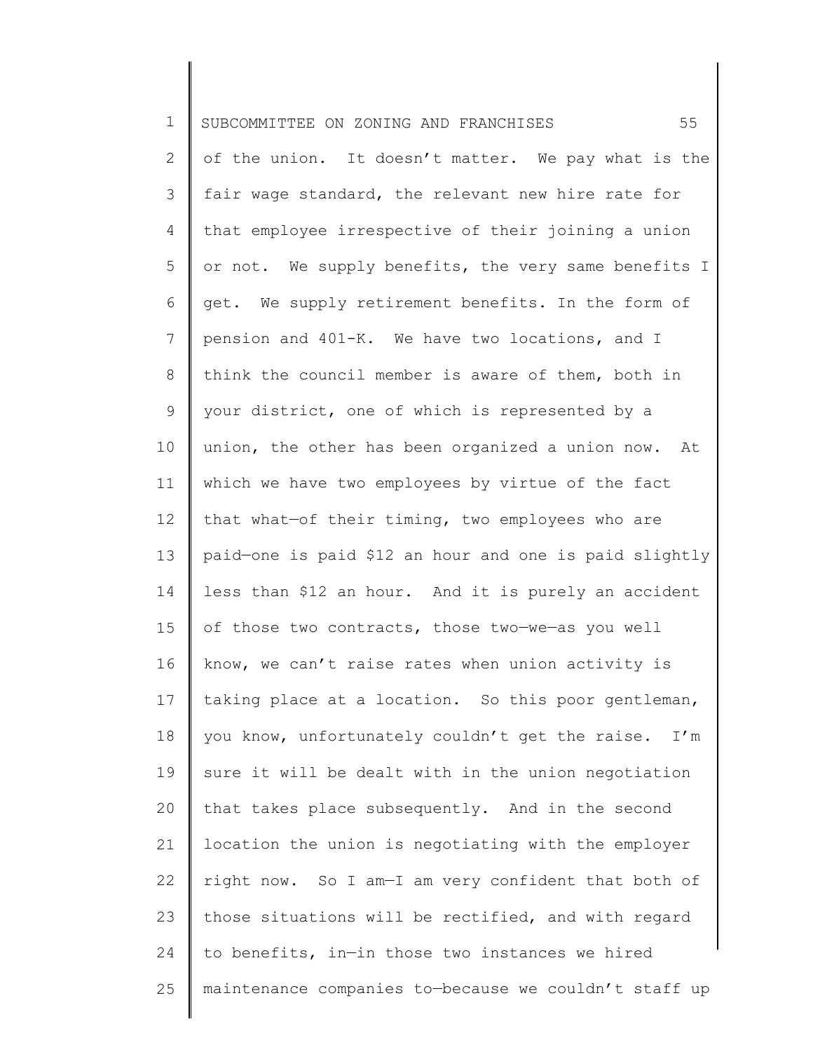of the union. It doesn't matter. We pay what is the fair wage standard, the relevant new hire rate for that employee irrespective of their joining a union or not. We supply benefits, the very same benefits I get. We supply retirement benefits. In the form of pension and 401-K. We have two locations, and I think the council member is aware of them, both in your district, one of which is represented by a union, the other has been organized a union now. At which we have two employees by virtue of the fact that what—of their timing, two employees who are paid—one is paid $12 an hour and one is paid slightly less than $12 an hour. And it is purely an accident of those two contracts, those two—we—as you well know, we can't raise rates when union activity is taking place at a location. So this poor gentleman, you know, unfortunately couldn't get the raise. I'm sure it will be dealt with in the union negotiation that takes place subsequently. And in the second location the union is negotiating with the employer right now. So I am—I am very confident that both of those situations will be rectified, and with regard to benefits, in—in those two instances we hired maintenance companies to—because we couldn't staff up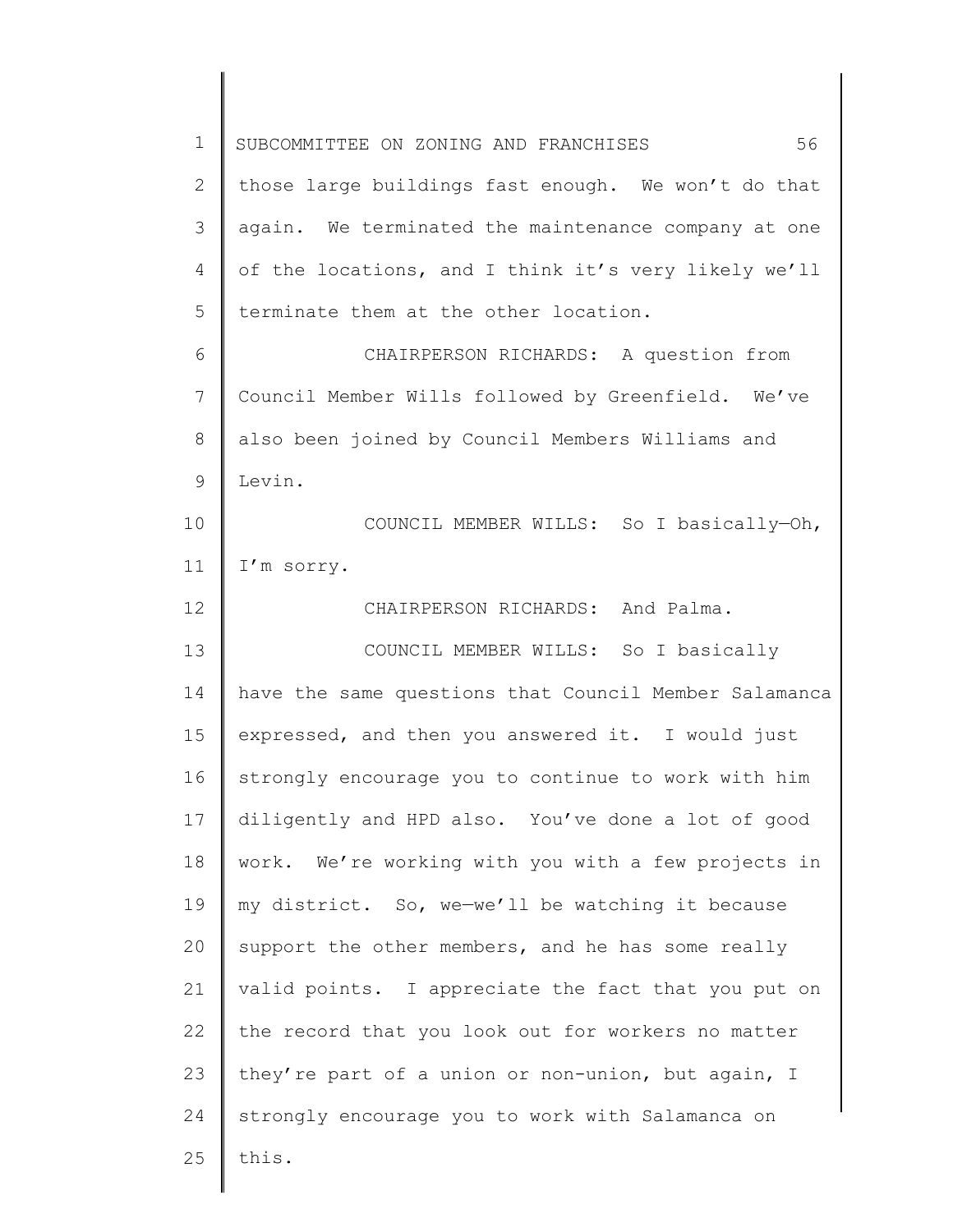those large buildings fast enough. We won't do that again. We terminated the maintenance company at one of the locations, and I think it's very likely we'll terminate them at the other location.

CHAIRPERSON RICHARDS: A question from Council Member Wills followed by Greenfield. We've also been joined by Council Members Williams and Levin.

COUNCIL MEMBER WILLS: So I basically—Oh, I'm sorry.

CHAIRPERSON RICHARDS: And Palma.

COUNCIL MEMBER WILLS: So I basically have the same questions that Council Member Salamanca expressed, and then you answered it. I would just strongly encourage you to continue to work with him diligently and HPD also. You've done a lot of good work. We're working with you with a few projects in my district. So, we—we'll be watching it because support the other members, and he has some really valid points. I appreciate the fact that you put on the record that you look out for workers no matter they're part of a union or non-union, but again, I strongly encourage you to work with Salamanca on this.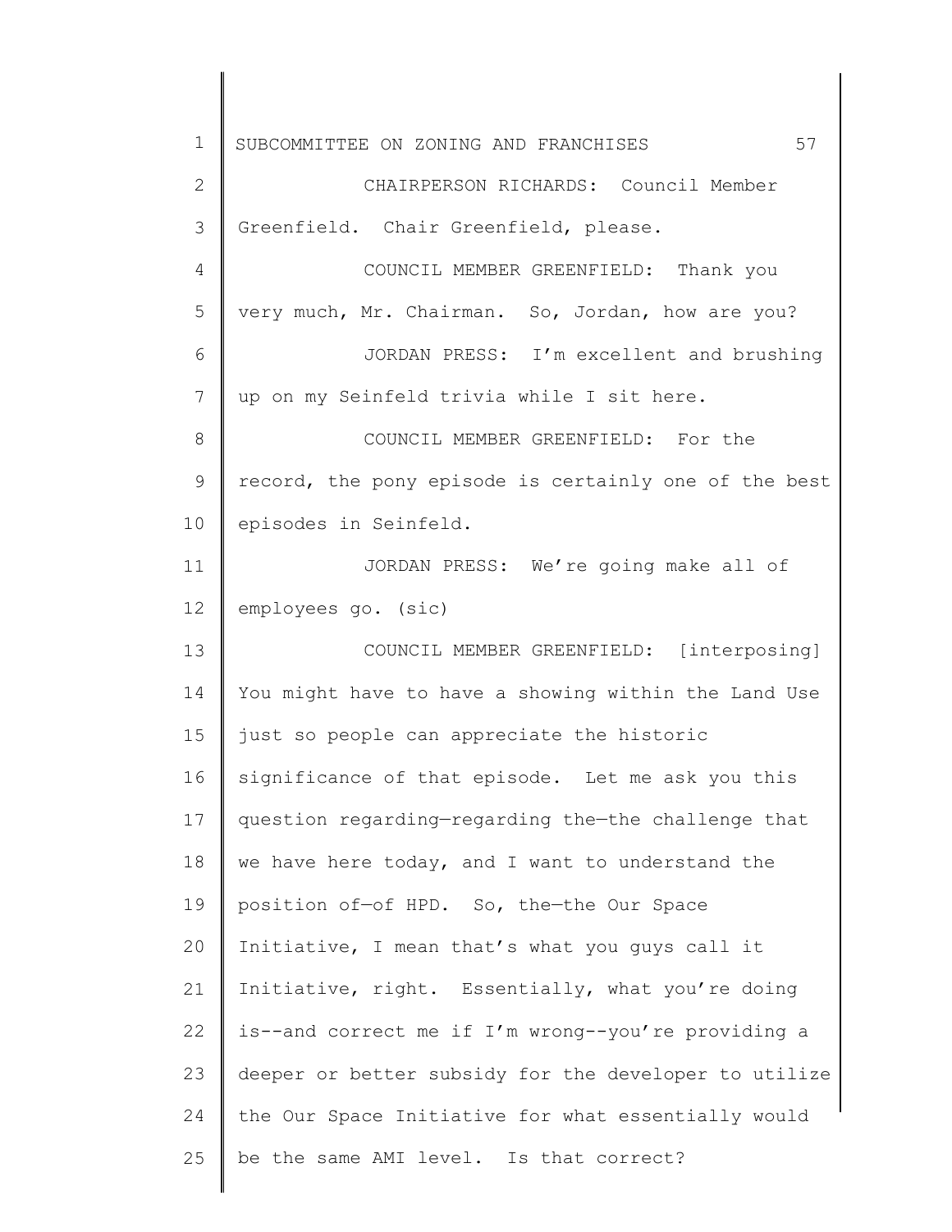CHAIRPERSON RICHARDS: Council Member Greenfield. Chair Greenfield, please.

COUNCIL MEMBER GREENFIELD: Thank you very much, Mr. Chairman. So, Jordan, how are you?

JORDAN PRESS: I'm excellent and brushing up on my Seinfeld trivia while I sit here.

COUNCIL MEMBER GREENFIELD: For the record, the pony episode is certainly one of the best episodes in Seinfeld.

JORDAN PRESS: We're going make all of employees go. (sic)

COUNCIL MEMBER GREENFIELD: [interposing] You might have to have a showing within the Land Use just so people can appreciate the historic significance of that episode. Let me ask you this question regarding—regarding the—the challenge that we have here today, and I want to understand the position of—of HPD. So, the—the Our Space Initiative, I mean that's what you guys call it Initiative, right. Essentially, what you're doing is--and correct me if I'm wrong--you're providing a deeper or better subsidy for the developer to utilize the Our Space Initiative for what essentially would be the same AMI level. Is that correct?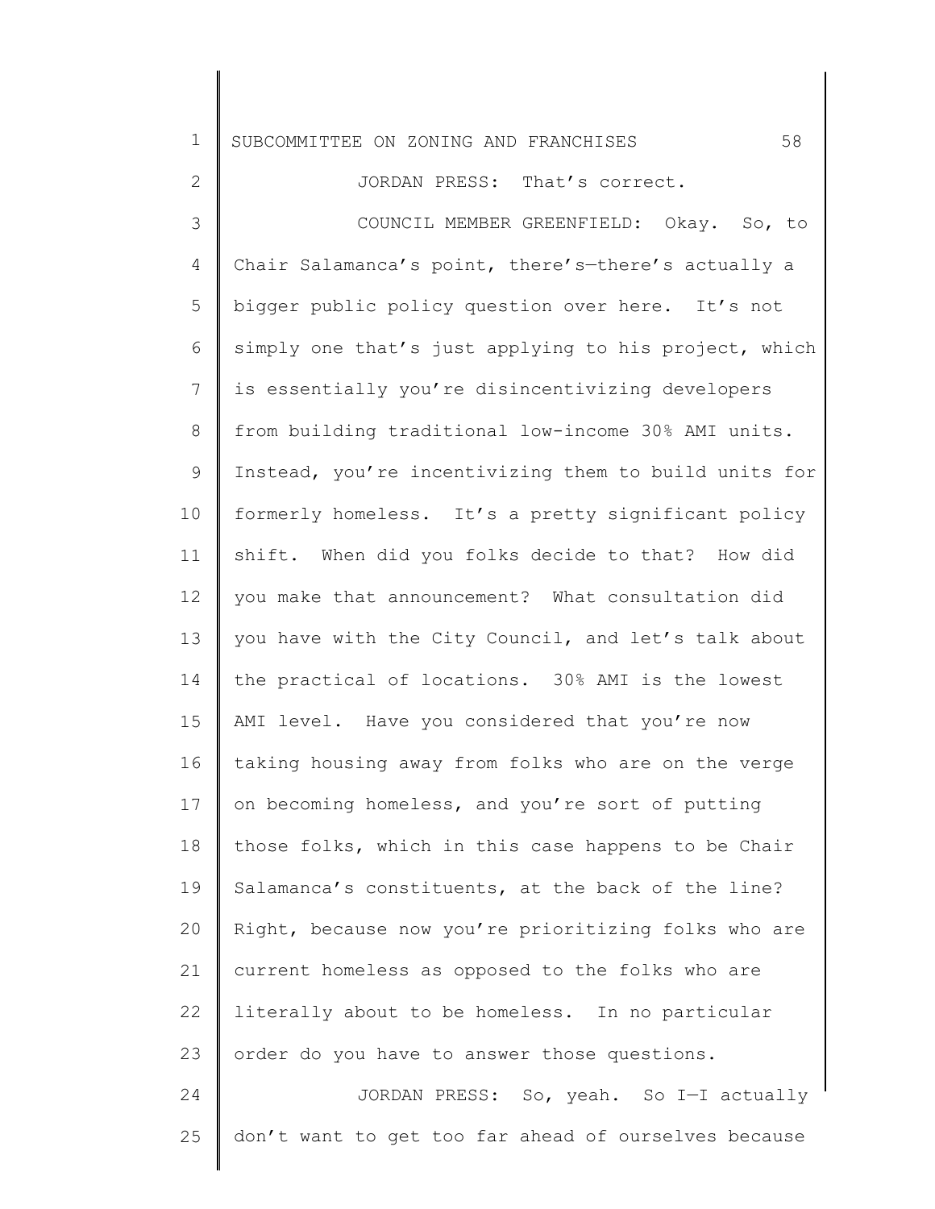JORDAN PRESS: That's correct.

COUNCIL MEMBER GREENFIELD: Okay. So, to Chair Salamanca's point, there's—there's actually a bigger public policy question over here. It's not simply one that's just applying to his project, which is essentially you're disincentivizing developers from building traditional low-income 30% AMI units. Instead, you're incentivizing them to build units for formerly homeless. It's a pretty significant policy shift. When did you folks decide to that? How did you make that announcement? What consultation did you have with the City Council, and let's talk about the practical of locations. 30% AMI is the lowest AMI level. Have you considered that you're now taking housing away from folks who are on the verge on becoming homeless, and you're sort of putting those folks, which in this case happens to be Chair Salamanca's constituents, at the back of the line? Right, because now you're prioritizing folks who are current homeless as opposed to the folks who are literally about to be homeless. In no particular order do you have to answer those questions.

JORDAN PRESS: So, yeah. So I—I actually don't want to get too far ahead of ourselves because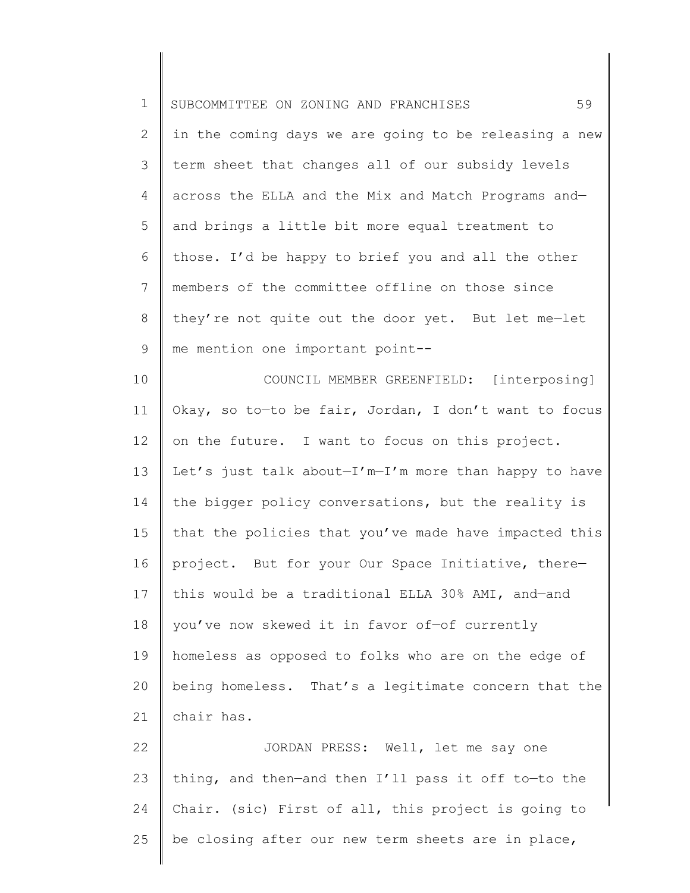in the coming days we are going to be releasing a new term sheet that changes all of our subsidy levels across the ELLA and the Mix and Match Programs and—and brings a little bit more equal treatment to those. I'd be happy to brief you and all the other members of the committee offline on those since they're not quite out the door yet. But let me—let me mention one important point--

COUNCIL MEMBER GREENFIELD: [interposing] Okay, so to—to be fair, Jordan, I don't want to focus on the future. I want to focus on this project. Let's just talk about—I'm—I'm more than happy to have the bigger policy conversations, but the reality is that the policies that you've made have impacted this project. But for your Our Space Initiative, there—this would be a traditional ELLA 30% AMI, and—and you've now skewed it in favor of—of currently homeless as opposed to folks who are on the edge of being homeless. That's a legitimate concern that the chair has.

JORDAN PRESS: Well, let me say one thing, and then—and then I'll pass it off to—to the Chair. (sic) First of all, this project is going to be closing after our new term sheets are in place,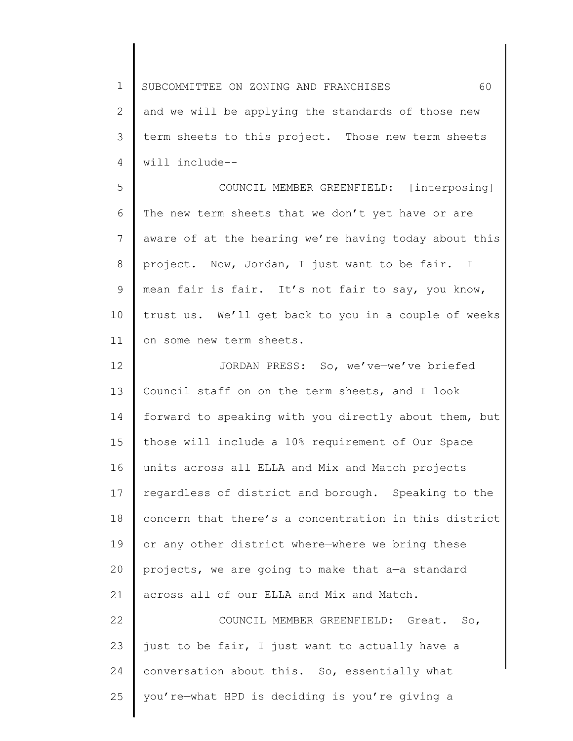and we will be applying the standards of those new term sheets to this project. Those new term sheets will include--

COUNCIL MEMBER GREENFIELD: [interposing] The new term sheets that we don't yet have or are aware of at the hearing we're having today about this project. Now, Jordan, I just want to be fair. I mean fair is fair. It's not fair to say, you know, trust us. We'll get back to you in a couple of weeks on some new term sheets.

JORDAN PRESS: So, we've—we've briefed Council staff on—on the term sheets, and I look forward to speaking with you directly about them, but those will include a 10% requirement of Our Space units across all ELLA and Mix and Match projects regardless of district and borough. Speaking to the concern that there's a concentration in this district or any other district where—where we bring these projects, we are going to make that a—a standard across all of our ELLA and Mix and Match.

COUNCIL MEMBER GREENFIELD: Great. So, just to be fair, I just want to actually have a conversation about this. So, essentially what you're—what HPD is deciding is you're giving a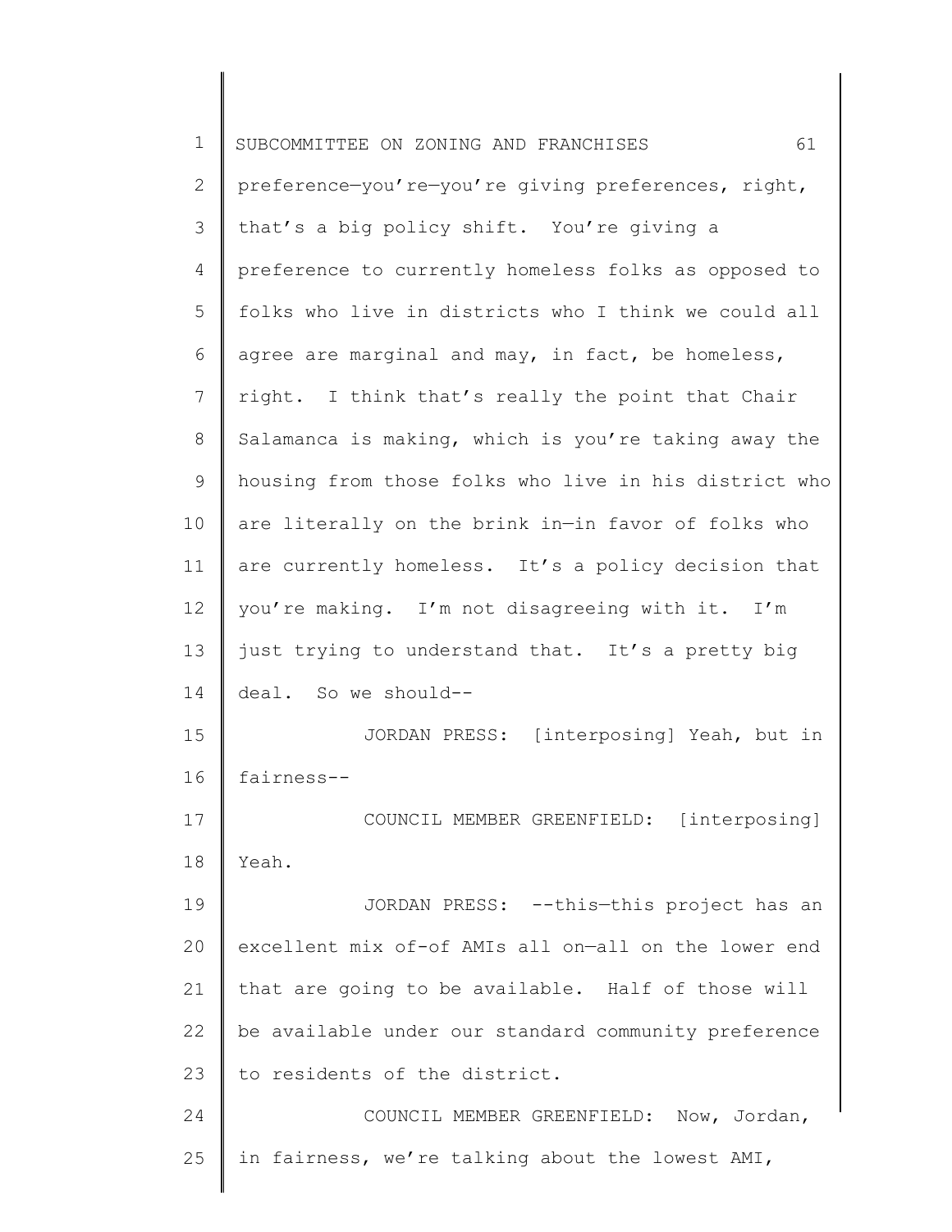preference—you're—you're giving preferences, right, that's a big policy shift. You're giving a preference to currently homeless folks as opposed to folks who live in districts who I think we could all agree are marginal and may, in fact, be homeless, right. I think that's really the point that Chair Salamanca is making, which is you're taking away the housing from those folks who live in his district who are literally on the brink in—in favor of folks who are currently homeless. It's a policy decision that you're making. I'm not disagreeing with it. I'm just trying to understand that. It's a pretty big deal. So we should--

JORDAN PRESS: [interposing] Yeah, but in fairness--

COUNCIL MEMBER GREENFIELD: [interposing] Yeah.

JORDAN PRESS: --this—this project has an excellent mix of-of AMIs all on—all on the lower end that are going to be available. Half of those will be available under our standard community preference to residents of the district.

COUNCIL MEMBER GREENFIELD: Now, Jordan, in fairness, we're talking about the lowest AMI,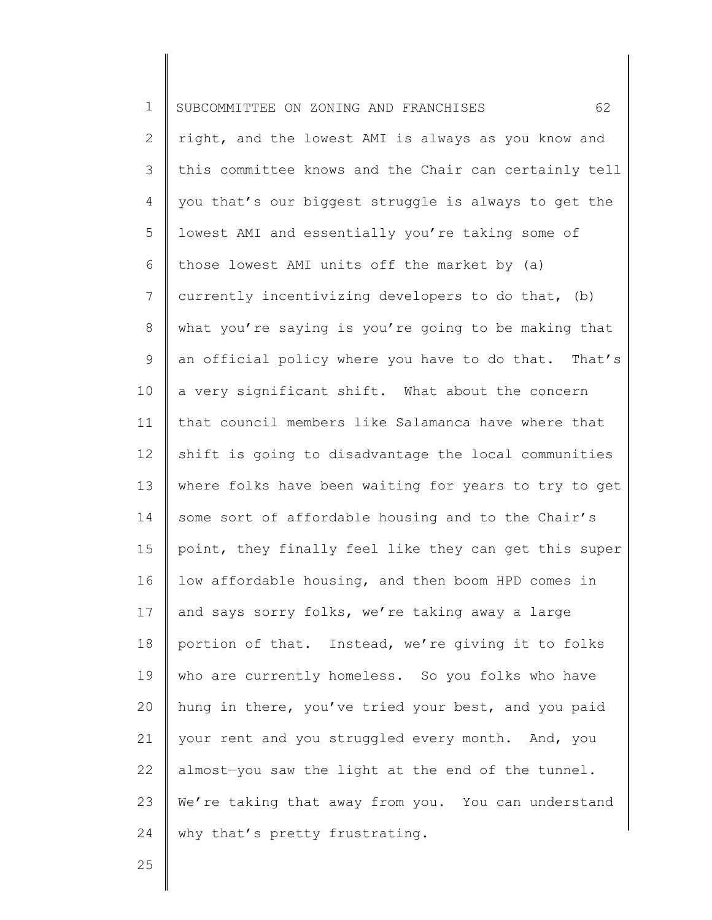right, and the lowest AMI is always as you know and this committee knows and the Chair can certainly tell you that's our biggest struggle is always to get the lowest AMI and essentially you're taking some of those lowest AMI units off the market by (a) currently incentivizing developers to do that, (b) what you're saying is you're going to be making that an official policy where you have to do that. That's a very significant shift. What about the concern that council members like Salamanca have where that shift is going to disadvantage the local communities where folks have been waiting for years to try to get some sort of affordable housing and to the Chair's point, they finally feel like they can get this super low affordable housing, and then boom HPD comes in and says sorry folks, we're taking away a large portion of that. Instead, we're giving it to folks who are currently homeless. So you folks who have hung in there, you've tried your best, and you paid your rent and you struggled every month. And, you almost—you saw the light at the end of the tunnel. We're taking that away from you. You can understand why that's pretty frustrating.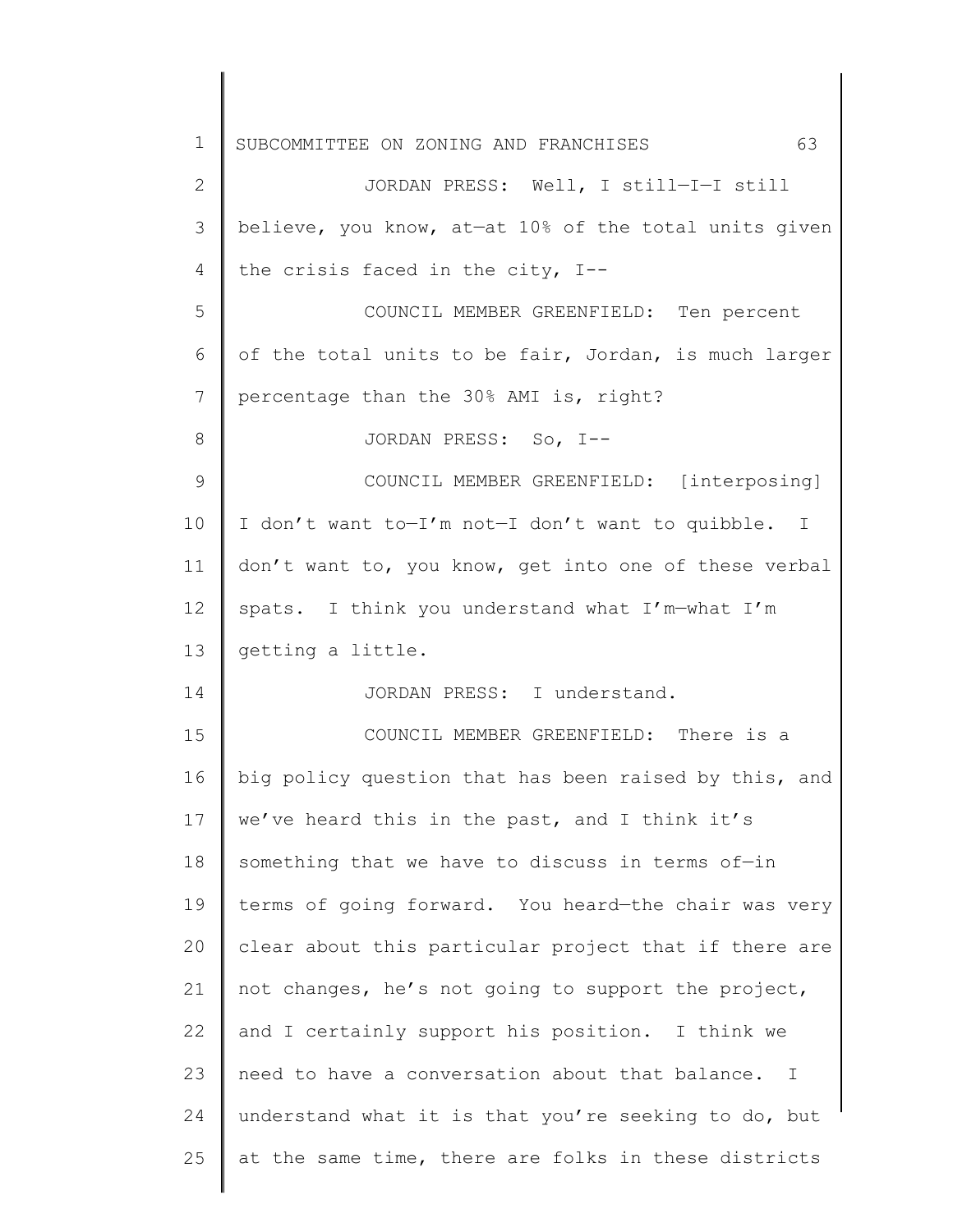JORDAN PRESS: Well, I still—I—I still believe, you know, at—at 10% of the total units given the crisis faced in the city, I--

COUNCIL MEMBER GREENFIELD: Ten percent of the total units to be fair, Jordan, is much larger percentage than the 30% AMI is, right?

JORDAN PRESS: So, I--

COUNCIL MEMBER GREENFIELD: [interposing] I don't want to—I'm not—I don't want to quibble. I don't want to, you know, get into one of these verbal spats. I think you understand what I'm—what I'm getting a little.

JORDAN PRESS: I understand.

COUNCIL MEMBER GREENFIELD: There is a big policy question that has been raised by this, and we've heard this in the past, and I think it's something that we have to discuss in terms of—in terms of going forward. You heard—the chair was very clear about this particular project that if there are not changes, he's not going to support the project, and I certainly support his position. I think we need to have a conversation about that balance. I understand what it is that you're seeking to do, but at the same time, there are folks in these districts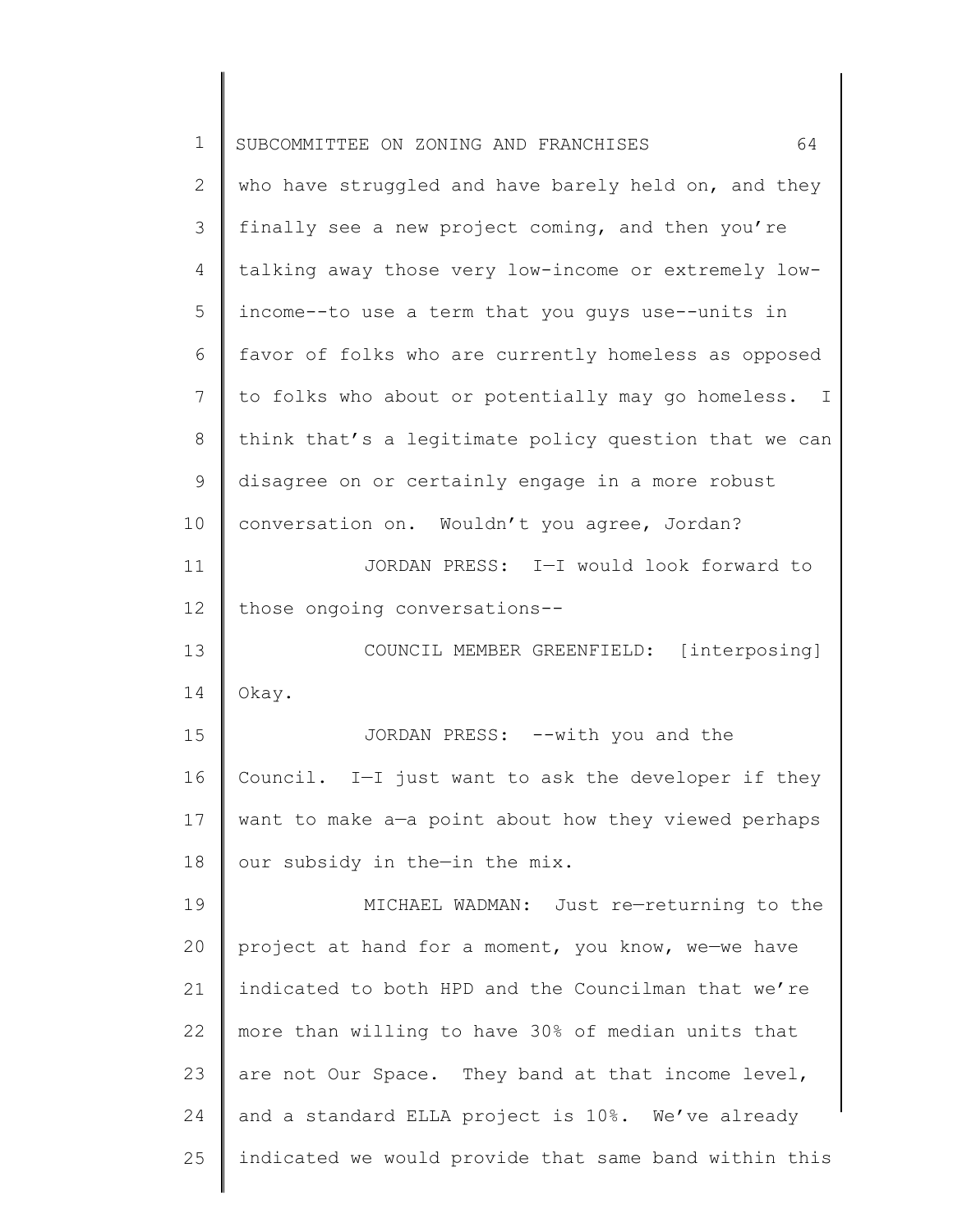who have struggled and have barely held on, and they finally see a new project coming, and then you're talking away those very low-income or extremely low-income--to use a term that you guys use--units in favor of folks who are currently homeless as opposed to folks who about or potentially may go homeless. I think that's a legitimate policy question that we can disagree on or certainly engage in a more robust conversation on. Wouldn't you agree, Jordan?

JORDAN PRESS: I—I would look forward to those ongoing conversations--

COUNCIL MEMBER GREENFIELD: [interposing] Okay.

JORDAN PRESS: --with you and the Council. I—I just want to ask the developer if they want to make a—a point about how they viewed perhaps our subsidy in the—in the mix.

MICHAEL WADMAN: Just re—returning to the project at hand for a moment, you know, we—we have indicated to both HPD and the Councilman that we're more than willing to have 30% of median units that are not Our Space. They band at that income level, and a standard ELLA project is 10%. We've already indicated we would provide that same band within this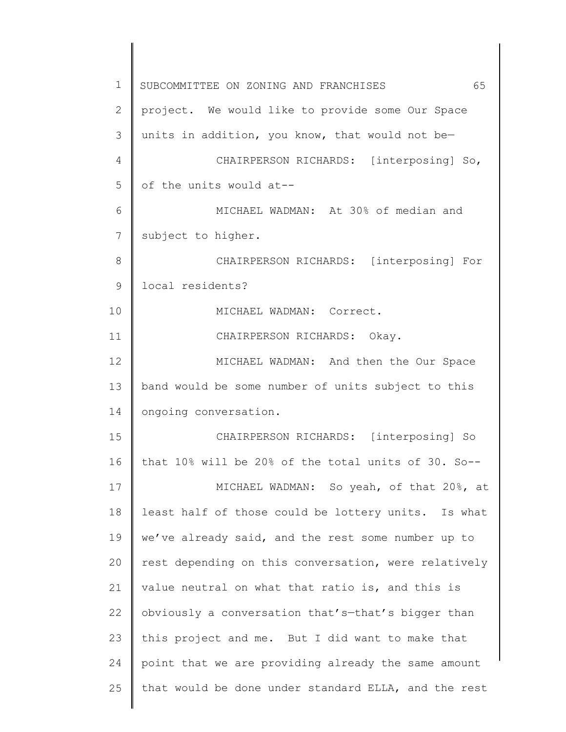project. We would like to provide some Our Space units in addition, you know, that would not be—

CHAIRPERSON RICHARDS: [interposing] So, of the units would at--

MICHAEL WADMAN: At 30% of median and subject to higher.

CHAIRPERSON RICHARDS: [interposing] For local residents?

MICHAEL WADMAN: Correct.

CHAIRPERSON RICHARDS: Okay.

MICHAEL WADMAN: And then the Our Space band would be some number of units subject to this ongoing conversation.

CHAIRPERSON RICHARDS: [interposing] So that 10% will be 20% of the total units of 30. So--

MICHAEL WADMAN: So yeah, of that 20%, at least half of those could be lottery units. Is what we've already said, and the rest some number up to rest depending on this conversation, were relatively value neutral on what that ratio is, and this is obviously a conversation that's—that's bigger than this project and me. But I did want to make that point that we are providing already the same amount that would be done under standard ELLA, and the rest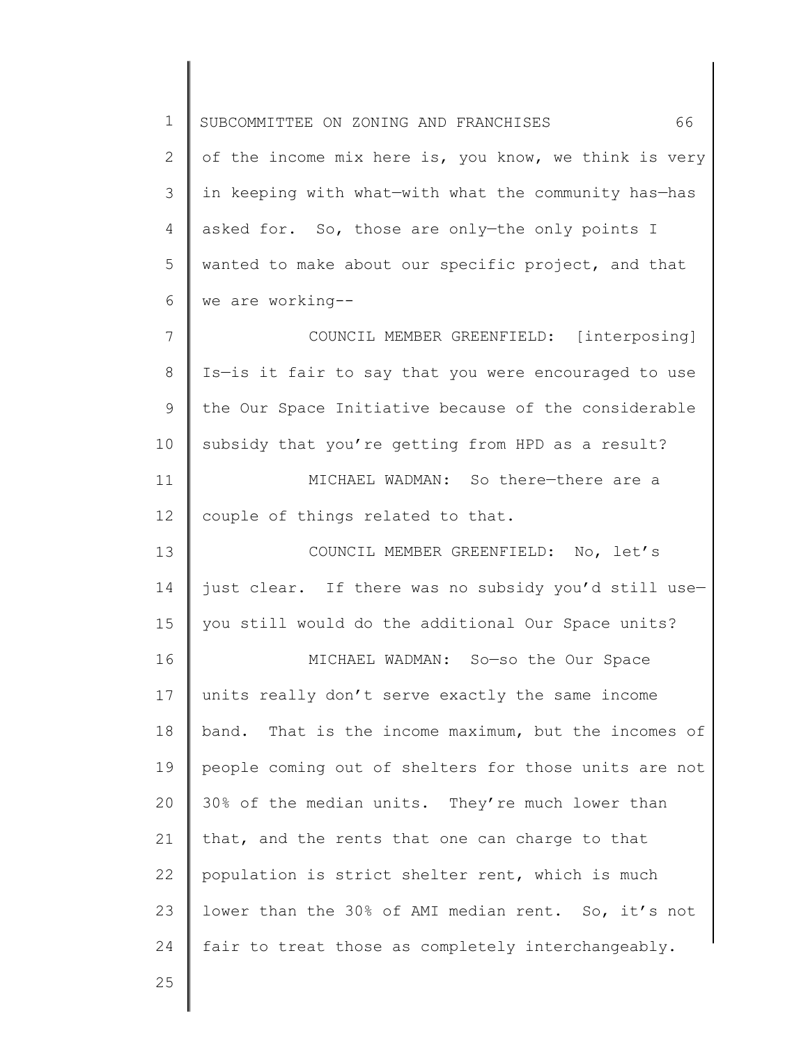of the income mix here is, you know, we think is very in keeping with what—with what the community has—has asked for. So, those are only—the only points I wanted to make about our specific project, and that we are working--

COUNCIL MEMBER GREENFIELD: [interposing] Is—is it fair to say that you were encouraged to use the Our Space Initiative because of the considerable subsidy that you're getting from HPD as a result?

MICHAEL WADMAN: So there—there are a couple of things related to that.

COUNCIL MEMBER GREENFIELD: No, let's just clear. If there was no subsidy you'd still use—you still would do the additional Our Space units?

MICHAEL WADMAN: So—so the Our Space units really don't serve exactly the same income band. That is the income maximum, but the incomes of people coming out of shelters for those units are not 30% of the median units. They're much lower than that, and the rents that one can charge to that population is strict shelter rent, which is much lower than the 30% of AMI median rent. So, it's not fair to treat those as completely interchangeably.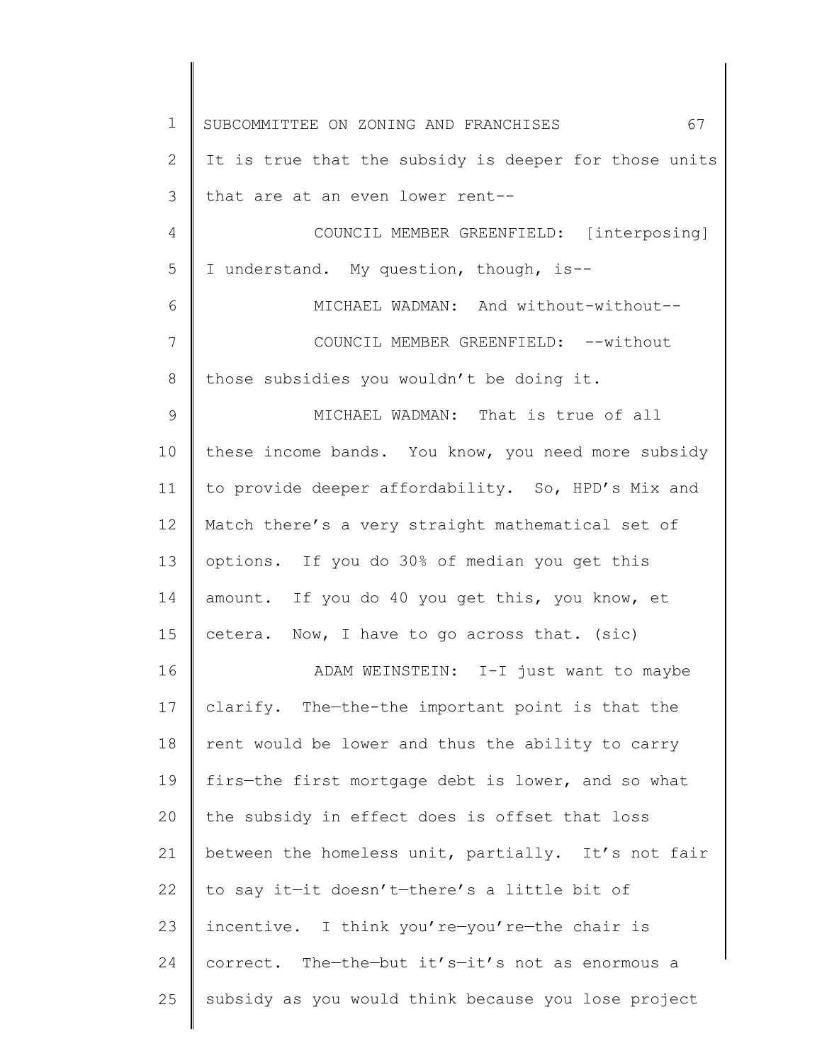It is true that the subsidy is deeper for those units that are at an even lower rent--

COUNCIL MEMBER GREENFIELD: [interposing] I understand. My question, though, is--

MICHAEL WADMAN: And without-without--

COUNCIL MEMBER GREENFIELD: --without those subsidies you wouldn't be doing it.

MICHAEL WADMAN: That is true of all these income bands. You know, you need more subsidy to provide deeper affordability. So, HPD's Mix and Match there's a very straight mathematical set of options. If you do 30% of median you get this amount. If you do 40 you get this, you know, et cetera. Now, I have to go across that. (sic)

ADAM WEINSTEIN: I-I just want to maybe clarify. The—the-the important point is that the rent would be lower and thus the ability to carry firs—the first mortgage debt is lower, and so what the subsidy in effect does is offset that loss between the homeless unit, partially. It's not fair to say it—it doesn't—there's a little bit of incentive. I think you're—you're—the chair is correct. The—the—but it's—it's not as enormous a subsidy as you would think because you lose project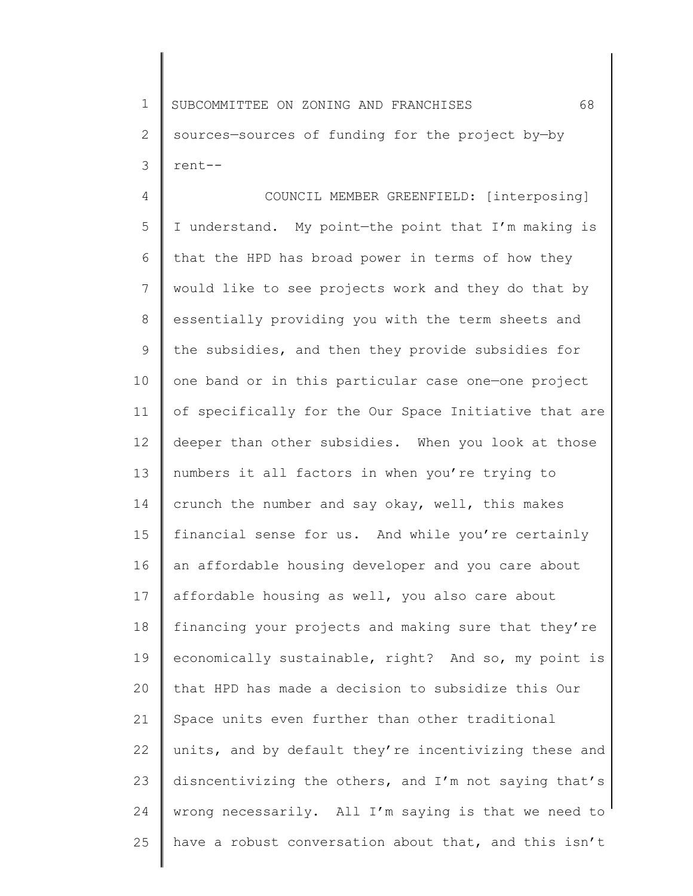sources—sources of funding for the project by—by rent--

COUNCIL MEMBER GREENFIELD: [interposing] I understand. My point—the point that I'm making is that the HPD has broad power in terms of how they would like to see projects work and they do that by essentially providing you with the term sheets and the subsidies, and then they provide subsidies for one band or in this particular case one—one project of specifically for the Our Space Initiative that are deeper than other subsidies. When you look at those numbers it all factors in when you're trying to crunch the number and say okay, well, this makes financial sense for us. And while you're certainly an affordable housing developer and you care about affordable housing as well, you also care about financing your projects and making sure that they're economically sustainable, right? And so, my point is that HPD has made a decision to subsidize this Our Space units even further than other traditional units, and by default they're incentivizing these and disncentivizing the others, and I'm not saying that's wrong necessarily. All I'm saying is that we need to have a robust conversation about that, and this isn't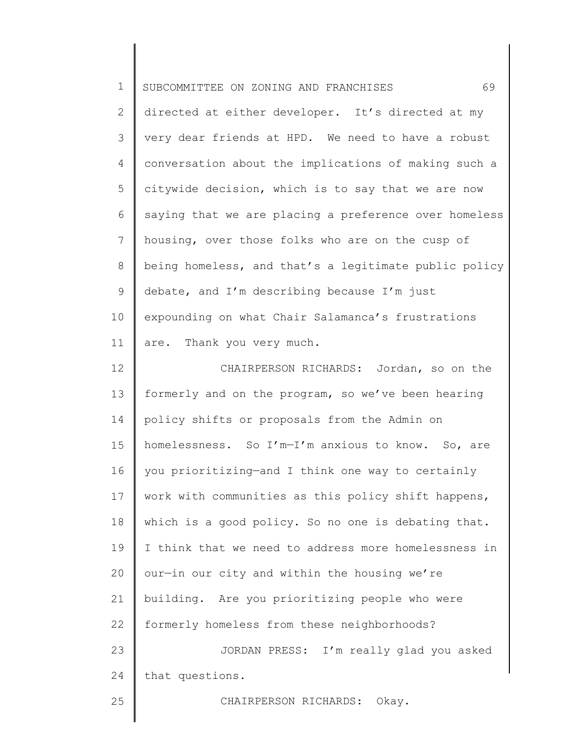directed at either developer. It's directed at my very dear friends at HPD. We need to have a robust conversation about the implications of making such a citywide decision, which is to say that we are now saying that we are placing a preference over homeless housing, over those folks who are on the cusp of being homeless, and that's a legitimate public policy debate, and I'm describing because I'm just expounding on what Chair Salamanca's frustrations are. Thank you very much.

CHAIRPERSON RICHARDS: Jordan, so on the formerly and on the program, so we've been hearing policy shifts or proposals from the Admin on homelessness. So I'm—I'm anxious to know. So, are you prioritizing—and I think one way to certainly work with communities as this policy shift happens, which is a good policy. So no one is debating that. I think that we need to address more homelessness in our—in our city and within the housing we're building. Are you prioritizing people who were formerly homeless from these neighborhoods?

JORDAN PRESS: I'm really glad you asked that questions.

CHAIRPERSON RICHARDS: Okay.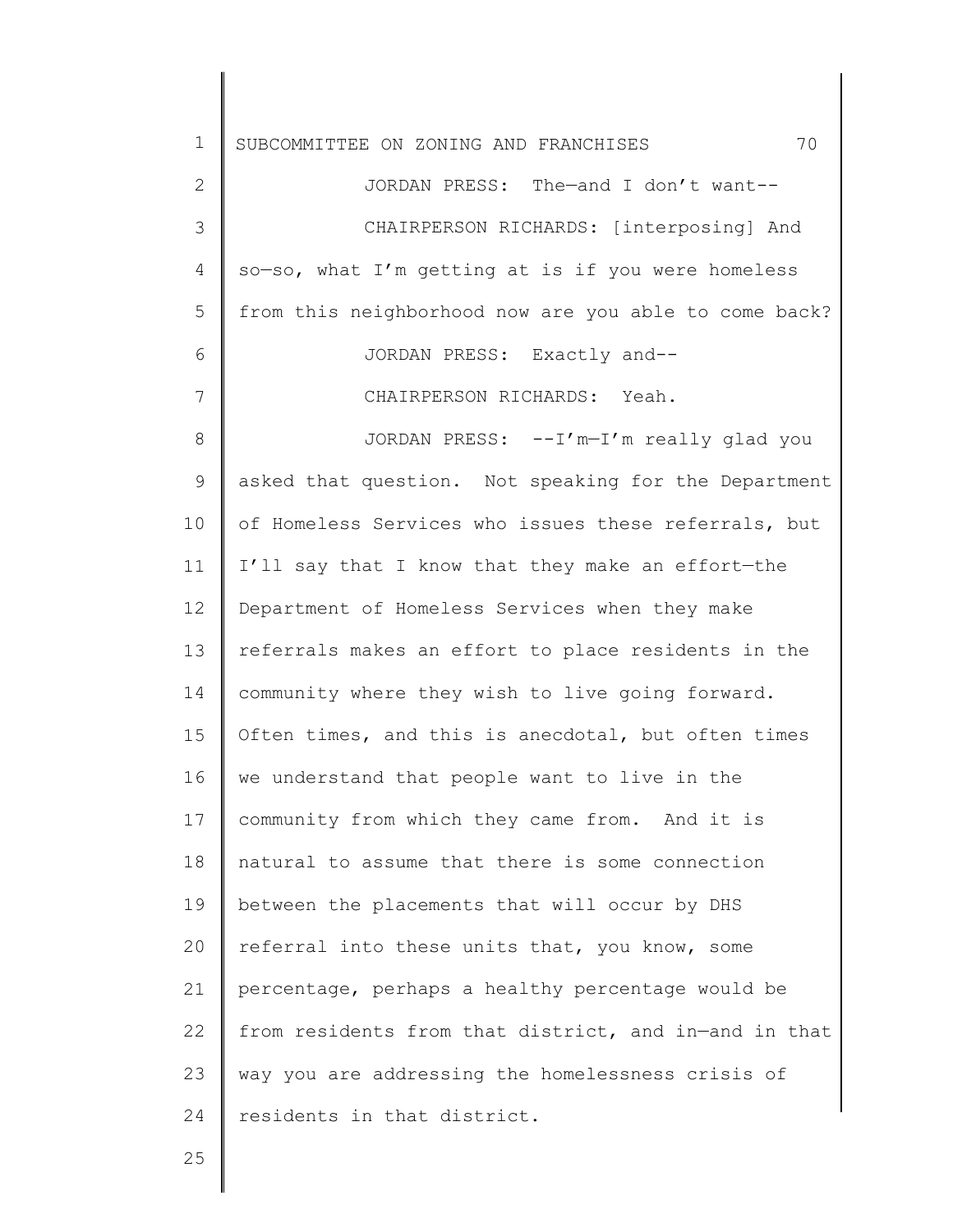JORDAN PRESS: The—and I don't want--

CHAIRPERSON RICHARDS: [interposing] And so—so, what I'm getting at is if you were homeless from this neighborhood now are you able to come back?

JORDAN PRESS: Exactly and--

CHAIRPERSON RICHARDS: Yeah.

JORDAN PRESS: --I'm—I'm really glad you asked that question. Not speaking for the Department of Homeless Services who issues these referrals, but I'll say that I know that they make an effort—the Department of Homeless Services when they make referrals makes an effort to place residents in the community where they wish to live going forward. Often times, and this is anecdotal, but often times we understand that people want to live in the community from which they came from. And it is natural to assume that there is some connection between the placements that will occur by DHS referral into these units that, you know, some percentage, perhaps a healthy percentage would be from residents from that district, and in—and in that way you are addressing the homelessness crisis of residents in that district.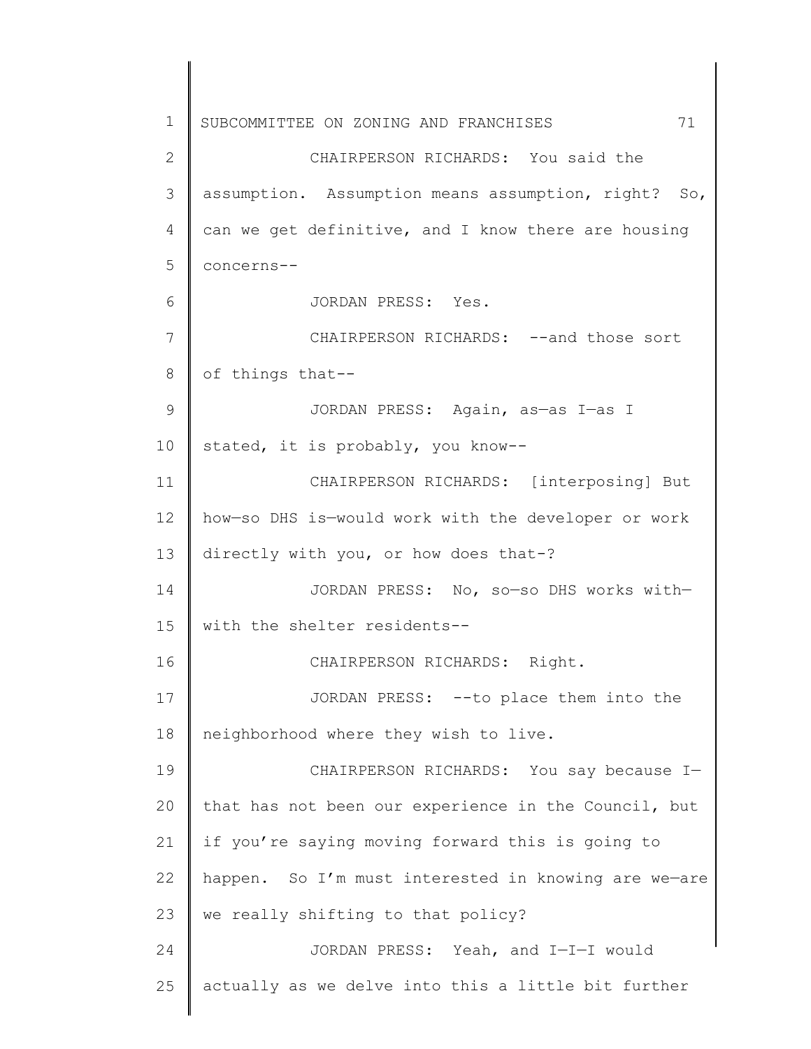CHAIRPERSON RICHARDS: You said the assumption. Assumption means assumption, right? So, can we get definitive, and I know there are housing concerns--

JORDAN PRESS: Yes.

CHAIRPERSON RICHARDS: --and those sort of things that--

JORDAN PRESS: Again, as—as I—as I stated, it is probably, you know--

CHAIRPERSON RICHARDS: [interposing] But how—so DHS is—would work with the developer or work directly with you, or how does that-?

JORDAN PRESS: No, so—so DHS works with—with the shelter residents--

CHAIRPERSON RICHARDS: Right.

JORDAN PRESS: --to place them into the neighborhood where they wish to live.

CHAIRPERSON RICHARDS: You say because I—that has not been our experience in the Council, but if you're saying moving forward this is going to happen. So I'm must interested in knowing are we—are we really shifting to that policy?

JORDAN PRESS: Yeah, and I—I—I would actually as we delve into this a little bit further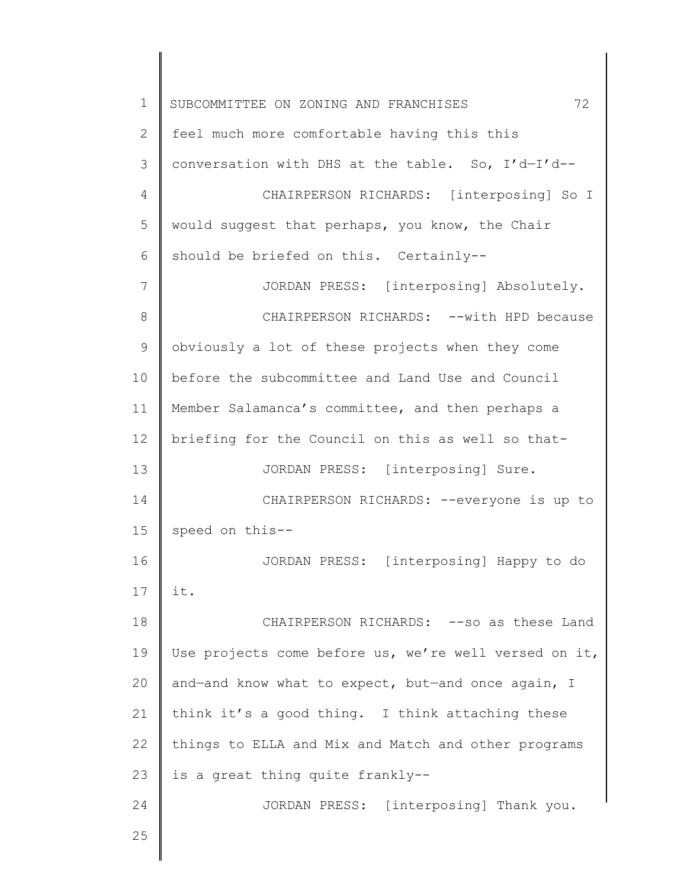feel much more comfortable having this this conversation with DHS at the table. So, I'd—I'd--

CHAIRPERSON RICHARDS: [interposing] So I would suggest that perhaps, you know, the Chair should be briefed on this. Certainly--

JORDAN PRESS: [interposing] Absolutely.

CHAIRPERSON RICHARDS: --with HPD because obviously a lot of these projects when they come before the subcommittee and Land Use and Council Member Salamanca's committee, and then perhaps a briefing for the Council on this as well so that-

JORDAN PRESS: [interposing] Sure.

CHAIRPERSON RICHARDS: --everyone is up to speed on this--

JORDAN PRESS: [interposing] Happy to do it.

CHAIRPERSON RICHARDS: --so as these Land Use projects come before us, we're well versed on it, and—and know what to expect, but—and once again, I think it's a good thing. I think attaching these things to ELLA and Mix and Match and other programs is a great thing quite frankly--

JORDAN PRESS: [interposing] Thank you.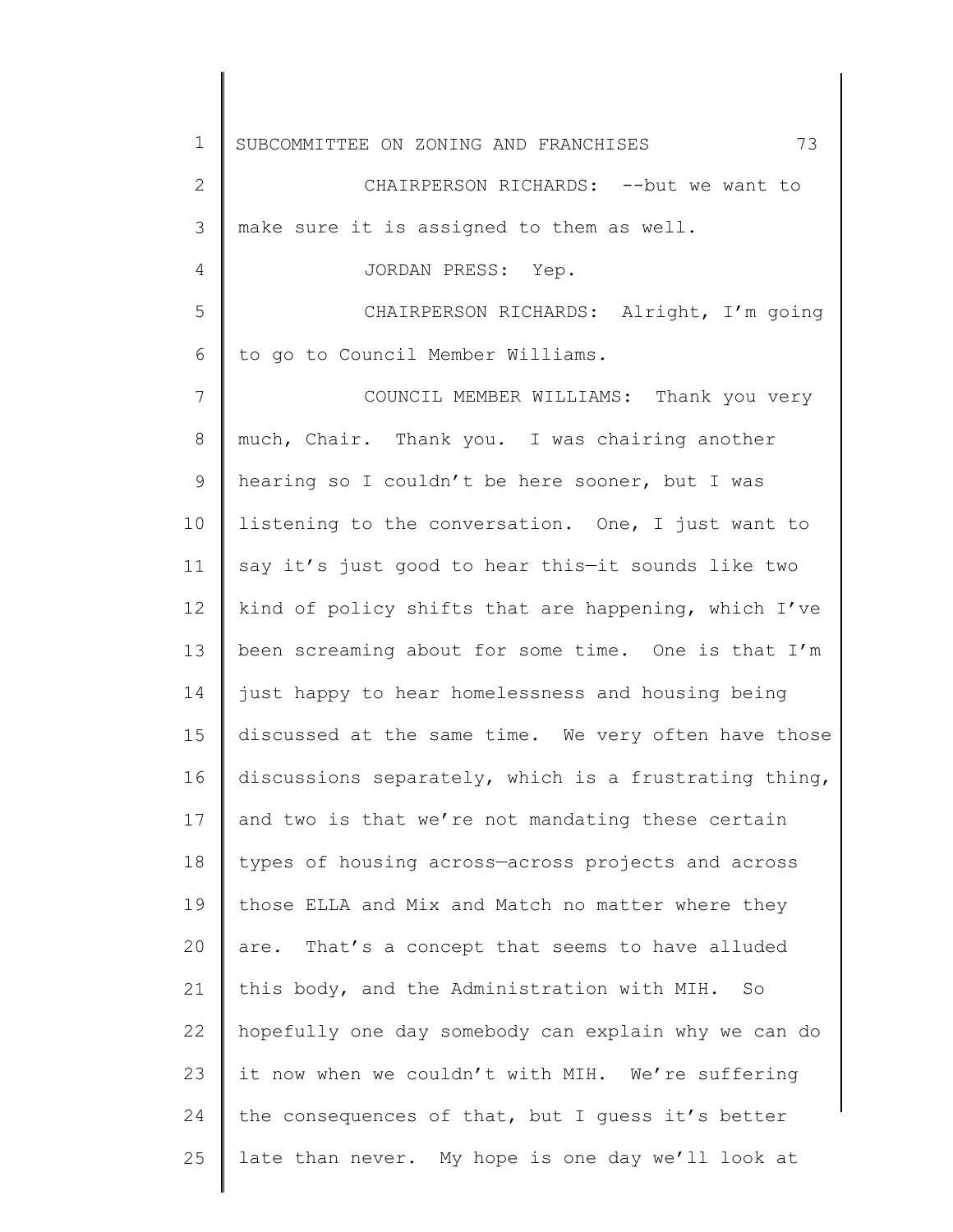CHAIRPERSON RICHARDS: --but we want to make sure it is assigned to them as well.

JORDAN PRESS: Yep.

CHAIRPERSON RICHARDS: Alright, I'm going to go to Council Member Williams.

COUNCIL MEMBER WILLIAMS: Thank you very much, Chair. Thank you. I was chairing another hearing so I couldn't be here sooner, but I was listening to the conversation. One, I just want to say it's just good to hear this—it sounds like two kind of policy shifts that are happening, which I've been screaming about for some time. One is that I'm just happy to hear homelessness and housing being discussed at the same time. We very often have those discussions separately, which is a frustrating thing, and two is that we're not mandating these certain types of housing across—across projects and across those ELLA and Mix and Match no matter where they are. That's a concept that seems to have alluded this body, and the Administration with MIH. So hopefully one day somebody can explain why we can do it now when we couldn't with MIH. We're suffering the consequences of that, but I guess it's better late than never. My hope is one day we'll look at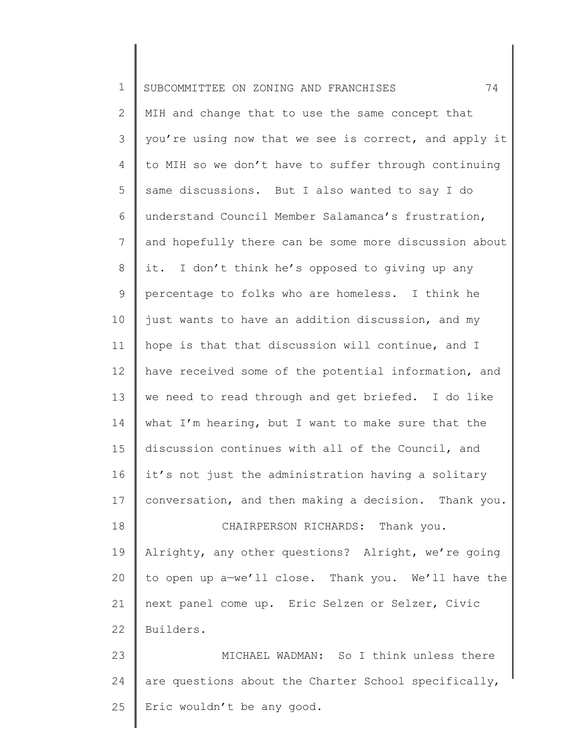MIH and change that to use the same concept that you're using now that we see is correct, and apply it to MIH so we don't have to suffer through continuing same discussions. But I also wanted to say I do understand Council Member Salamanca's frustration, and hopefully there can be some more discussion about it. I don't think he's opposed to giving up any percentage to folks who are homeless. I think he just wants to have an addition discussion, and my hope is that that discussion will continue, and I have received some of the potential information, and we need to read through and get briefed. I do like what I'm hearing, but I want to make sure that the discussion continues with all of the Council, and it's not just the administration having a solitary conversation, and then making a decision. Thank you.

CHAIRPERSON RICHARDS: Thank you. Alrighty, any other questions? Alright, we're going to open up a—we'll close. Thank you. We'll have the next panel come up. Eric Selzen or Selzer, Civic Builders.

MICHAEL WADMAN: So I think unless there are questions about the Charter School specifically, Eric wouldn't be any good.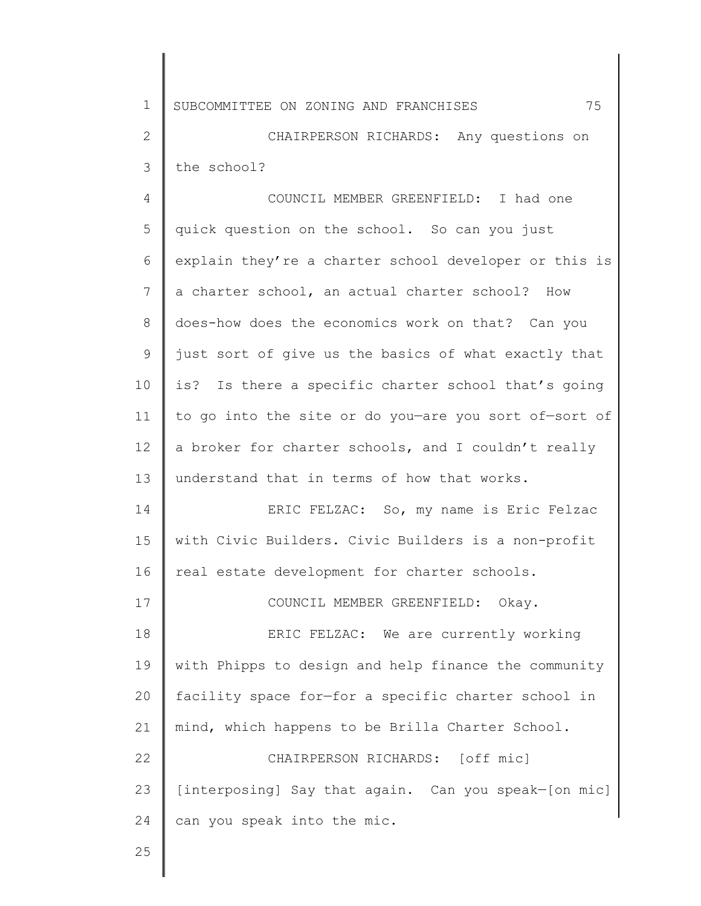CHAIRPERSON RICHARDS: Any questions on the school?

COUNCIL MEMBER GREENFIELD: I had one quick question on the school. So can you just explain they're a charter school developer or this is a charter school, an actual charter school? How does-how does the economics work on that? Can you just sort of give us the basics of what exactly that is? Is there a specific charter school that's going to go into the site or do you—are you sort of—sort of a broker for charter schools, and I couldn't really understand that in terms of how that works.

ERIC FELZAC: So, my name is Eric Felzac with Civic Builders. Civic Builders is a non-profit real estate development for charter schools.

COUNCIL MEMBER GREENFIELD: Okay.

ERIC FELZAC: We are currently working with Phipps to design and help finance the community facility space for—for a specific charter school in mind, which happens to be Brilla Charter School.

CHAIRPERSON RICHARDS: [off mic] [interposing] Say that again. Can you speak—[on mic] can you speak into the mic.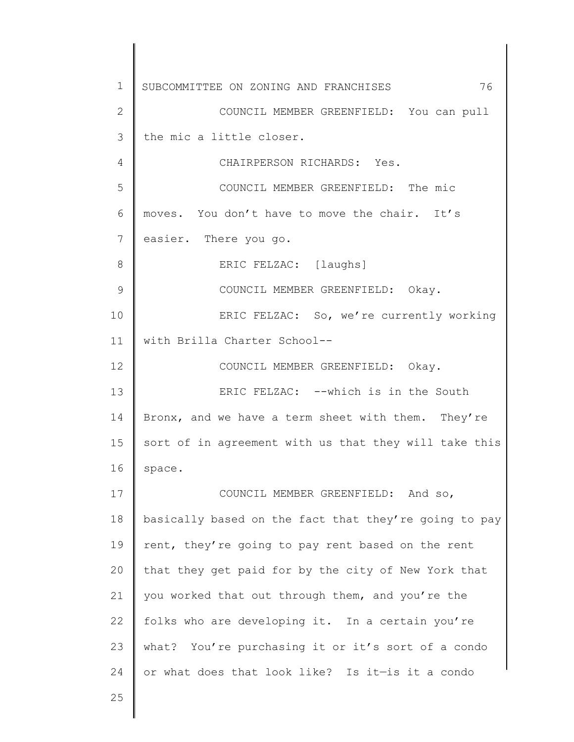COUNCIL MEMBER GREENFIELD: You can pull the mic a little closer.

CHAIRPERSON RICHARDS: Yes.

COUNCIL MEMBER GREENFIELD: The mic moves. You don't have to move the chair. It's easier. There you go.

ERIC FELZAC: [laughs]

COUNCIL MEMBER GREENFIELD: Okay.

ERIC FELZAC: So, we're currently working with Brilla Charter School--

COUNCIL MEMBER GREENFIELD: Okay.

ERIC FELZAC: --which is in the South Bronx, and we have a term sheet with them. They're sort of in agreement with us that they will take this space.

COUNCIL MEMBER GREENFIELD: And so, basically based on the fact that they're going to pay rent, they're going to pay rent based on the rent that they get paid for by the city of New York that you worked that out through them, and you're the folks who are developing it. In a certain you're what? You're purchasing it or it's sort of a condo or what does that look like? Is it—is it a condo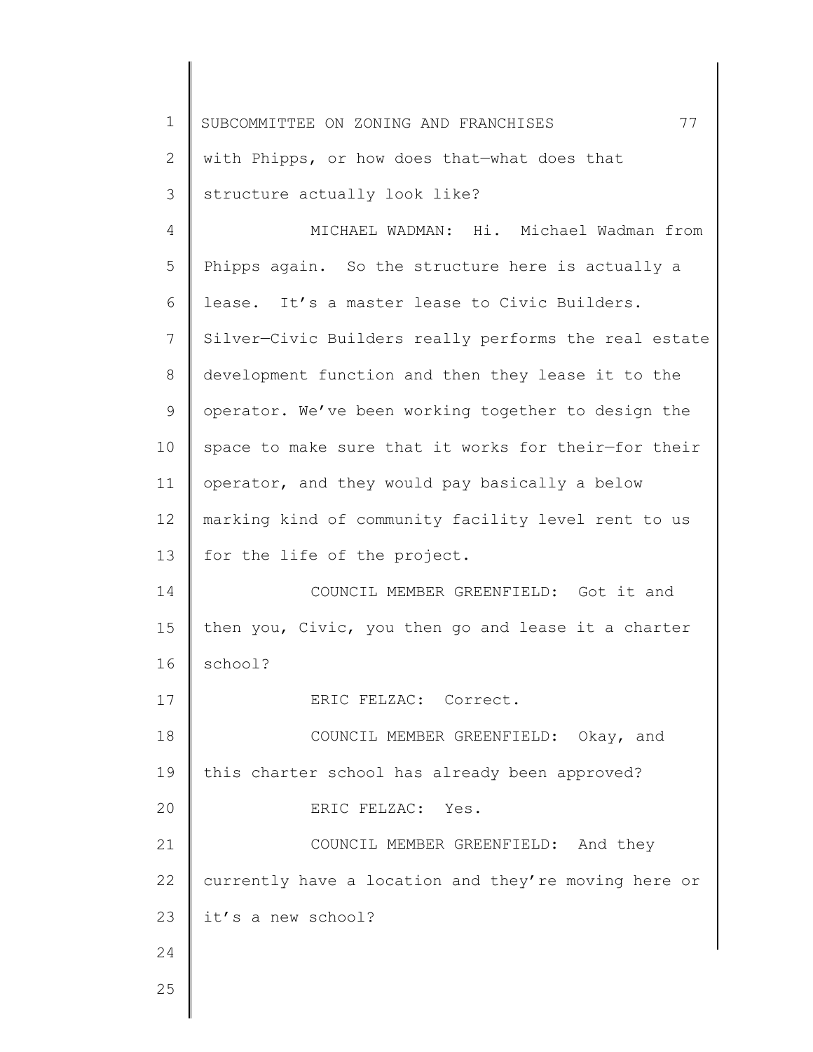with Phipps, or how does that—what does that structure actually look like?

MICHAEL WADMAN: Hi. Michael Wadman from Phipps again. So the structure here is actually a lease. It's a master lease to Civic Builders. Silver—Civic Builders really performs the real estate development function and then they lease it to the operator. We've been working together to design the space to make sure that it works for their—for their operator, and they would pay basically a below marking kind of community facility level rent to us for the life of the project.

COUNCIL MEMBER GREENFIELD: Got it and then you, Civic, you then go and lease it a charter school?

ERIC FELZAC: Correct.

COUNCIL MEMBER GREENFIELD: Okay, and this charter school has already been approved?

ERIC FELZAC: Yes.

COUNCIL MEMBER GREENFIELD: And they currently have a location and they're moving here or it's a new school?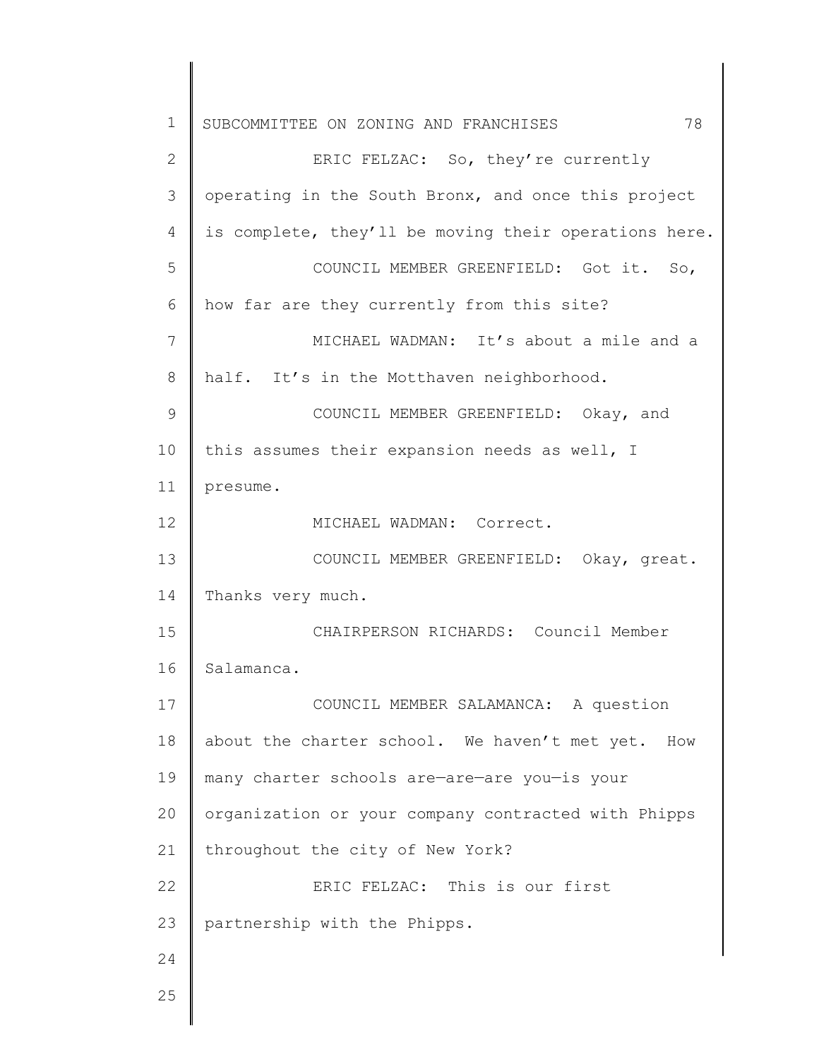ERIC FELZAC: So, they're currently operating in the South Bronx, and once this project is complete, they'll be moving their operations here.

COUNCIL MEMBER GREENFIELD: Got it. So, how far are they currently from this site?

MICHAEL WADMAN: It's about a mile and a half. It's in the Motthaven neighborhood.

COUNCIL MEMBER GREENFIELD: Okay, and this assumes their expansion needs as well, I presume.

MICHAEL WADMAN: Correct.

COUNCIL MEMBER GREENFIELD: Okay, great. Thanks very much.

CHAIRPERSON RICHARDS: Council Member Salamanca.

COUNCIL MEMBER SALAMANCA: A question about the charter school. We haven't met yet. How many charter schools are—are—are you—is your organization or your company contracted with Phipps throughout the city of New York?

ERIC FELZAC: This is our first partnership with the Phipps.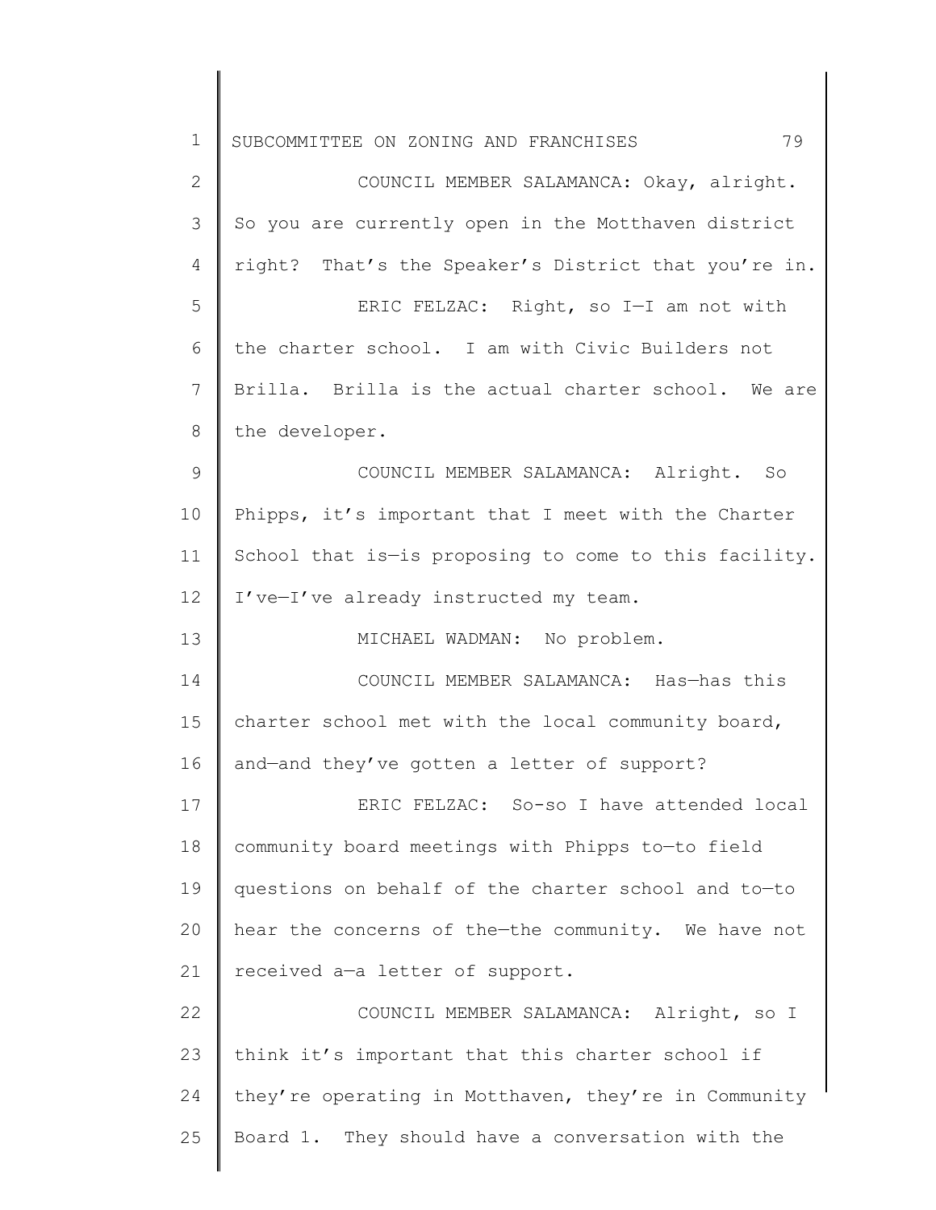COUNCIL MEMBER SALAMANCA: Okay, alright. So you are currently open in the Motthaven district right? That's the Speaker's District that you're in.

ERIC FELZAC: Right, so I—I am not with the charter school. I am with Civic Builders not Brilla. Brilla is the actual charter school. We are the developer.

COUNCIL MEMBER SALAMANCA: Alright. So Phipps, it's important that I meet with the Charter School that is—is proposing to come to this facility. I've—I've already instructed my team.

MICHAEL WADMAN: No problem.

COUNCIL MEMBER SALAMANCA: Has—has this charter school met with the local community board, and—and they've gotten a letter of support?

ERIC FELZAC: So-so I have attended local community board meetings with Phipps to—to field questions on behalf of the charter school and to—to hear the concerns of the—the community. We have not received a—a letter of support.

COUNCIL MEMBER SALAMANCA: Alright, so I think it's important that this charter school if they're operating in Motthaven, they're in Community Board 1. They should have a conversation with the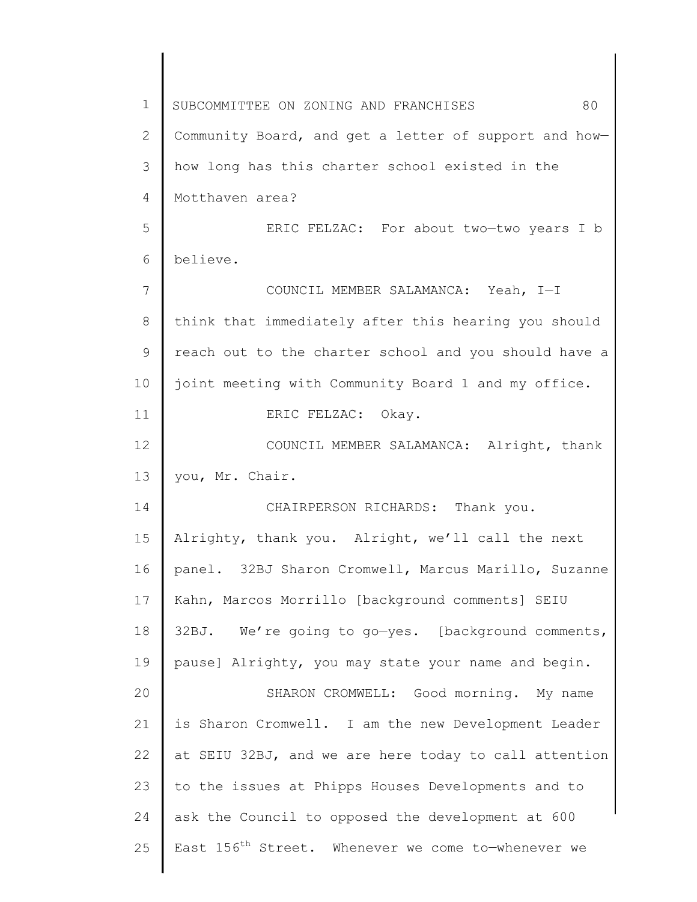Community Board, and get a letter of support and how—how long has this charter school existed in the Motthaven area?

ERIC FELZAC: For about two—two years I b believe.

COUNCIL MEMBER SALAMANCA: Yeah, I—I think that immediately after this hearing you should reach out to the charter school and you should have a joint meeting with Community Board 1 and my office.

ERIC FELZAC: Okay.

COUNCIL MEMBER SALAMANCA: Alright, thank you, Mr. Chair.

CHAIRPERSON RICHARDS: Thank you. Alrighty, thank you. Alright, we'll call the next panel. 32BJ Sharon Cromwell, Marcus Marillo, Suzanne Kahn, Marcos Morrillo [background comments] SEIU 32BJ. We're going to go—yes. [background comments, pause] Alrighty, you may state your name and begin.

SHARON CROMWELL: Good morning. My name is Sharon Cromwell. I am the new Development Leader at SEIU 32BJ, and we are here today to call attention to the issues at Phipps Houses Developments and to ask the Council to opposed the development at 600 East 156th Street. Whenever we come to—whenever we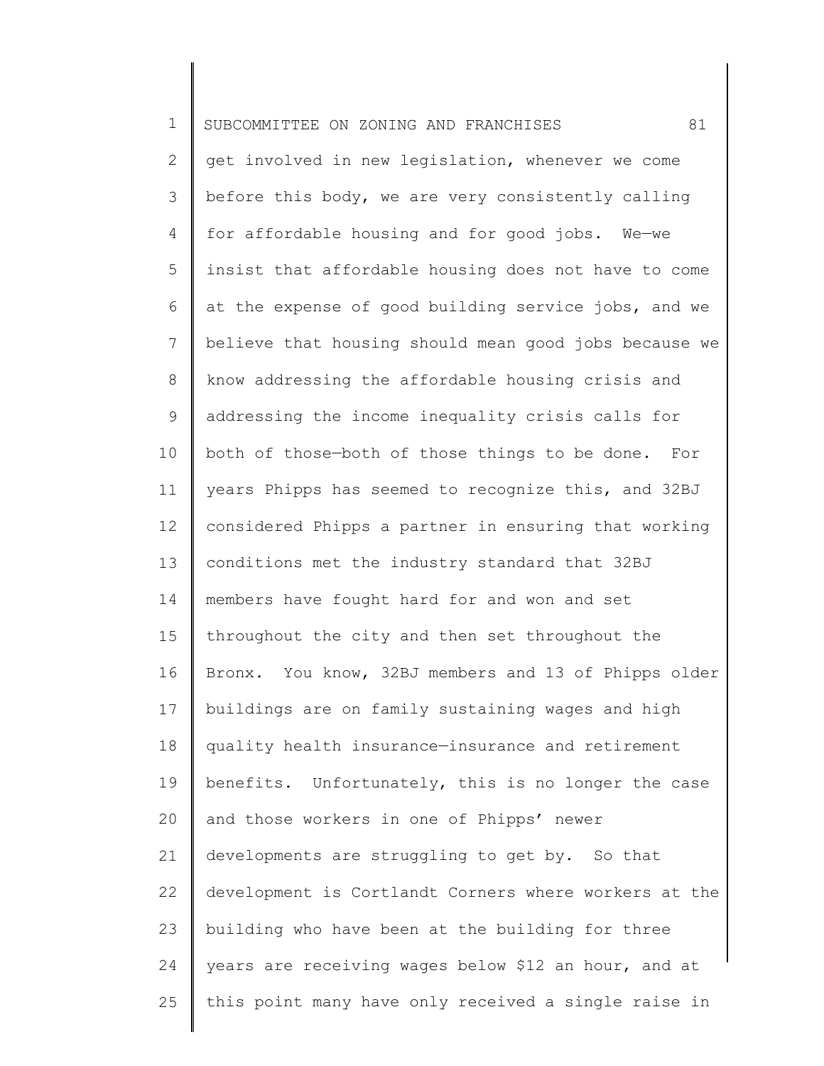get involved in new legislation, whenever we come before this body, we are very consistently calling for affordable housing and for good jobs. We—we insist that affordable housing does not have to come at the expense of good building service jobs, and we believe that housing should mean good jobs because we know addressing the affordable housing crisis and addressing the income inequality crisis calls for both of those—both of those things to be done. For years Phipps has seemed to recognize this, and 32BJ considered Phipps a partner in ensuring that working conditions met the industry standard that 32BJ members have fought hard for and won and set throughout the city and then set throughout the Bronx. You know, 32BJ members and 13 of Phipps older buildings are on family sustaining wages and high quality health insurance—insurance and retirement benefits. Unfortunately, this is no longer the case and those workers in one of Phipps' newer developments are struggling to get by. So that development is Cortlandt Corners where workers at the building who have been at the building for three years are receiving wages below $12 an hour, and at this point many have only received a single raise in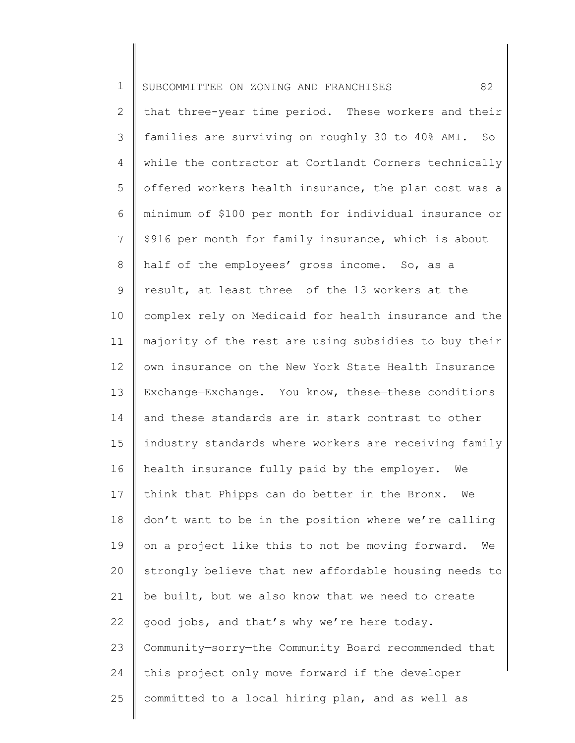that three-year time period. These workers and their families are surviving on roughly 30 to 40% AMI. So while the contractor at Cortlandt Corners technically offered workers health insurance, the plan cost was a minimum of $100 per month for individual insurance or $916 per month for family insurance, which is about half of the employees' gross income. So, as a result, at least three of the 13 workers at the complex rely on Medicaid for health insurance and the majority of the rest are using subsidies to buy their own insurance on the New York State Health Insurance Exchange—Exchange. You know, these—these conditions and these standards are in stark contrast to other industry standards where workers are receiving family health insurance fully paid by the employer. We think that Phipps can do better in the Bronx. We don't want to be in the position where we're calling on a project like this to not be moving forward. We strongly believe that new affordable housing needs to be built, but we also know that we need to create good jobs, and that's why we're here today. Community—sorry—the Community Board recommended that this project only move forward if the developer committed to a local hiring plan, and as well as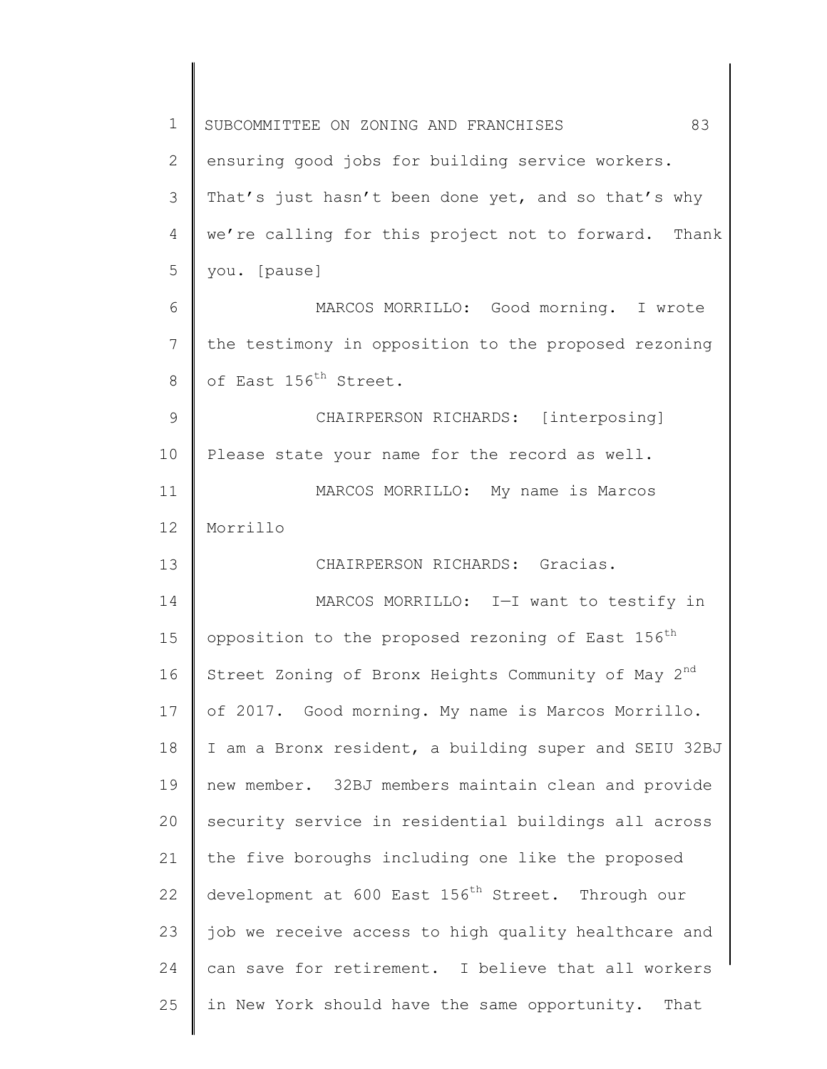ensuring good jobs for building service workers. That's just hasn't been done yet, and so that's why we're calling for this project not to forward. Thank you. [pause]

MARCOS MORRILLO: Good morning. I wrote the testimony in opposition to the proposed rezoning of East 156th Street.

CHAIRPERSON RICHARDS: [interposing] Please state your name for the record as well.

MARCOS MORRILLO: My name is Marcos Morrillo

CHAIRPERSON RICHARDS: Gracias.

MARCOS MORRILLO: I—I want to testify in opposition to the proposed rezoning of East 156th Street Zoning of Bronx Heights Community of May 2nd of 2017. Good morning. My name is Marcos Morrillo. I am a Bronx resident, a building super and SEIU 32BJ new member. 32BJ members maintain clean and provide security service in residential buildings all across the five boroughs including one like the proposed development at 600 East 156th Street. Through our job we receive access to high quality healthcare and can save for retirement. I believe that all workers in New York should have the same opportunity. That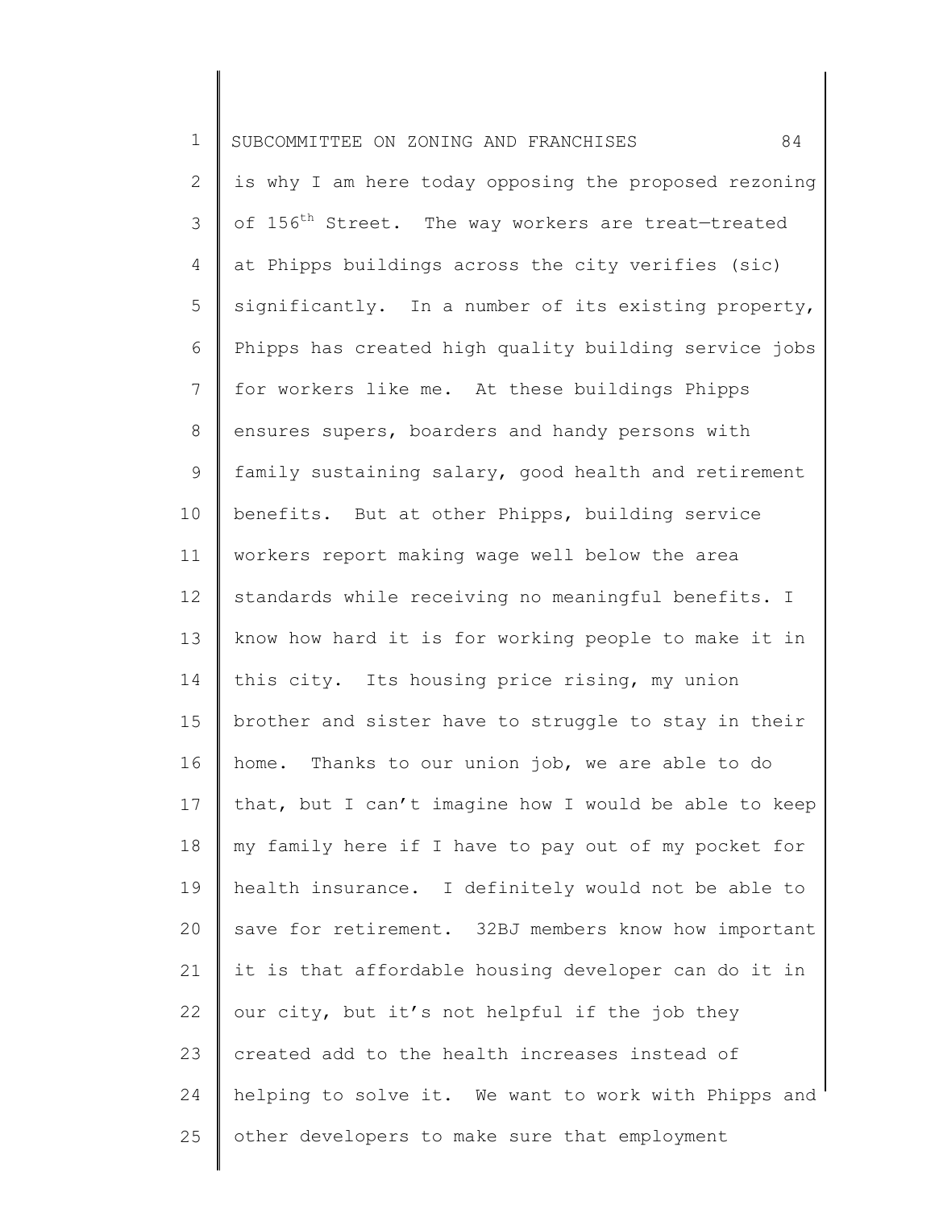is why I am here today opposing the proposed rezoning of 156th Street. The way workers are treat—treated at Phipps buildings across the city verifies (sic) significantly. In a number of its existing property, Phipps has created high quality building service jobs for workers like me. At these buildings Phipps ensures supers, boarders and handy persons with family sustaining salary, good health and retirement benefits. But at other Phipps, building service workers report making wage well below the area standards while receiving no meaningful benefits. I know how hard it is for working people to make it in this city. Its housing price rising, my union brother and sister have to struggle to stay in their home. Thanks to our union job, we are able to do that, but I can't imagine how I would be able to keep my family here if I have to pay out of my pocket for health insurance. I definitely would not be able to save for retirement. 32BJ members know how important it is that affordable housing developer can do it in our city, but it's not helpful if the job they created add to the health increases instead of helping to solve it. We want to work with Phipps and other developers to make sure that employment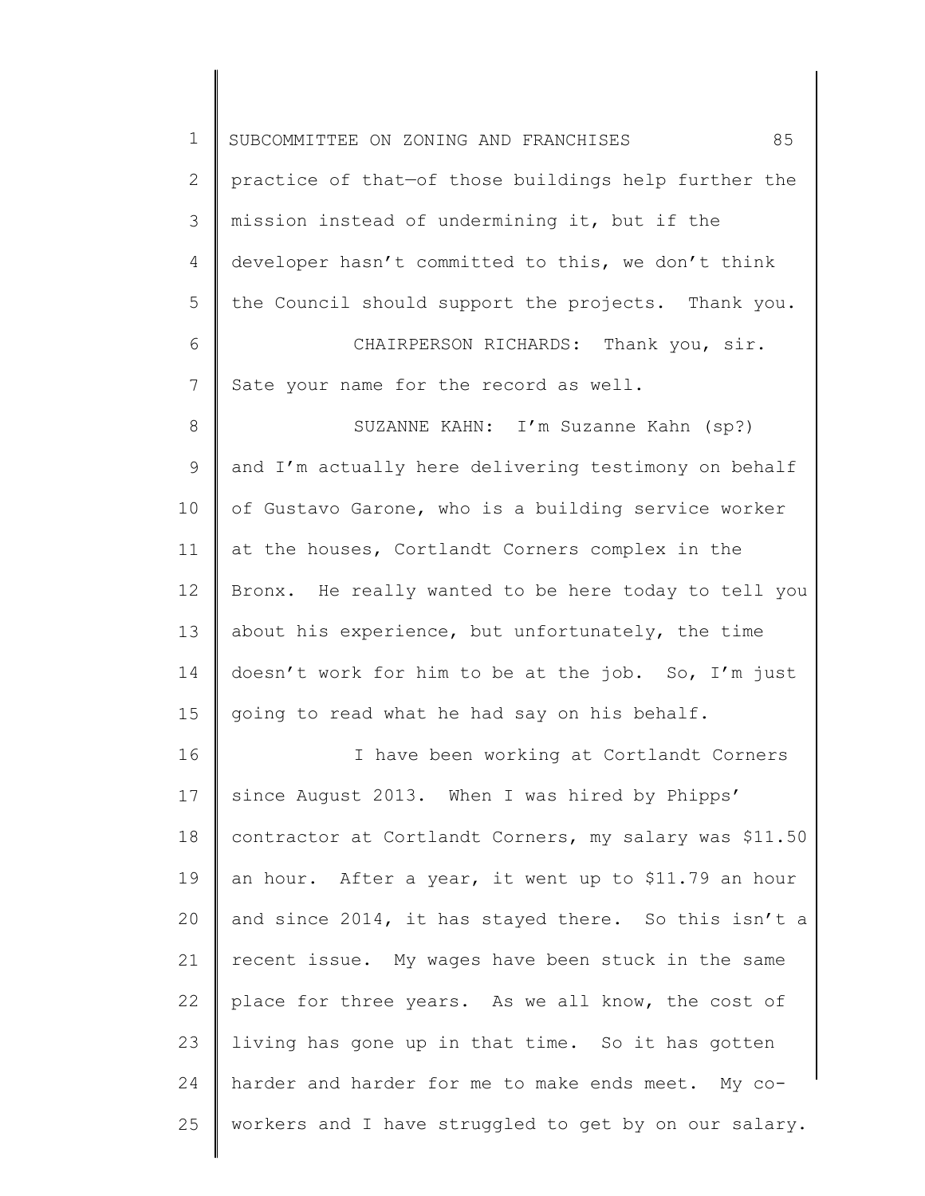practice of that—of those buildings help further the mission instead of undermining it, but if the developer hasn't committed to this, we don't think the Council should support the projects. Thank you.

CHAIRPERSON RICHARDS: Thank you, sir. Sate your name for the record as well.

SUZANNE KAHN: I'm Suzanne Kahn (sp?) and I'm actually here delivering testimony on behalf of Gustavo Garone, who is a building service worker at the houses, Cortlandt Corners complex in the Bronx. He really wanted to be here today to tell you about his experience, but unfortunately, the time doesn't work for him to be at the job. So, I'm just going to read what he had say on his behalf.

I have been working at Cortlandt Corners since August 2013. When I was hired by Phipps' contractor at Cortlandt Corners, my salary was $11.50 an hour. After a year, it went up to $11.79 an hour and since 2014, it has stayed there. So this isn't a recent issue. My wages have been stuck in the same place for three years. As we all know, the cost of living has gone up in that time. So it has gotten harder and harder for me to make ends meet. My co-workers and I have struggled to get by on our salary.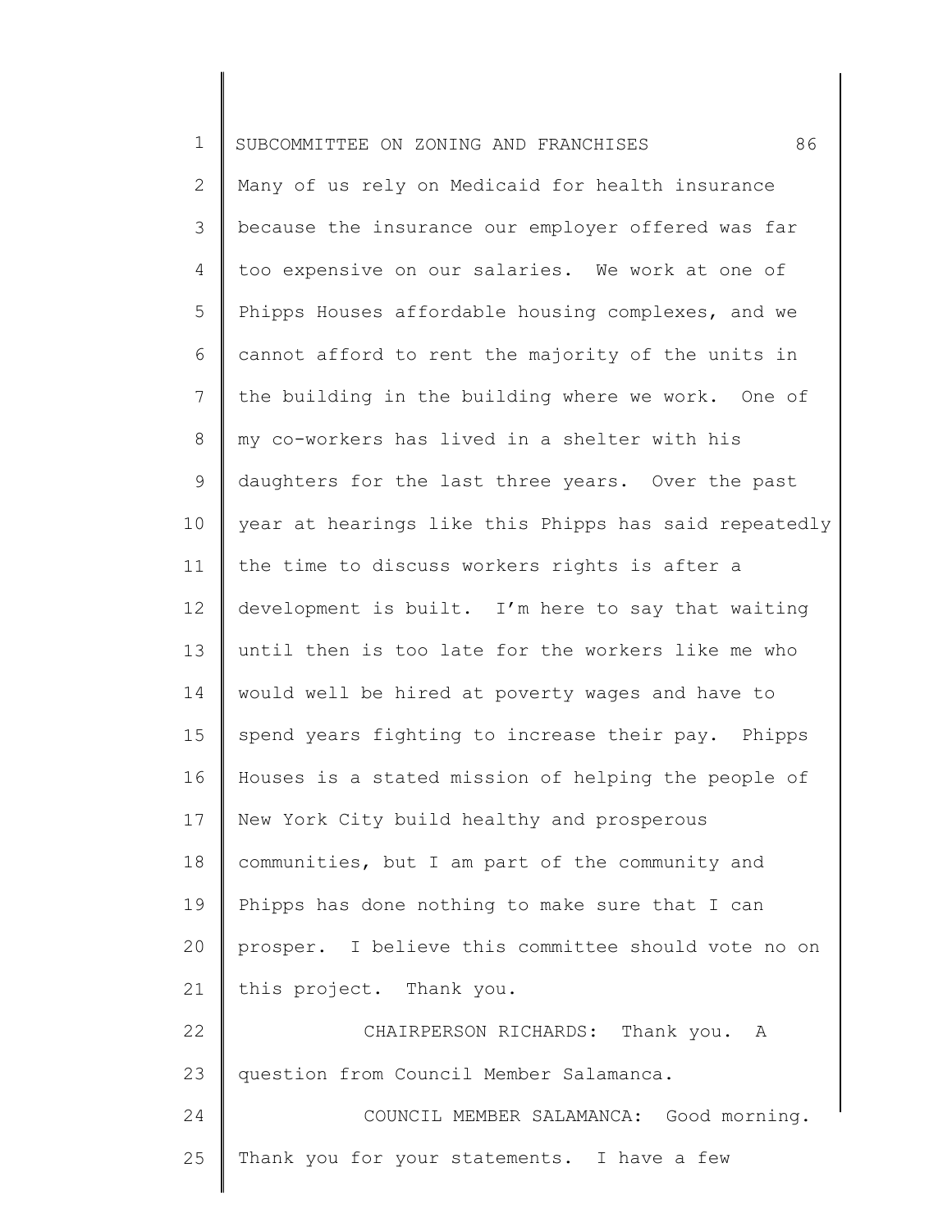Many of us rely on Medicaid for health insurance because the insurance our employer offered was far too expensive on our salaries. We work at one of Phipps Houses affordable housing complexes, and we cannot afford to rent the majority of the units in the building in the building where we work. One of my co-workers has lived in a shelter with his daughters for the last three years. Over the past year at hearings like this Phipps has said repeatedly the time to discuss workers rights is after a development is built. I'm here to say that waiting until then is too late for the workers like me who would well be hired at poverty wages and have to spend years fighting to increase their pay. Phipps Houses is a stated mission of helping the people of New York City build healthy and prosperous communities, but I am part of the community and Phipps has done nothing to make sure that I can prosper. I believe this committee should vote no on this project. Thank you.

CHAIRPERSON RICHARDS: Thank you. A question from Council Member Salamanca.

COUNCIL MEMBER SALAMANCA: Good morning. Thank you for your statements. I have a few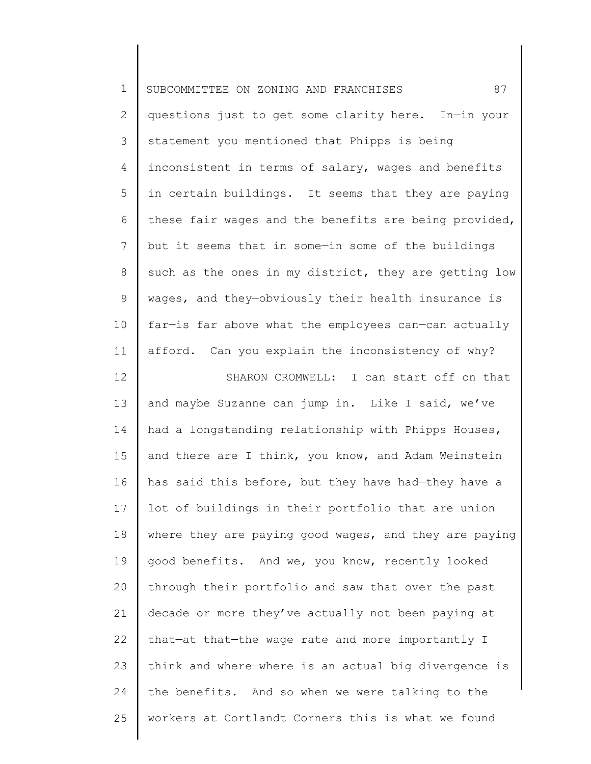questions just to get some clarity here. In—in your statement you mentioned that Phipps is being inconsistent in terms of salary, wages and benefits in certain buildings. It seems that they are paying these fair wages and the benefits are being provided, but it seems that in some—in some of the buildings such as the ones in my district, they are getting low wages, and they—obviously their health insurance is far—is far above what the employees can—can actually afford. Can you explain the inconsistency of why?

SHARON CROMWELL: I can start off on that and maybe Suzanne can jump in. Like I said, we've had a longstanding relationship with Phipps Houses, and there are I think, you know, and Adam Weinstein has said this before, but they have had—they have a lot of buildings in their portfolio that are union where they are paying good wages, and they are paying good benefits. And we, you know, recently looked through their portfolio and saw that over the past decade or more they've actually not been paying at that—at that—the wage rate and more importantly I think and where—where is an actual big divergence is the benefits. And so when we were talking to the workers at Cortlandt Corners this is what we found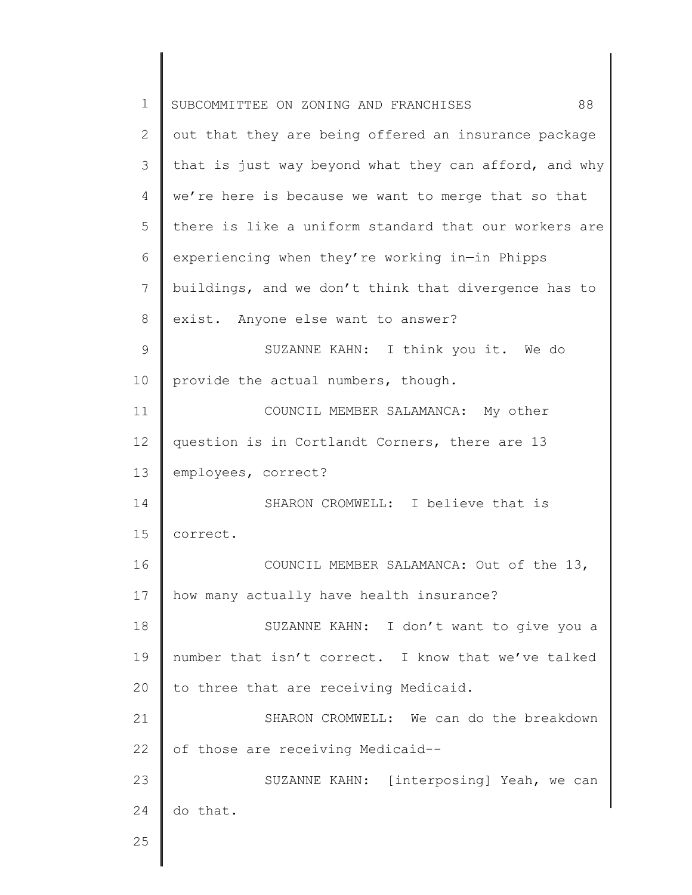out that they are being offered an insurance package that is just way beyond what they can afford, and why we're here is because we want to merge that so that there is like a uniform standard that our workers are experiencing when they're working in—in Phipps buildings, and we don't think that divergence has to exist. Anyone else want to answer?

SUZANNE KAHN: I think you it. We do provide the actual numbers, though.

COUNCIL MEMBER SALAMANCA: My other question is in Cortlandt Corners, there are 13 employees, correct?

SHARON CROMWELL: I believe that is correct.

COUNCIL MEMBER SALAMANCA: Out of the 13, how many actually have health insurance?

SUZANNE KAHN: I don't want to give you a number that isn't correct. I know that we've talked to three that are receiving Medicaid.

SHARON CROMWELL: We can do the breakdown of those are receiving Medicaid--

SUZANNE KAHN: [interposing] Yeah, we can do that.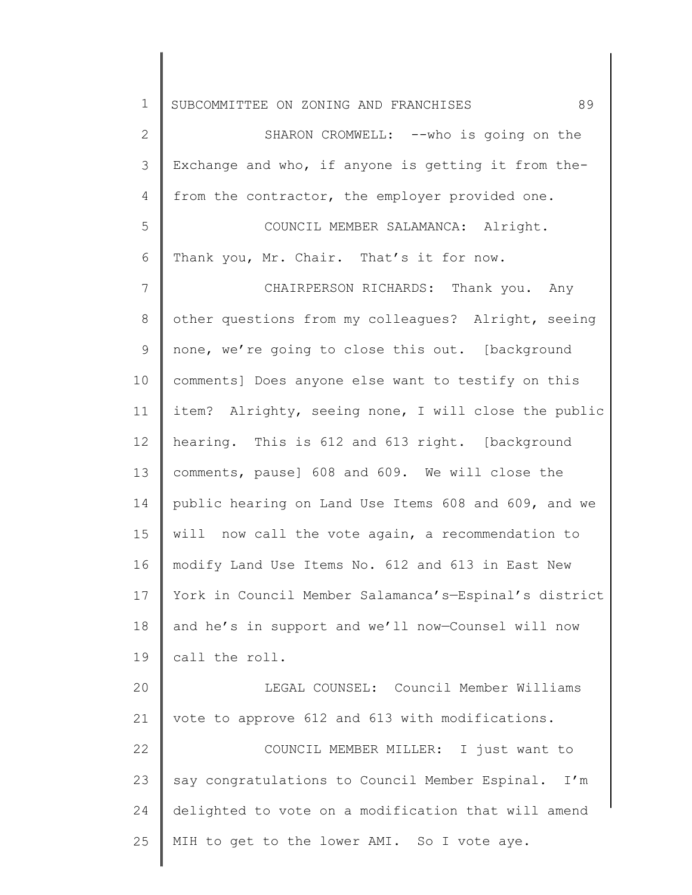SHARON CROMWELL: --who is going on the Exchange and who, if anyone is getting it from the-from the contractor, the employer provided one.

COUNCIL MEMBER SALAMANCA: Alright. Thank you, Mr. Chair. That's it for now.

CHAIRPERSON RICHARDS: Thank you. Any other questions from my colleagues? Alright, seeing none, we're going to close this out. [background comments] Does anyone else want to testify on this item? Alrighty, seeing none, I will close the public hearing. This is 612 and 613 right. [background comments, pause] 608 and 609. We will close the public hearing on Land Use Items 608 and 609, and we will now call the vote again, a recommendation to modify Land Use Items No. 612 and 613 in East New York in Council Member Salamanca's—Espinal's district and he's in support and we'll now—Counsel will now call the roll.

LEGAL COUNSEL: Council Member Williams vote to approve 612 and 613 with modifications.

COUNCIL MEMBER MILLER: I just want to say congratulations to Council Member Espinal. I'm delighted to vote on a modification that will amend MIH to get to the lower AMI. So I vote aye.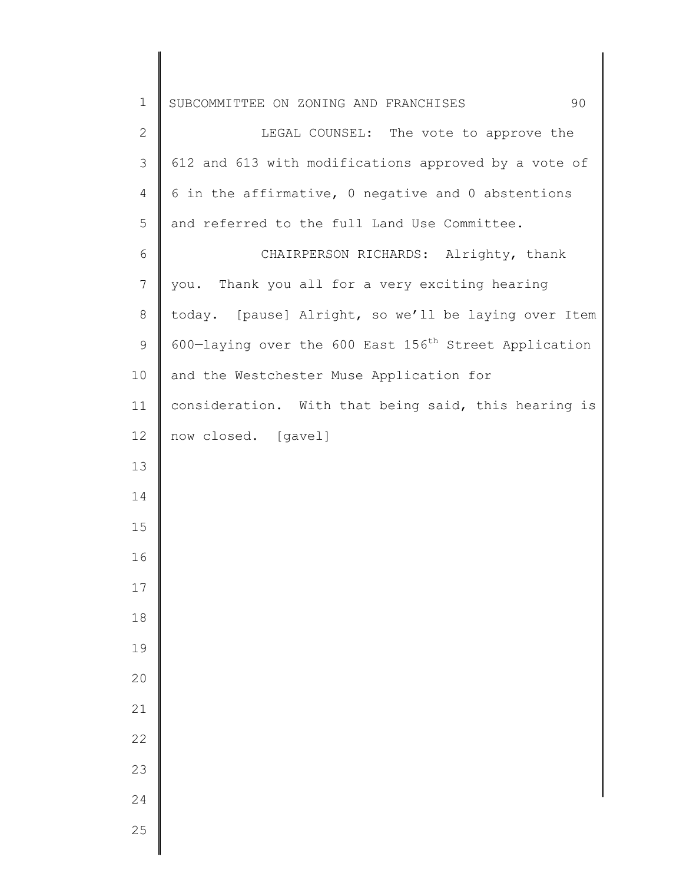LEGAL COUNSEL: The vote to approve the 612 and 613 with modifications approved by a vote of 6 in the affirmative, 0 negative and 0 abstentions and referred to the full Land Use Committee.

CHAIRPERSON RICHARDS: Alrighty, thank you. Thank you all for a very exciting hearing today. [pause] Alright, so we'll be laying over Item 600—laying over the 600 East 156th Street Application and the Westchester Muse Application for consideration. With that being said, this hearing is now closed. [gavel]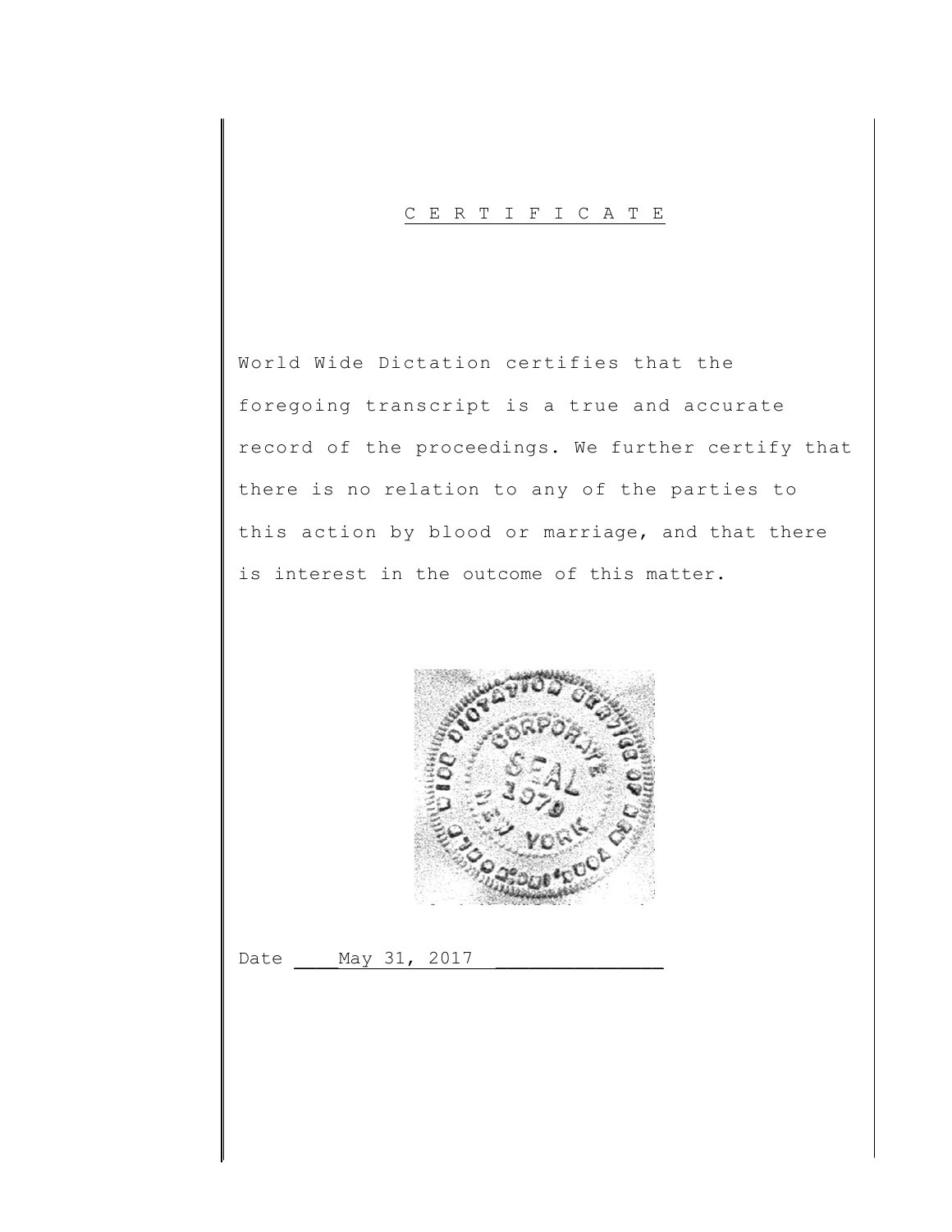# C E R T I F I C A T E

World Wide Dictation certifies that the foregoing transcript is a true and accurate record of the proceedings. We further certify that there is no relation to any of the parties to this action by blood or marriage, and that there is interest in the outcome of this matter.

Date ____May 31, 2017______________